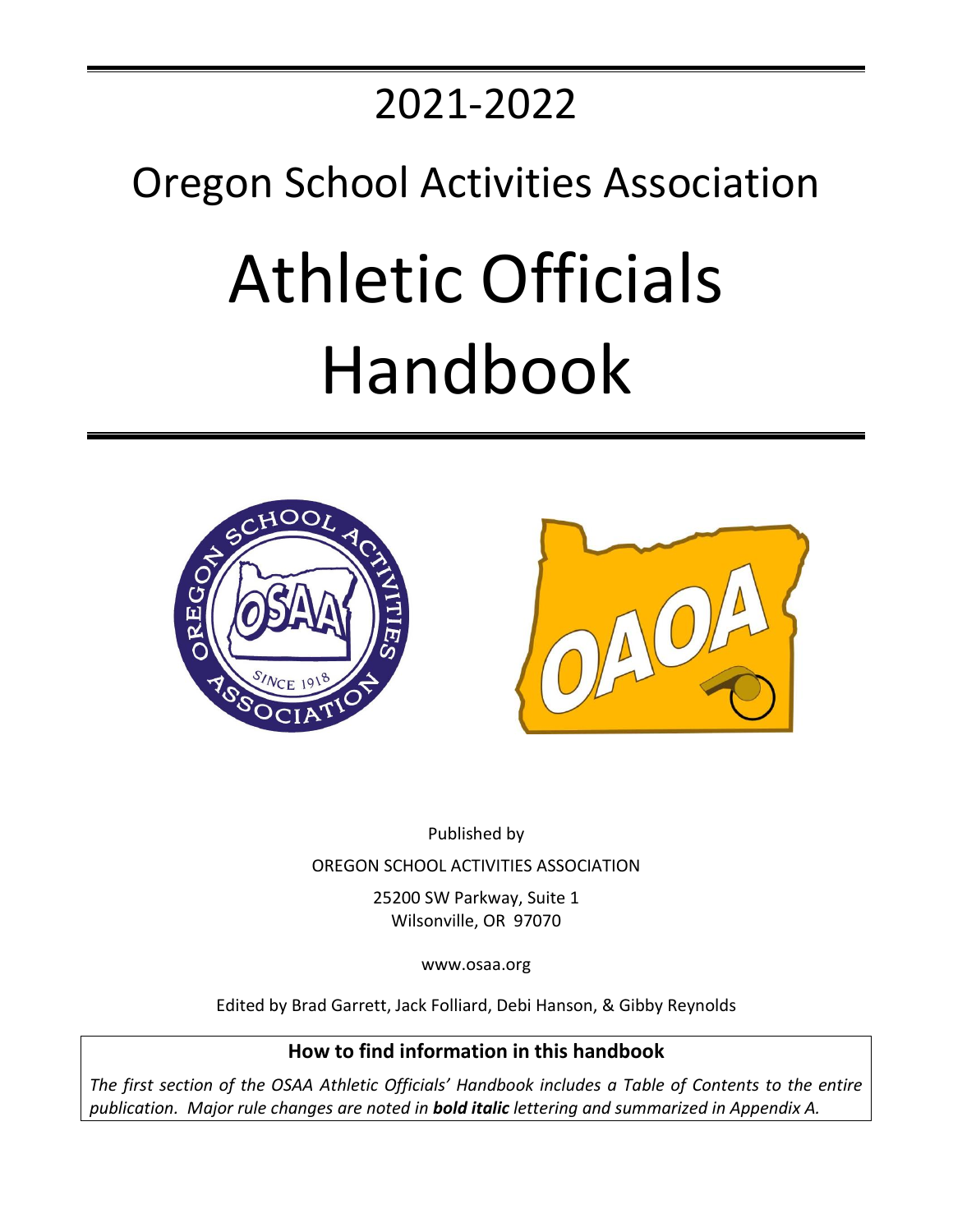# 2021-2022

# Oregon School Activities Association

# Athletic Officials Handbook

Published by

OREGON SCHOOL ACTIVITIES ASSOCIATION

25200 SW Parkway, Suite 1
Wilsonville, OR 97070

www.osaa.org

Edited by Brad Garrett, Jack Folliard, Debi Hanson, & Gibby Reynolds

**How to find information in this handbook**

*The first section of the OSAA Athletic Officials' Handbook includes a Table of Contents to the entire publication. Major rule changes are noted in **bold italic** lettering and summarized in Appendix A.*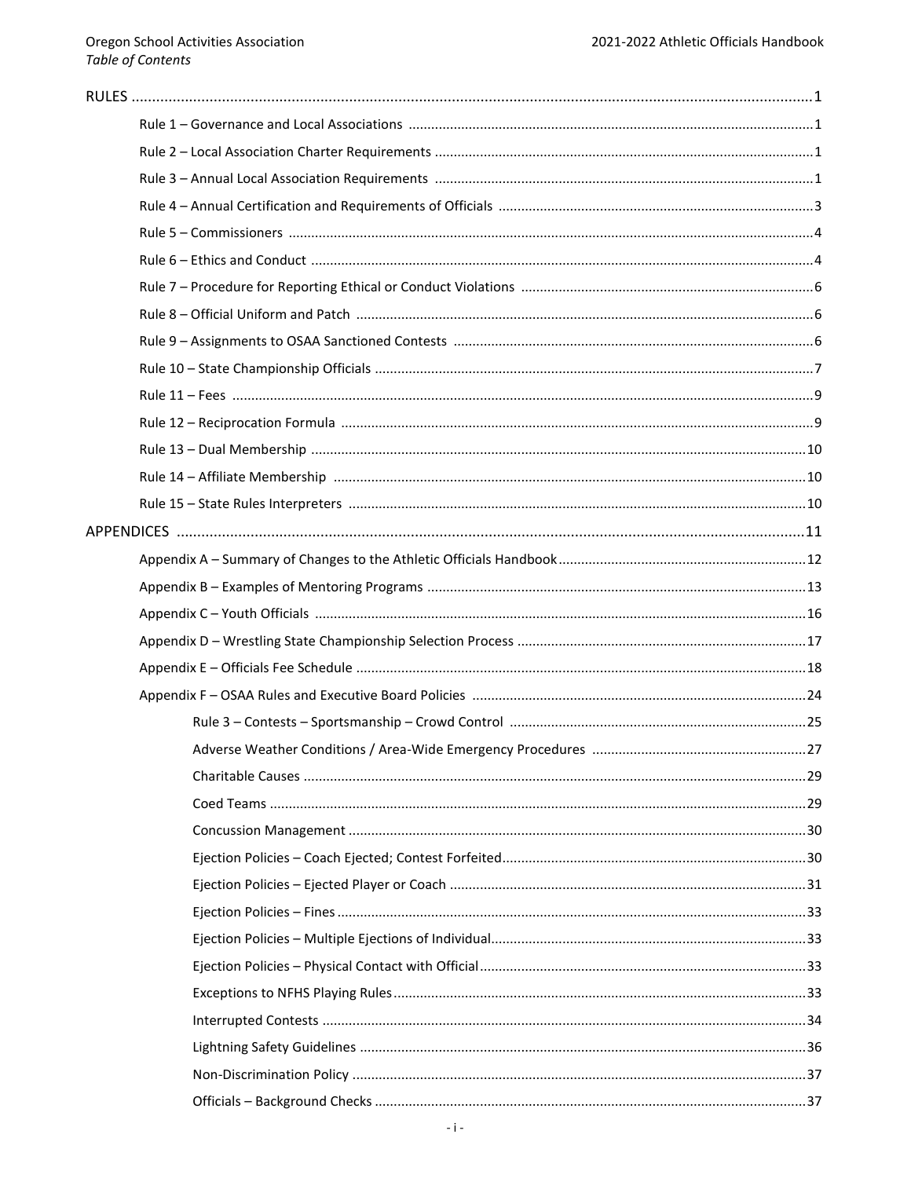*Table of Contents*

RULES ... 1

- Rule 1 – Governance and Local Associations ... 1
- Rule 2 – Local Association Charter Requirements ... 1
- Rule 3 – Annual Local Association Requirements ... 1
- Rule 4 – Annual Certification and Requirements of Officials ... 3
- Rule 5 – Commissioners ... 4
- Rule 6 – Ethics and Conduct ... 4
- Rule 7 – Procedure for Reporting Ethical or Conduct Violations ... 6
- Rule 8 – Official Uniform and Patch ... 6
- Rule 9 – Assignments to OSAA Sanctioned Contests ... 6
- Rule 10 – State Championship Officials ... 7
- Rule 11 – Fees ... 9
- Rule 12 – Reciprocation Formula ... 9
- Rule 13 – Dual Membership ... 10
- Rule 14 – Affiliate Membership ... 10
- Rule 15 – State Rules Interpreters ... 10

APPENDICES ... 11

- Appendix A – Summary of Changes to the Athletic Officials Handbook ... 12
- Appendix B – Examples of Mentoring Programs ... 13
- Appendix C – Youth Officials ... 16
- Appendix D – Wrestling State Championship Selection Process ... 17
- Appendix E – Officials Fee Schedule ... 18
- Appendix F – OSAA Rules and Executive Board Policies ... 24
  - Rule 3 – Contests – Sportsmanship – Crowd Control ... 25
  - Adverse Weather Conditions / Area-Wide Emergency Procedures ... 27
  - Charitable Causes ... 29
  - Coed Teams ... 29
  - Concussion Management ... 30
  - Ejection Policies – Coach Ejected; Contest Forfeited ... 30
  - Ejection Policies – Ejected Player or Coach ... 31
  - Ejection Policies – Fines ... 33
  - Ejection Policies – Multiple Ejections of Individual ... 33
  - Ejection Policies – Physical Contact with Official ... 33
  - Exceptions to NFHS Playing Rules ... 33
  - Interrupted Contests ... 34
  - Lightning Safety Guidelines ... 36
  - Non-Discrimination Policy ... 37
  - Officials – Background Checks ... 37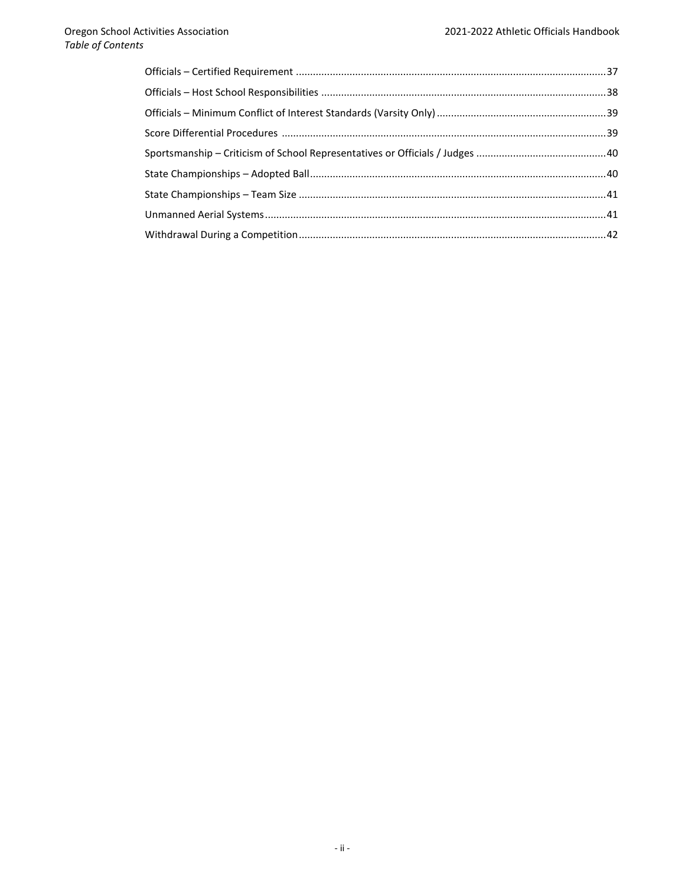Officials – Certified Requirement ............................................................................................................37

Officials – Host School Responsibilities ....................................................................................................38

Officials – Minimum Conflict of Interest Standards (Varsity Only) ...........................................................39

Score Differential Procedures ..................................................................................................................39

Sportsmanship – Criticism of School Representatives or Officials / Judges .............................................40

State Championships – Adopted Ball........................................................................................................40

State Championships – Team Size ............................................................................................................41

Unmanned Aerial Systems........................................................................................................................41

Withdrawal During a Competition............................................................................................................42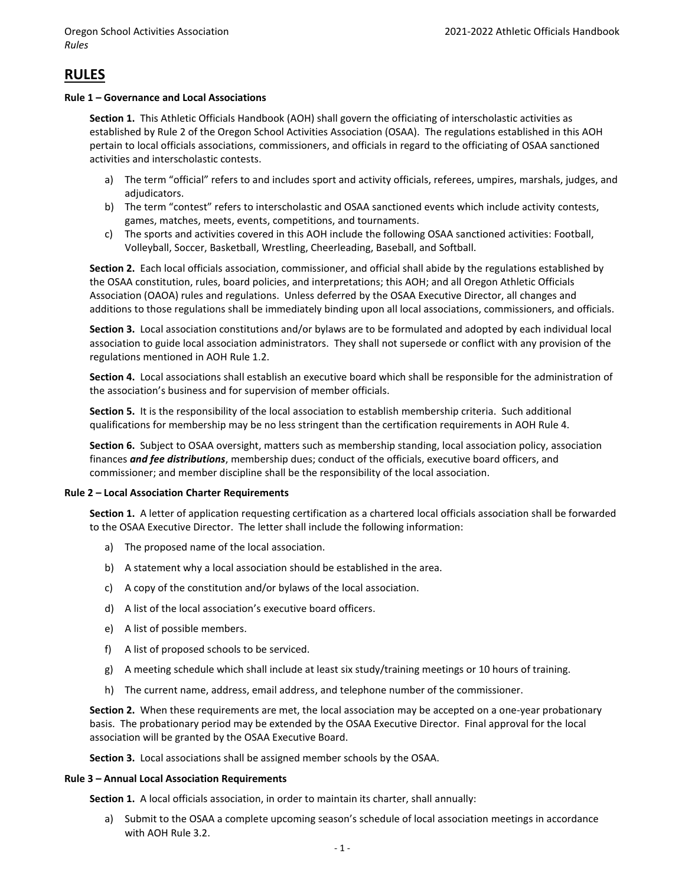# RULES

### Rule 1 – Governance and Local Associations

**Section 1.** This Athletic Officials Handbook (AOH) shall govern the officiating of interscholastic activities as established by Rule 2 of the Oregon School Activities Association (OSAA). The regulations established in this AOH pertain to local officials associations, commissioners, and officials in regard to the officiating of OSAA sanctioned activities and interscholastic contests.

a) The term "official" refers to and includes sport and activity officials, referees, umpires, marshals, judges, and adjudicators.

b) The term "contest" refers to interscholastic and OSAA sanctioned events which include activity contests, games, matches, meets, events, competitions, and tournaments.

c) The sports and activities covered in this AOH include the following OSAA sanctioned activities: Football, Volleyball, Soccer, Basketball, Wrestling, Cheerleading, Baseball, and Softball.

**Section 2.** Each local officials association, commissioner, and official shall abide by the regulations established by the OSAA constitution, rules, board policies, and interpretations; this AOH; and all Oregon Athletic Officials Association (OAOA) rules and regulations. Unless deferred by the OSAA Executive Director, all changes and additions to those regulations shall be immediately binding upon all local associations, commissioners, and officials.

**Section 3.** Local association constitutions and/or bylaws are to be formulated and adopted by each individual local association to guide local association administrators. They shall not supersede or conflict with any provision of the regulations mentioned in AOH Rule 1.2.

**Section 4.** Local associations shall establish an executive board which shall be responsible for the administration of the association's business and for supervision of member officials.

**Section 5.** It is the responsibility of the local association to establish membership criteria. Such additional qualifications for membership may be no less stringent than the certification requirements in AOH Rule 4.

**Section 6.** Subject to OSAA oversight, matters such as membership standing, local association policy, association finances ***and fee distributions***, membership dues; conduct of the officials, executive board officers, and commissioner; and member discipline shall be the responsibility of the local association.

### Rule 2 – Local Association Charter Requirements

**Section 1.** A letter of application requesting certification as a chartered local officials association shall be forwarded to the OSAA Executive Director. The letter shall include the following information:

a) The proposed name of the local association.

b) A statement why a local association should be established in the area.

c) A copy of the constitution and/or bylaws of the local association.

d) A list of the local association's executive board officers.

e) A list of possible members.

f) A list of proposed schools to be serviced.

g) A meeting schedule which shall include at least six study/training meetings or 10 hours of training.

h) The current name, address, email address, and telephone number of the commissioner.

**Section 2.** When these requirements are met, the local association may be accepted on a one-year probationary basis. The probationary period may be extended by the OSAA Executive Director. Final approval for the local association will be granted by the OSAA Executive Board.

**Section 3.** Local associations shall be assigned member schools by the OSAA.

### Rule 3 – Annual Local Association Requirements

**Section 1.** A local officials association, in order to maintain its charter, shall annually:

a) Submit to the OSAA a complete upcoming season's schedule of local association meetings in accordance with AOH Rule 3.2.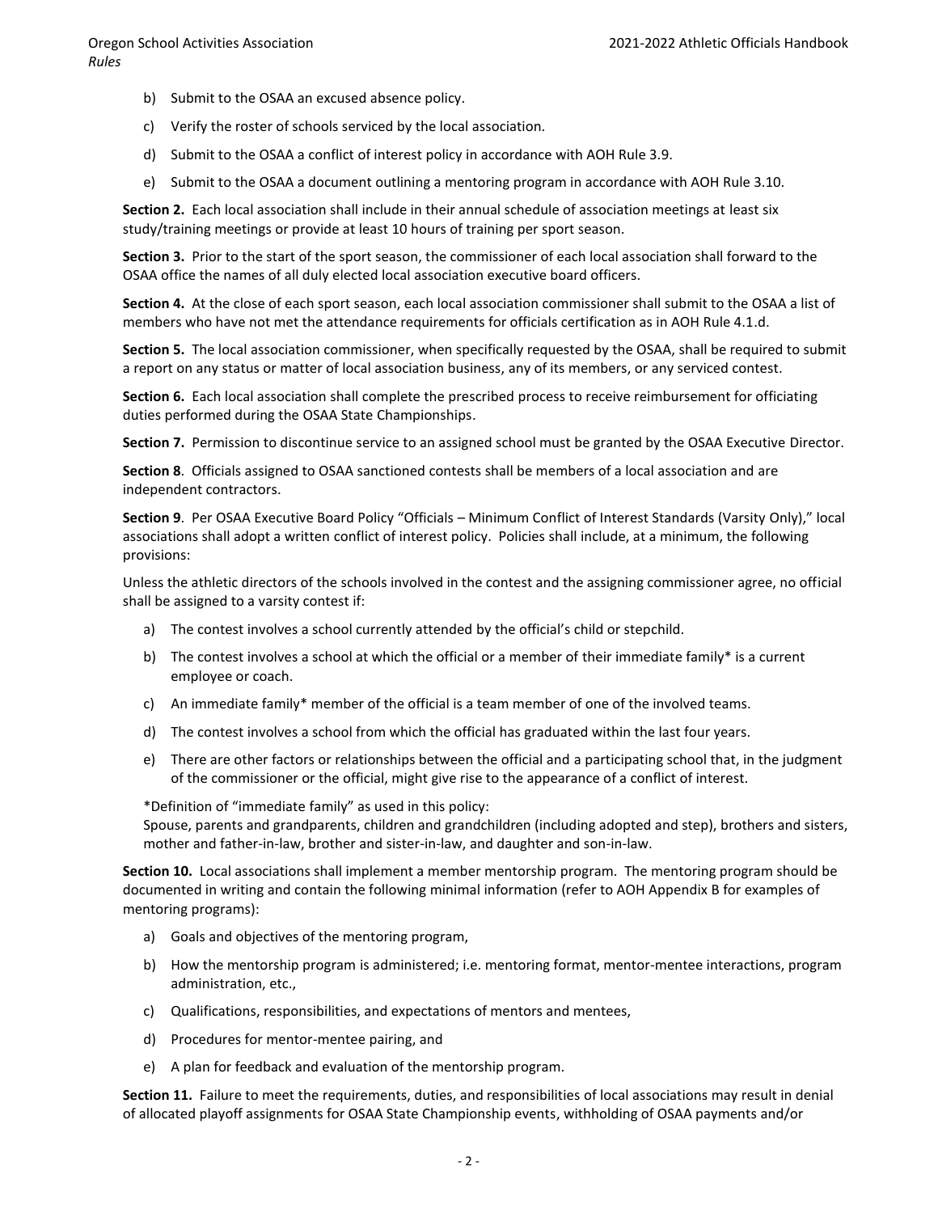b) Submit to the OSAA an excused absence policy.

c) Verify the roster of schools serviced by the local association.

d) Submit to the OSAA a conflict of interest policy in accordance with AOH Rule 3.9.

e) Submit to the OSAA a document outlining a mentoring program in accordance with AOH Rule 3.10.

**Section 2.** Each local association shall include in their annual schedule of association meetings at least six study/training meetings or provide at least 10 hours of training per sport season.

**Section 3.** Prior to the start of the sport season, the commissioner of each local association shall forward to the OSAA office the names of all duly elected local association executive board officers.

**Section 4.** At the close of each sport season, each local association commissioner shall submit to the OSAA a list of members who have not met the attendance requirements for officials certification as in AOH Rule 4.1.d.

**Section 5.** The local association commissioner, when specifically requested by the OSAA, shall be required to submit a report on any status or matter of local association business, any of its members, or any serviced contest.

**Section 6.** Each local association shall complete the prescribed process to receive reimbursement for officiating duties performed during the OSAA State Championships.

**Section 7.** Permission to discontinue service to an assigned school must be granted by the OSAA Executive Director.

**Section 8**. Officials assigned to OSAA sanctioned contests shall be members of a local association and are independent contractors.

**Section 9**. Per OSAA Executive Board Policy "Officials – Minimum Conflict of Interest Standards (Varsity Only)," local associations shall adopt a written conflict of interest policy. Policies shall include, at a minimum, the following provisions:

Unless the athletic directors of the schools involved in the contest and the assigning commissioner agree, no official shall be assigned to a varsity contest if:

a) The contest involves a school currently attended by the official's child or stepchild.

b) The contest involves a school at which the official or a member of their immediate family* is a current employee or coach.

c) An immediate family* member of the official is a team member of one of the involved teams.

d) The contest involves a school from which the official has graduated within the last four years.

e) There are other factors or relationships between the official and a participating school that, in the judgment of the commissioner or the official, might give rise to the appearance of a conflict of interest.

*Definition of "immediate family" as used in this policy:
Spouse, parents and grandparents, children and grandchildren (including adopted and step), brothers and sisters, mother and father-in-law, brother and sister-in-law, and daughter and son-in-law.

**Section 10.** Local associations shall implement a member mentorship program. The mentoring program should be documented in writing and contain the following minimal information (refer to AOH Appendix B for examples of mentoring programs):

a) Goals and objectives of the mentoring program,

b) How the mentorship program is administered; i.e. mentoring format, mentor-mentee interactions, program administration, etc.,

c) Qualifications, responsibilities, and expectations of mentors and mentees,

d) Procedures for mentor-mentee pairing, and

e) A plan for feedback and evaluation of the mentorship program.

**Section 11.** Failure to meet the requirements, duties, and responsibilities of local associations may result in denial of allocated playoff assignments for OSAA State Championship events, withholding of OSAA payments and/or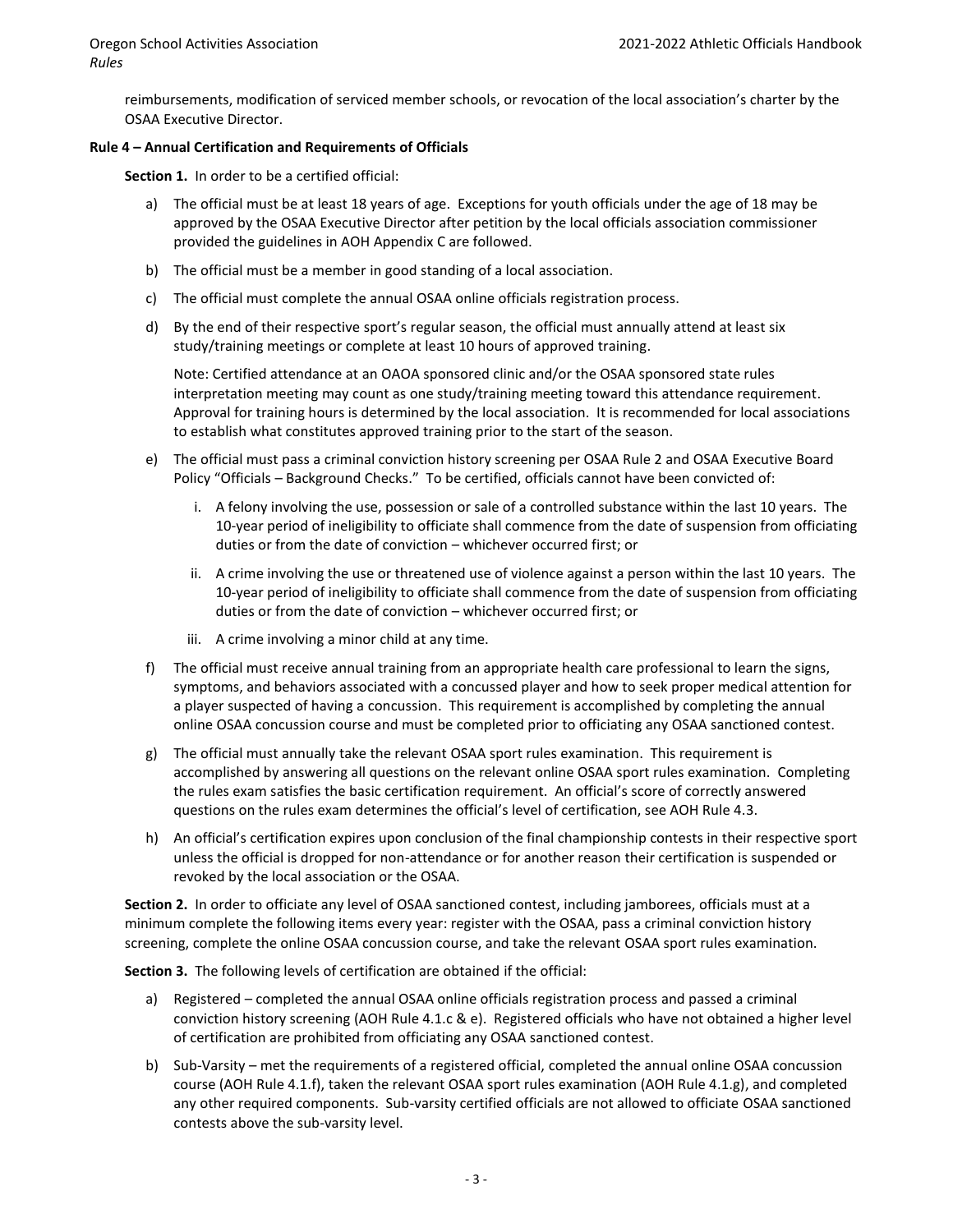reimbursements, modification of serviced member schools, or revocation of the local association's charter by the OSAA Executive Director.

**Rule 4 – Annual Certification and Requirements of Officials**

**Section 1.** In order to be a certified official:

a) The official must be at least 18 years of age. Exceptions for youth officials under the age of 18 may be approved by the OSAA Executive Director after petition by the local officials association commissioner provided the guidelines in AOH Appendix C are followed.

b) The official must be a member in good standing of a local association.

c) The official must complete the annual OSAA online officials registration process.

d) By the end of their respective sport's regular season, the official must annually attend at least six study/training meetings or complete at least 10 hours of approved training.

   Note: Certified attendance at an OAOA sponsored clinic and/or the OSAA sponsored state rules interpretation meeting may count as one study/training meeting toward this attendance requirement. Approval for training hours is determined by the local association. It is recommended for local associations to establish what constitutes approved training prior to the start of the season.

e) The official must pass a criminal conviction history screening per OSAA Rule 2 and OSAA Executive Board Policy "Officials – Background Checks." To be certified, officials cannot have been convicted of:

   i. A felony involving the use, possession or sale of a controlled substance within the last 10 years. The 10-year period of ineligibility to officiate shall commence from the date of suspension from officiating duties or from the date of conviction – whichever occurred first; or

   ii. A crime involving the use or threatened use of violence against a person within the last 10 years. The 10-year period of ineligibility to officiate shall commence from the date of suspension from officiating duties or from the date of conviction – whichever occurred first; or

   iii. A crime involving a minor child at any time.

f) The official must receive annual training from an appropriate health care professional to learn the signs, symptoms, and behaviors associated with a concussed player and how to seek proper medical attention for a player suspected of having a concussion. This requirement is accomplished by completing the annual online OSAA concussion course and must be completed prior to officiating any OSAA sanctioned contest.

g) The official must annually take the relevant OSAA sport rules examination. This requirement is accomplished by answering all questions on the relevant online OSAA sport rules examination. Completing the rules exam satisfies the basic certification requirement. An official's score of correctly answered questions on the rules exam determines the official's level of certification, see AOH Rule 4.3.

h) An official's certification expires upon conclusion of the final championship contests in their respective sport unless the official is dropped for non-attendance or for another reason their certification is suspended or revoked by the local association or the OSAA.

**Section 2.** In order to officiate any level of OSAA sanctioned contest, including jamborees, officials must at a minimum complete the following items every year: register with the OSAA, pass a criminal conviction history screening, complete the online OSAA concussion course, and take the relevant OSAA sport rules examination.

**Section 3.** The following levels of certification are obtained if the official:

a) Registered – completed the annual OSAA online officials registration process and passed a criminal conviction history screening (AOH Rule 4.1.c & e). Registered officials who have not obtained a higher level of certification are prohibited from officiating any OSAA sanctioned contest.

b) Sub-Varsity – met the requirements of a registered official, completed the annual online OSAA concussion course (AOH Rule 4.1.f), taken the relevant OSAA sport rules examination (AOH Rule 4.1.g), and completed any other required components. Sub-varsity certified officials are not allowed to officiate OSAA sanctioned contests above the sub-varsity level.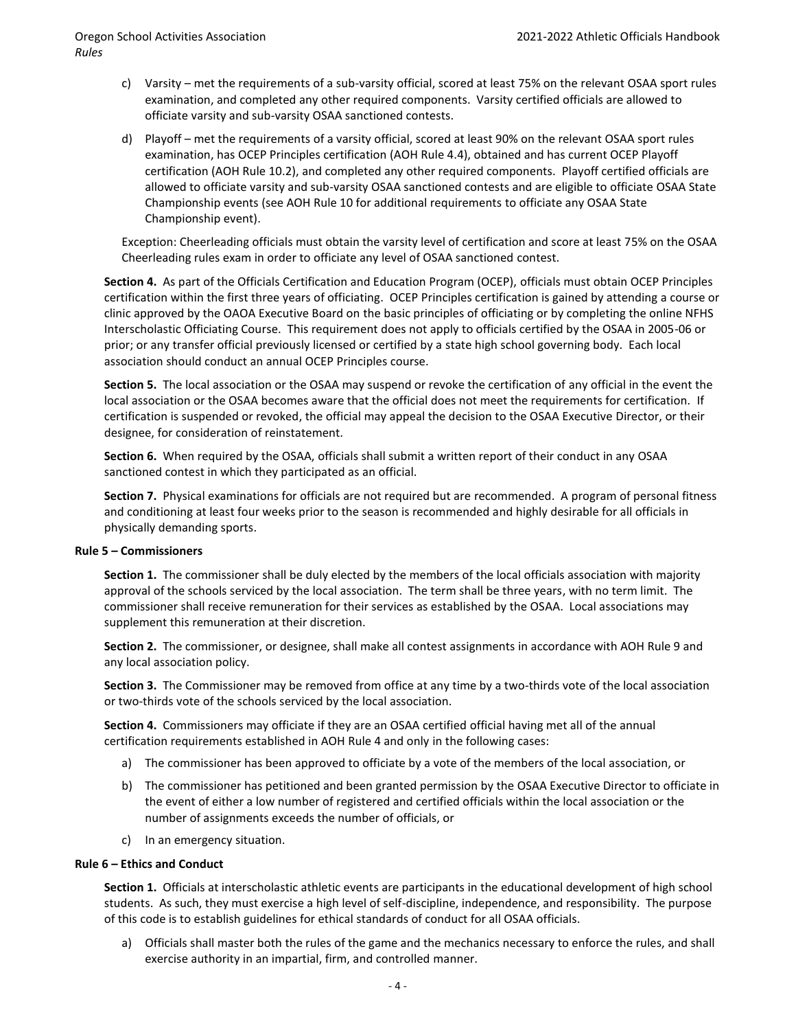c) Varsity – met the requirements of a sub-varsity official, scored at least 75% on the relevant OSAA sport rules examination, and completed any other required components. Varsity certified officials are allowed to officiate varsity and sub-varsity OSAA sanctioned contests.

d) Playoff – met the requirements of a varsity official, scored at least 90% on the relevant OSAA sport rules examination, has OCEP Principles certification (AOH Rule 4.4), obtained and has current OCEP Playoff certification (AOH Rule 10.2), and completed any other required components. Playoff certified officials are allowed to officiate varsity and sub-varsity OSAA sanctioned contests and are eligible to officiate OSAA State Championship events (see AOH Rule 10 for additional requirements to officiate any OSAA State Championship event).

Exception: Cheerleading officials must obtain the varsity level of certification and score at least 75% on the OSAA Cheerleading rules exam in order to officiate any level of OSAA sanctioned contest.

**Section 4.** As part of the Officials Certification and Education Program (OCEP), officials must obtain OCEP Principles certification within the first three years of officiating. OCEP Principles certification is gained by attending a course or clinic approved by the OAOA Executive Board on the basic principles of officiating or by completing the online NFHS Interscholastic Officiating Course. This requirement does not apply to officials certified by the OSAA in 2005-06 or prior; or any transfer official previously licensed or certified by a state high school governing body. Each local association should conduct an annual OCEP Principles course.

**Section 5.** The local association or the OSAA may suspend or revoke the certification of any official in the event the local association or the OSAA becomes aware that the official does not meet the requirements for certification. If certification is suspended or revoked, the official may appeal the decision to the OSAA Executive Director, or their designee, for consideration of reinstatement.

**Section 6.** When required by the OSAA, officials shall submit a written report of their conduct in any OSAA sanctioned contest in which they participated as an official.

**Section 7.** Physical examinations for officials are not required but are recommended. A program of personal fitness and conditioning at least four weeks prior to the season is recommended and highly desirable for all officials in physically demanding sports.

### Rule 5 – Commissioners

**Section 1.** The commissioner shall be duly elected by the members of the local officials association with majority approval of the schools serviced by the local association. The term shall be three years, with no term limit. The commissioner shall receive remuneration for their services as established by the OSAA. Local associations may supplement this remuneration at their discretion.

**Section 2.** The commissioner, or designee, shall make all contest assignments in accordance with AOH Rule 9 and any local association policy.

**Section 3.** The Commissioner may be removed from office at any time by a two-thirds vote of the local association or two-thirds vote of the schools serviced by the local association.

**Section 4.** Commissioners may officiate if they are an OSAA certified official having met all of the annual certification requirements established in AOH Rule 4 and only in the following cases:

a) The commissioner has been approved to officiate by a vote of the members of the local association, or

b) The commissioner has petitioned and been granted permission by the OSAA Executive Director to officiate in the event of either a low number of registered and certified officials within the local association or the number of assignments exceeds the number of officials, or

c) In an emergency situation.

### Rule 6 – Ethics and Conduct

**Section 1.** Officials at interscholastic athletic events are participants in the educational development of high school students. As such, they must exercise a high level of self-discipline, independence, and responsibility. The purpose of this code is to establish guidelines for ethical standards of conduct for all OSAA officials.

a) Officials shall master both the rules of the game and the mechanics necessary to enforce the rules, and shall exercise authority in an impartial, firm, and controlled manner.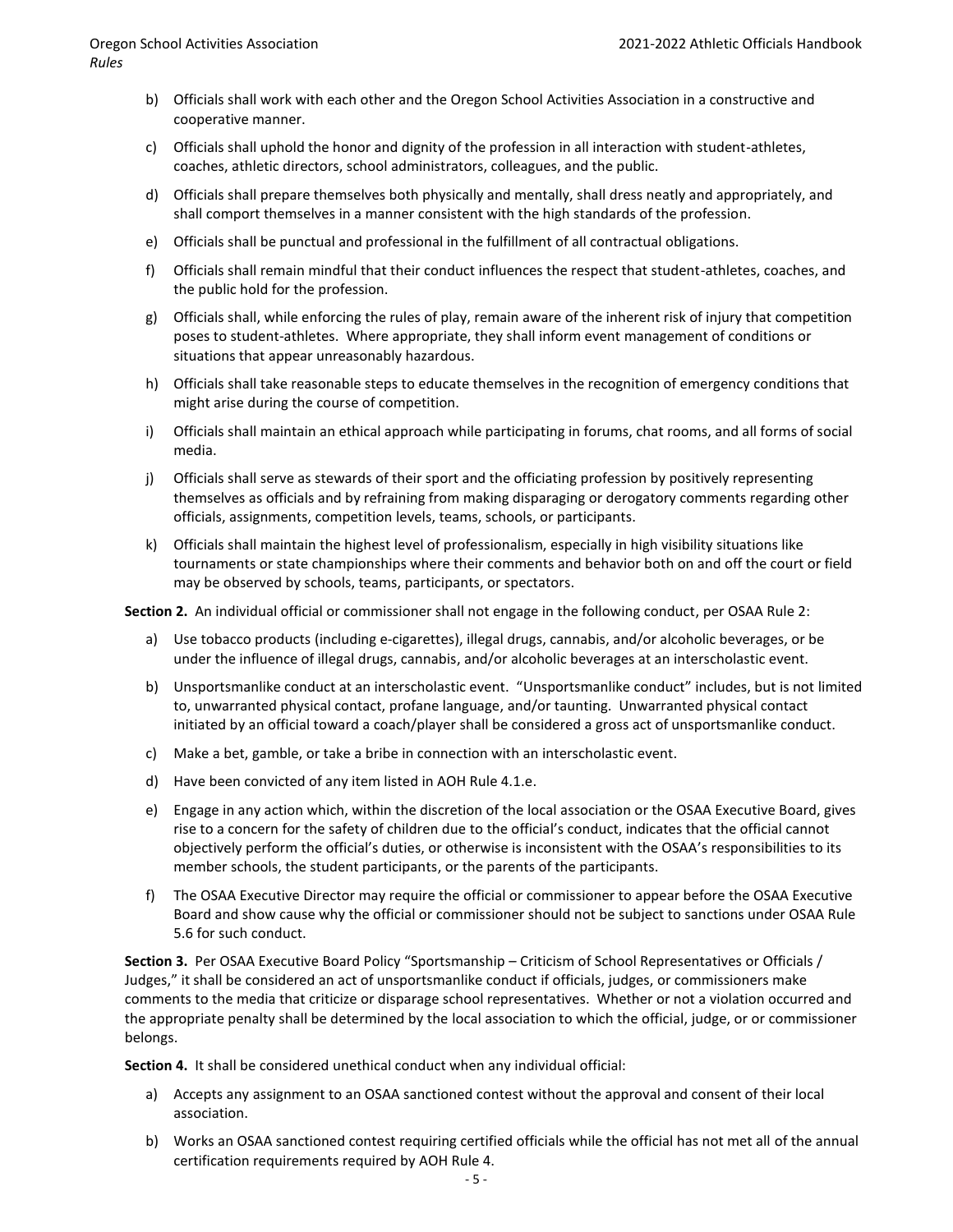b) Officials shall work with each other and the Oregon School Activities Association in a constructive and cooperative manner.

c) Officials shall uphold the honor and dignity of the profession in all interaction with student-athletes, coaches, athletic directors, school administrators, colleagues, and the public.

d) Officials shall prepare themselves both physically and mentally, shall dress neatly and appropriately, and shall comport themselves in a manner consistent with the high standards of the profession.

e) Officials shall be punctual and professional in the fulfillment of all contractual obligations.

f) Officials shall remain mindful that their conduct influences the respect that student-athletes, coaches, and the public hold for the profession.

g) Officials shall, while enforcing the rules of play, remain aware of the inherent risk of injury that competition poses to student-athletes. Where appropriate, they shall inform event management of conditions or situations that appear unreasonably hazardous.

h) Officials shall take reasonable steps to educate themselves in the recognition of emergency conditions that might arise during the course of competition.

i) Officials shall maintain an ethical approach while participating in forums, chat rooms, and all forms of social media.

j) Officials shall serve as stewards of their sport and the officiating profession by positively representing themselves as officials and by refraining from making disparaging or derogatory comments regarding other officials, assignments, competition levels, teams, schools, or participants.

k) Officials shall maintain the highest level of professionalism, especially in high visibility situations like tournaments or state championships where their comments and behavior both on and off the court or field may be observed by schools, teams, participants, or spectators.

**Section 2.** An individual official or commissioner shall not engage in the following conduct, per OSAA Rule 2:

a) Use tobacco products (including e-cigarettes), illegal drugs, cannabis, and/or alcoholic beverages, or be under the influence of illegal drugs, cannabis, and/or alcoholic beverages at an interscholastic event.

b) Unsportsmanlike conduct at an interscholastic event. "Unsportsmanlike conduct" includes, but is not limited to, unwarranted physical contact, profane language, and/or taunting. Unwarranted physical contact initiated by an official toward a coach/player shall be considered a gross act of unsportsmanlike conduct.

c) Make a bet, gamble, or take a bribe in connection with an interscholastic event.

d) Have been convicted of any item listed in AOH Rule 4.1.e.

e) Engage in any action which, within the discretion of the local association or the OSAA Executive Board, gives rise to a concern for the safety of children due to the official's conduct, indicates that the official cannot objectively perform the official's duties, or otherwise is inconsistent with the OSAA's responsibilities to its member schools, the student participants, or the parents of the participants.

f) The OSAA Executive Director may require the official or commissioner to appear before the OSAA Executive Board and show cause why the official or commissioner should not be subject to sanctions under OSAA Rule 5.6 for such conduct.

**Section 3.** Per OSAA Executive Board Policy "Sportsmanship – Criticism of School Representatives or Officials / Judges," it shall be considered an act of unsportsmanlike conduct if officials, judges, or commissioners make comments to the media that criticize or disparage school representatives. Whether or not a violation occurred and the appropriate penalty shall be determined by the local association to which the official, judge, or or commissioner belongs.

**Section 4.** It shall be considered unethical conduct when any individual official:

a) Accepts any assignment to an OSAA sanctioned contest without the approval and consent of their local association.

b) Works an OSAA sanctioned contest requiring certified officials while the official has not met all of the annual certification requirements required by AOH Rule 4.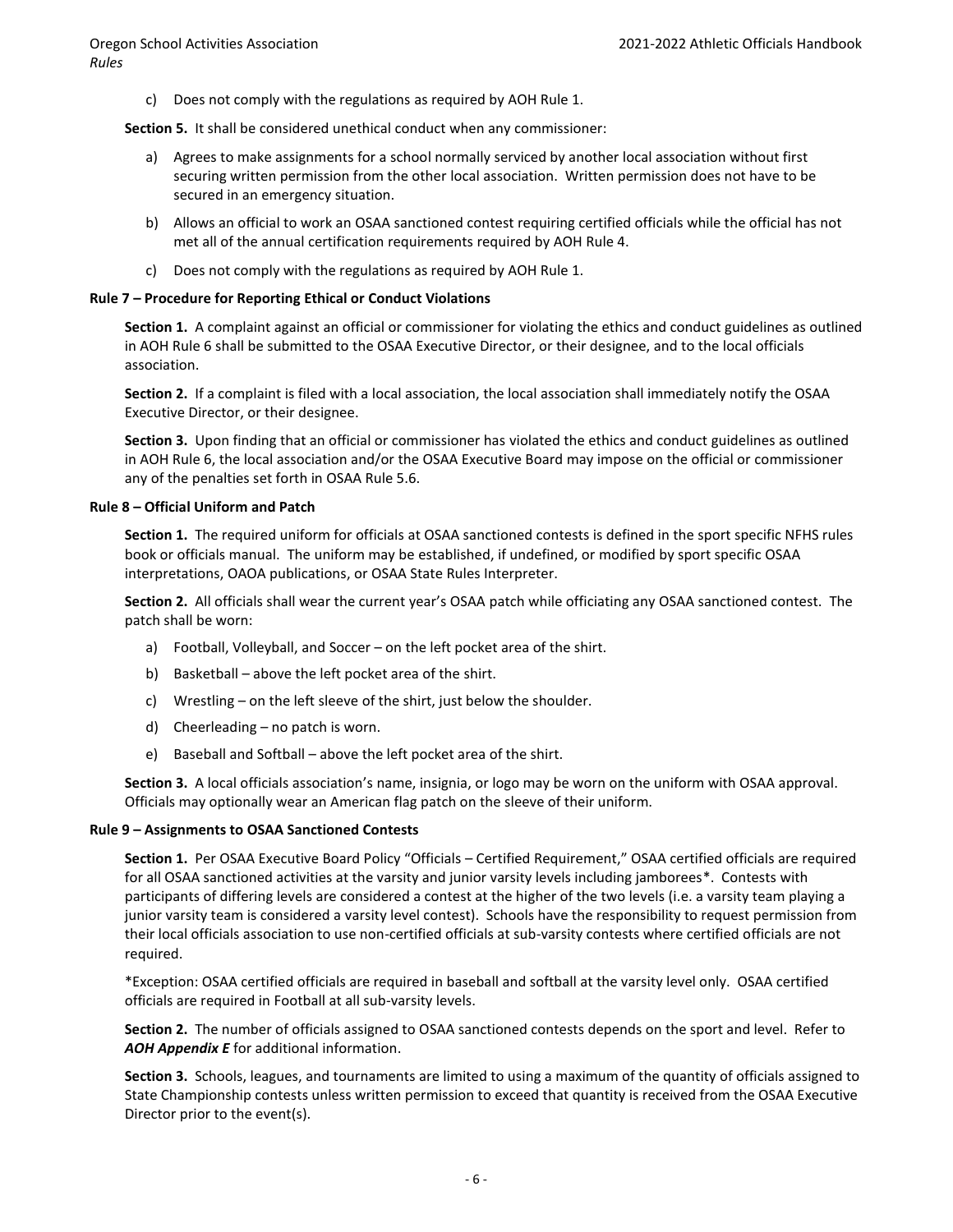c) Does not comply with the regulations as required by AOH Rule 1.

**Section 5.** It shall be considered unethical conduct when any commissioner:

a) Agrees to make assignments for a school normally serviced by another local association without first securing written permission from the other local association. Written permission does not have to be secured in an emergency situation.

b) Allows an official to work an OSAA sanctioned contest requiring certified officials while the official has not met all of the annual certification requirements required by AOH Rule 4.

c) Does not comply with the regulations as required by AOH Rule 1.

**Rule 7 – Procedure for Reporting Ethical or Conduct Violations**

**Section 1.** A complaint against an official or commissioner for violating the ethics and conduct guidelines as outlined in AOH Rule 6 shall be submitted to the OSAA Executive Director, or their designee, and to the local officials association.

**Section 2.** If a complaint is filed with a local association, the local association shall immediately notify the OSAA Executive Director, or their designee.

**Section 3.** Upon finding that an official or commissioner has violated the ethics and conduct guidelines as outlined in AOH Rule 6, the local association and/or the OSAA Executive Board may impose on the official or commissioner any of the penalties set forth in OSAA Rule 5.6.

**Rule 8 – Official Uniform and Patch**

**Section 1.** The required uniform for officials at OSAA sanctioned contests is defined in the sport specific NFHS rules book or officials manual. The uniform may be established, if undefined, or modified by sport specific OSAA interpretations, OAOA publications, or OSAA State Rules Interpreter.

**Section 2.** All officials shall wear the current year's OSAA patch while officiating any OSAA sanctioned contest. The patch shall be worn:

a) Football, Volleyball, and Soccer – on the left pocket area of the shirt.

b) Basketball – above the left pocket area of the shirt.

c) Wrestling – on the left sleeve of the shirt, just below the shoulder.

d) Cheerleading – no patch is worn.

e) Baseball and Softball – above the left pocket area of the shirt.

**Section 3.** A local officials association's name, insignia, or logo may be worn on the uniform with OSAA approval. Officials may optionally wear an American flag patch on the sleeve of their uniform.

**Rule 9 – Assignments to OSAA Sanctioned Contests**

**Section 1.** Per OSAA Executive Board Policy "Officials – Certified Requirement," OSAA certified officials are required for all OSAA sanctioned activities at the varsity and junior varsity levels including jamborees*. Contests with participants of differing levels are considered a contest at the higher of the two levels (i.e. a varsity team playing a junior varsity team is considered a varsity level contest). Schools have the responsibility to request permission from their local officials association to use non-certified officials at sub-varsity contests where certified officials are not required.

*Exception: OSAA certified officials are required in baseball and softball at the varsity level only. OSAA certified officials are required in Football at all sub-varsity levels.

**Section 2.** The number of officials assigned to OSAA sanctioned contests depends on the sport and level. Refer to ***AOH Appendix E*** for additional information.

**Section 3.** Schools, leagues, and tournaments are limited to using a maximum of the quantity of officials assigned to State Championship contests unless written permission to exceed that quantity is received from the OSAA Executive Director prior to the event(s).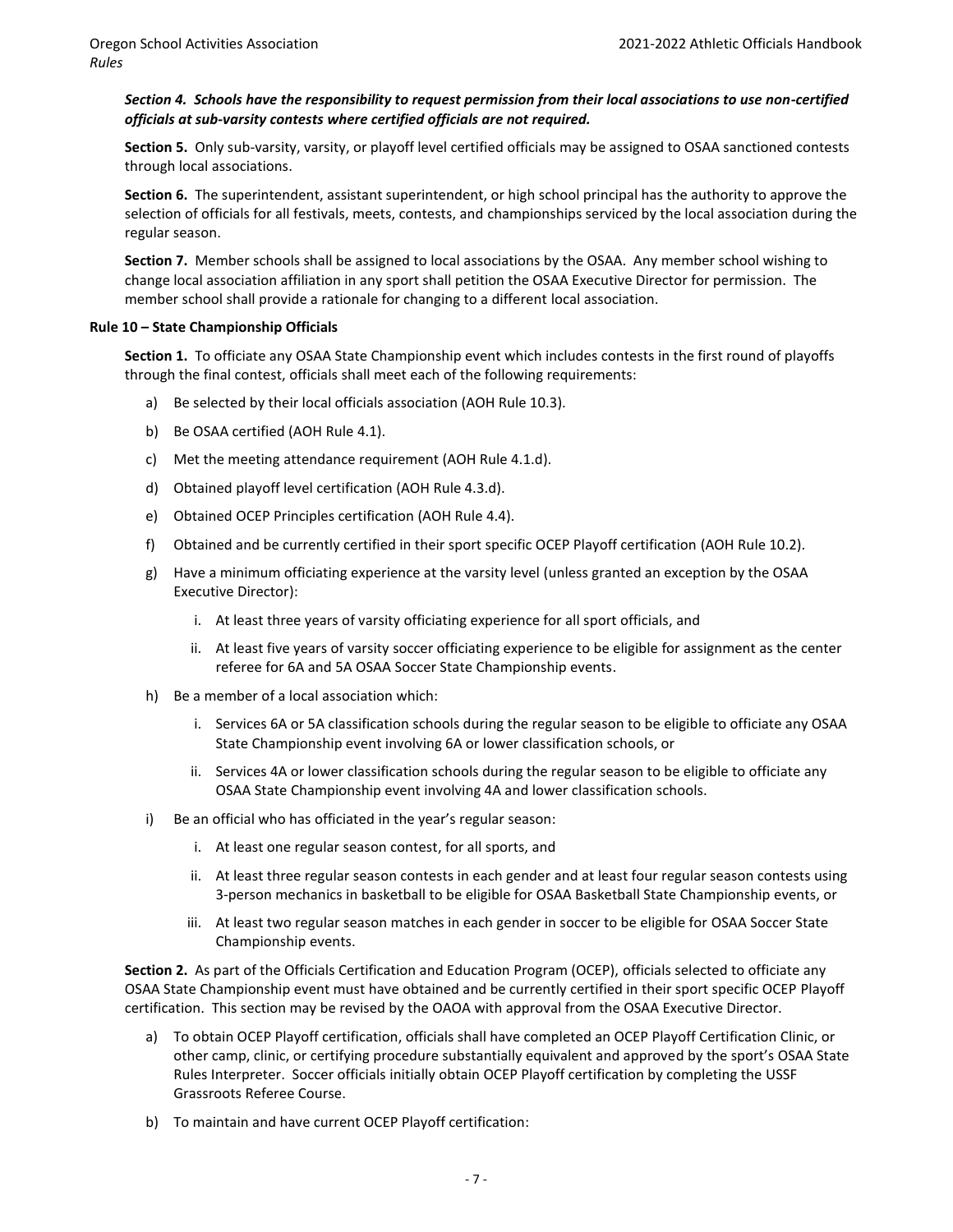***Section 4. Schools have the responsibility to request permission from their local associations to use non-certified officials at sub-varsity contests where certified officials are not required.***

**Section 5.** Only sub-varsity, varsity, or playoff level certified officials may be assigned to OSAA sanctioned contests through local associations.

**Section 6.** The superintendent, assistant superintendent, or high school principal has the authority to approve the selection of officials for all festivals, meets, contests, and championships serviced by the local association during the regular season.

**Section 7.** Member schools shall be assigned to local associations by the OSAA. Any member school wishing to change local association affiliation in any sport shall petition the OSAA Executive Director for permission. The member school shall provide a rationale for changing to a different local association.

**Rule 10 – State Championship Officials**

**Section 1.** To officiate any OSAA State Championship event which includes contests in the first round of playoffs through the final contest, officials shall meet each of the following requirements:

a) Be selected by their local officials association (AOH Rule 10.3).

b) Be OSAA certified (AOH Rule 4.1).

c) Met the meeting attendance requirement (AOH Rule 4.1.d).

d) Obtained playoff level certification (AOH Rule 4.3.d).

e) Obtained OCEP Principles certification (AOH Rule 4.4).

f) Obtained and be currently certified in their sport specific OCEP Playoff certification (AOH Rule 10.2).

g) Have a minimum officiating experience at the varsity level (unless granted an exception by the OSAA Executive Director):

   i. At least three years of varsity officiating experience for all sport officials, and

   ii. At least five years of varsity soccer officiating experience to be eligible for assignment as the center referee for 6A and 5A OSAA Soccer State Championship events.

h) Be a member of a local association which:

   i. Services 6A or 5A classification schools during the regular season to be eligible to officiate any OSAA State Championship event involving 6A or lower classification schools, or

   ii. Services 4A or lower classification schools during the regular season to be eligible to officiate any OSAA State Championship event involving 4A and lower classification schools.

i) Be an official who has officiated in the year's regular season:

   i. At least one regular season contest, for all sports, and

   ii. At least three regular season contests in each gender and at least four regular season contests using 3-person mechanics in basketball to be eligible for OSAA Basketball State Championship events, or

   iii. At least two regular season matches in each gender in soccer to be eligible for OSAA Soccer State Championship events.

**Section 2.** As part of the Officials Certification and Education Program (OCEP), officials selected to officiate any OSAA State Championship event must have obtained and be currently certified in their sport specific OCEP Playoff certification. This section may be revised by the OAOA with approval from the OSAA Executive Director.

a) To obtain OCEP Playoff certification, officials shall have completed an OCEP Playoff Certification Clinic, or other camp, clinic, or certifying procedure substantially equivalent and approved by the sport's OSAA State Rules Interpreter. Soccer officials initially obtain OCEP Playoff certification by completing the USSF Grassroots Referee Course.

b) To maintain and have current OCEP Playoff certification: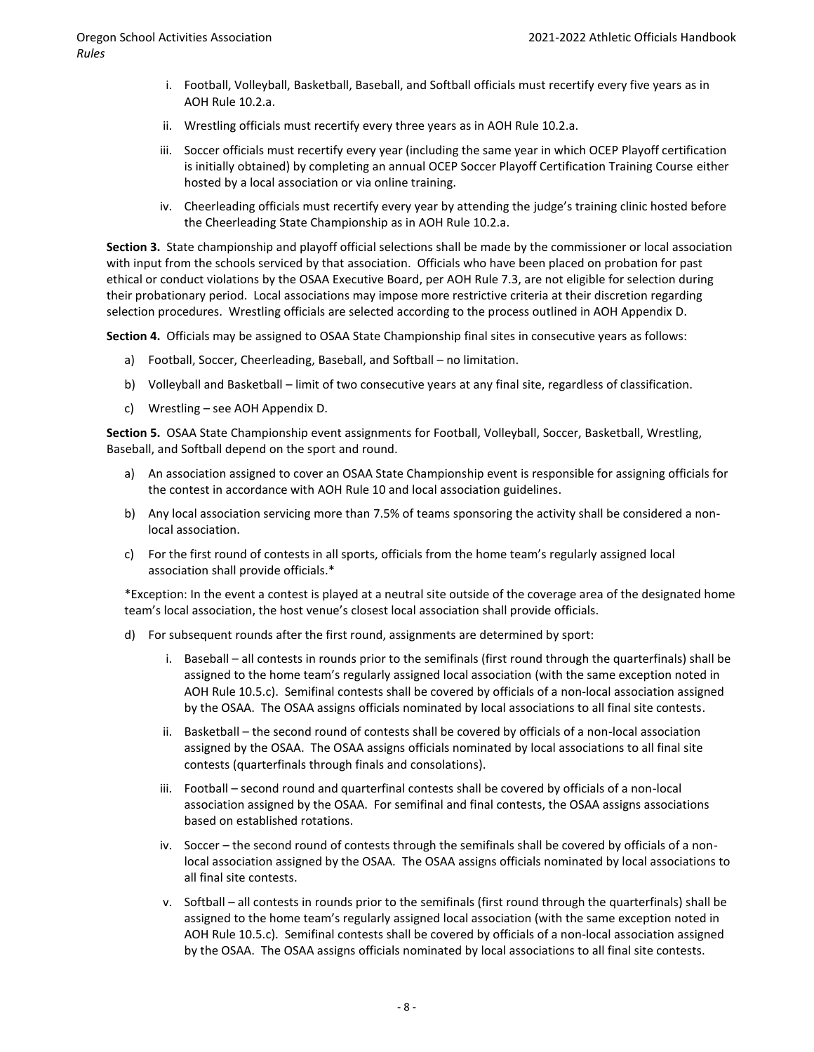i. Football, Volleyball, Basketball, Baseball, and Softball officials must recertify every five years as in AOH Rule 10.2.a.

ii. Wrestling officials must recertify every three years as in AOH Rule 10.2.a.

iii. Soccer officials must recertify every year (including the same year in which OCEP Playoff certification is initially obtained) by completing an annual OCEP Soccer Playoff Certification Training Course either hosted by a local association or via online training.

iv. Cheerleading officials must recertify every year by attending the judge's training clinic hosted before the Cheerleading State Championship as in AOH Rule 10.2.a.

**Section 3.** State championship and playoff official selections shall be made by the commissioner or local association with input from the schools serviced by that association. Officials who have been placed on probation for past ethical or conduct violations by the OSAA Executive Board, per AOH Rule 7.3, are not eligible for selection during their probationary period. Local associations may impose more restrictive criteria at their discretion regarding selection procedures. Wrestling officials are selected according to the process outlined in AOH Appendix D.

**Section 4.** Officials may be assigned to OSAA State Championship final sites in consecutive years as follows:

a) Football, Soccer, Cheerleading, Baseball, and Softball – no limitation.

b) Volleyball and Basketball – limit of two consecutive years at any final site, regardless of classification.

c) Wrestling – see AOH Appendix D.

**Section 5.** OSAA State Championship event assignments for Football, Volleyball, Soccer, Basketball, Wrestling, Baseball, and Softball depend on the sport and round.

a) An association assigned to cover an OSAA State Championship event is responsible for assigning officials for the contest in accordance with AOH Rule 10 and local association guidelines.

b) Any local association servicing more than 7.5% of teams sponsoring the activity shall be considered a non-local association.

c) For the first round of contests in all sports, officials from the home team's regularly assigned local association shall provide officials.*

*Exception: In the event a contest is played at a neutral site outside of the coverage area of the designated home team's local association, the host venue's closest local association shall provide officials.

d) For subsequent rounds after the first round, assignments are determined by sport:

i. Baseball – all contests in rounds prior to the semifinals (first round through the quarterfinals) shall be assigned to the home team's regularly assigned local association (with the same exception noted in AOH Rule 10.5.c). Semifinal contests shall be covered by officials of a non-local association assigned by the OSAA. The OSAA assigns officials nominated by local associations to all final site contests.

ii. Basketball – the second round of contests shall be covered by officials of a non-local association assigned by the OSAA. The OSAA assigns officials nominated by local associations to all final site contests (quarterfinals through finals and consolations).

iii. Football – second round and quarterfinal contests shall be covered by officials of a non-local association assigned by the OSAA. For semifinal and final contests, the OSAA assigns associations based on established rotations.

iv. Soccer – the second round of contests through the semifinals shall be covered by officials of a non-local association assigned by the OSAA. The OSAA assigns officials nominated by local associations to all final site contests.

v. Softball – all contests in rounds prior to the semifinals (first round through the quarterfinals) shall be assigned to the home team's regularly assigned local association (with the same exception noted in AOH Rule 10.5.c). Semifinal contests shall be covered by officials of a non-local association assigned by the OSAA. The OSAA assigns officials nominated by local associations to all final site contests.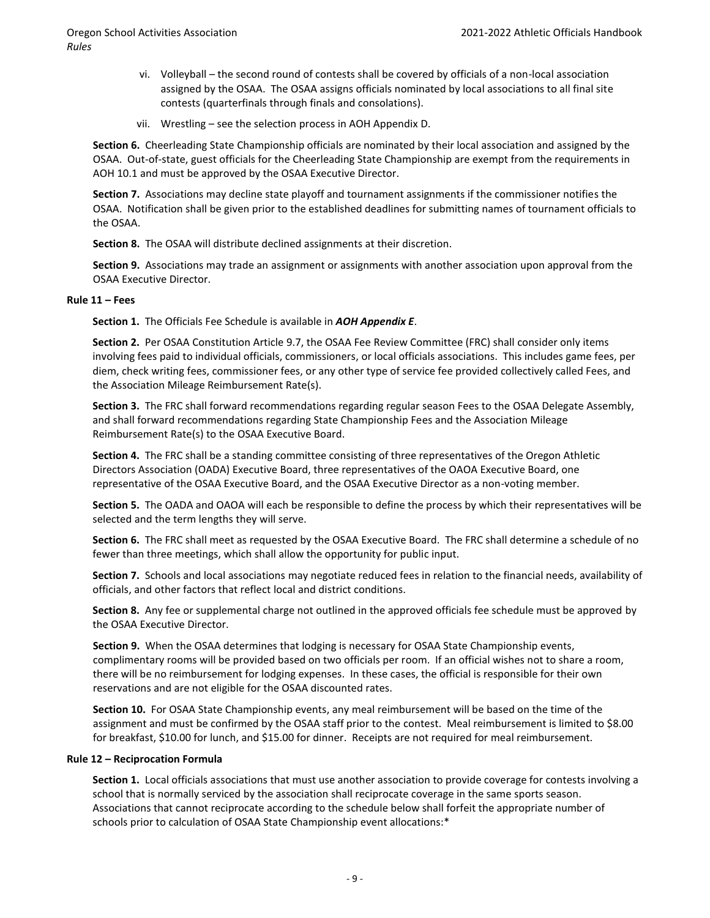vi. Volleyball – the second round of contests shall be covered by officials of a non-local association assigned by the OSAA. The OSAA assigns officials nominated by local associations to all final site contests (quarterfinals through finals and consolations).

vii. Wrestling – see the selection process in AOH Appendix D.

**Section 6.** Cheerleading State Championship officials are nominated by their local association and assigned by the OSAA. Out-of-state, guest officials for the Cheerleading State Championship are exempt from the requirements in AOH 10.1 and must be approved by the OSAA Executive Director.

**Section 7.** Associations may decline state playoff and tournament assignments if the commissioner notifies the OSAA. Notification shall be given prior to the established deadlines for submitting names of tournament officials to the OSAA.

**Section 8.** The OSAA will distribute declined assignments at their discretion.

**Section 9.** Associations may trade an assignment or assignments with another association upon approval from the OSAA Executive Director.

**Rule 11 – Fees**

**Section 1.** The Officials Fee Schedule is available in ***AOH Appendix E***.

**Section 2.** Per OSAA Constitution Article 9.7, the OSAA Fee Review Committee (FRC) shall consider only items involving fees paid to individual officials, commissioners, or local officials associations. This includes game fees, per diem, check writing fees, commissioner fees, or any other type of service fee provided collectively called Fees, and the Association Mileage Reimbursement Rate(s).

**Section 3.** The FRC shall forward recommendations regarding regular season Fees to the OSAA Delegate Assembly, and shall forward recommendations regarding State Championship Fees and the Association Mileage Reimbursement Rate(s) to the OSAA Executive Board.

**Section 4.** The FRC shall be a standing committee consisting of three representatives of the Oregon Athletic Directors Association (OADA) Executive Board, three representatives of the OAOA Executive Board, one representative of the OSAA Executive Board, and the OSAA Executive Director as a non-voting member.

**Section 5.** The OADA and OAOA will each be responsible to define the process by which their representatives will be selected and the term lengths they will serve.

**Section 6.** The FRC shall meet as requested by the OSAA Executive Board. The FRC shall determine a schedule of no fewer than three meetings, which shall allow the opportunity for public input.

**Section 7.** Schools and local associations may negotiate reduced fees in relation to the financial needs, availability of officials, and other factors that reflect local and district conditions.

**Section 8.** Any fee or supplemental charge not outlined in the approved officials fee schedule must be approved by the OSAA Executive Director.

**Section 9.** When the OSAA determines that lodging is necessary for OSAA State Championship events, complimentary rooms will be provided based on two officials per room. If an official wishes not to share a room, there will be no reimbursement for lodging expenses. In these cases, the official is responsible for their own reservations and are not eligible for the OSAA discounted rates.

**Section 10.** For OSAA State Championship events, any meal reimbursement will be based on the time of the assignment and must be confirmed by the OSAA staff prior to the contest. Meal reimbursement is limited to $8.00 for breakfast, $10.00 for lunch, and $15.00 for dinner. Receipts are not required for meal reimbursement.

**Rule 12 – Reciprocation Formula**

**Section 1.** Local officials associations that must use another association to provide coverage for contests involving a school that is normally serviced by the association shall reciprocate coverage in the same sports season. Associations that cannot reciprocate according to the schedule below shall forfeit the appropriate number of schools prior to calculation of OSAA State Championship event allocations:*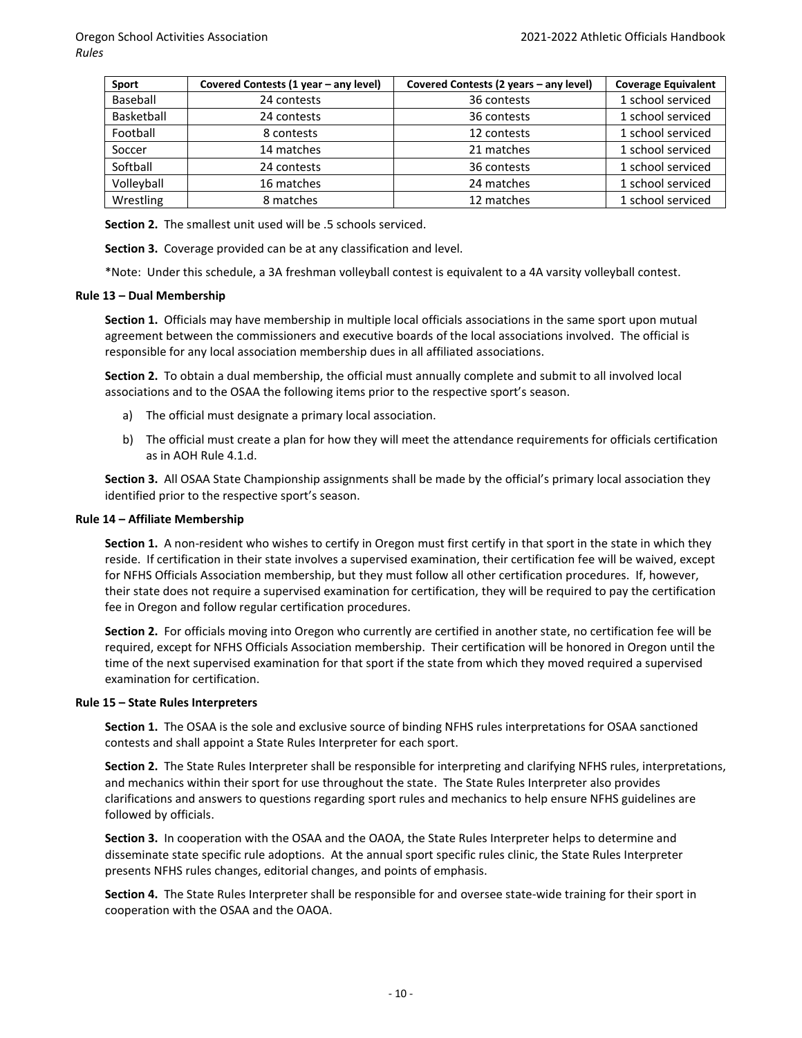| Sport | Covered Contests (1 year – any level) | Covered Contests (2 years – any level) | Coverage Equivalent |
|---|---|---|---|
| Baseball | 24 contests | 36 contests | 1 school serviced |
| Basketball | 24 contests | 36 contests | 1 school serviced |
| Football | 8 contests | 12 contests | 1 school serviced |
| Soccer | 14 matches | 21 matches | 1 school serviced |
| Softball | 24 contests | 36 contests | 1 school serviced |
| Volleyball | 16 matches | 24 matches | 1 school serviced |
| Wrestling | 8 matches | 12 matches | 1 school serviced |

**Section 2.** The smallest unit used will be .5 schools serviced.

**Section 3.** Coverage provided can be at any classification and level.

*Note: Under this schedule, a 3A freshman volleyball contest is equivalent to a 4A varsity volleyball contest.

**Rule 13 – Dual Membership**

**Section 1.** Officials may have membership in multiple local officials associations in the same sport upon mutual agreement between the commissioners and executive boards of the local associations involved. The official is responsible for any local association membership dues in all affiliated associations.

**Section 2.** To obtain a dual membership, the official must annually complete and submit to all involved local associations and to the OSAA the following items prior to the respective sport's season.

a) The official must designate a primary local association.

b) The official must create a plan for how they will meet the attendance requirements for officials certification as in AOH Rule 4.1.d.

**Section 3.** All OSAA State Championship assignments shall be made by the official's primary local association they identified prior to the respective sport's season.

**Rule 14 – Affiliate Membership**

**Section 1.** A non-resident who wishes to certify in Oregon must first certify in that sport in the state in which they reside. If certification in their state involves a supervised examination, their certification fee will be waived, except for NFHS Officials Association membership, but they must follow all other certification procedures. If, however, their state does not require a supervised examination for certification, they will be required to pay the certification fee in Oregon and follow regular certification procedures.

**Section 2.** For officials moving into Oregon who currently are certified in another state, no certification fee will be required, except for NFHS Officials Association membership. Their certification will be honored in Oregon until the time of the next supervised examination for that sport if the state from which they moved required a supervised examination for certification.

**Rule 15 – State Rules Interpreters**

**Section 1.** The OSAA is the sole and exclusive source of binding NFHS rules interpretations for OSAA sanctioned contests and shall appoint a State Rules Interpreter for each sport.

**Section 2.** The State Rules Interpreter shall be responsible for interpreting and clarifying NFHS rules, interpretations, and mechanics within their sport for use throughout the state. The State Rules Interpreter also provides clarifications and answers to questions regarding sport rules and mechanics to help ensure NFHS guidelines are followed by officials.

**Section 3.** In cooperation with the OSAA and the OAOA, the State Rules Interpreter helps to determine and disseminate state specific rule adoptions. At the annual sport specific rules clinic, the State Rules Interpreter presents NFHS rules changes, editorial changes, and points of emphasis.

**Section 4.** The State Rules Interpreter shall be responsible for and oversee state-wide training for their sport in cooperation with the OSAA and the OAOA.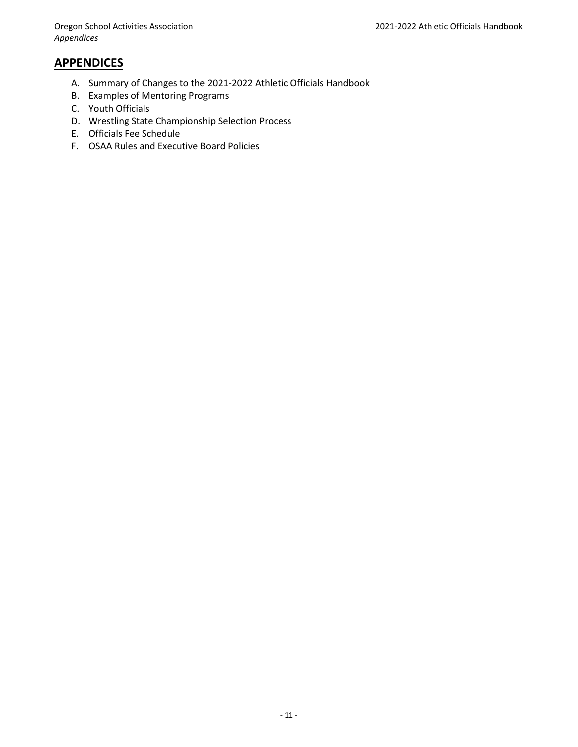## APPENDICES

A. Summary of Changes to the 2021-2022 Athletic Officials Handbook
B. Examples of Mentoring Programs
C. Youth Officials
D. Wrestling State Championship Selection Process
E. Officials Fee Schedule
F. OSAA Rules and Executive Board Policies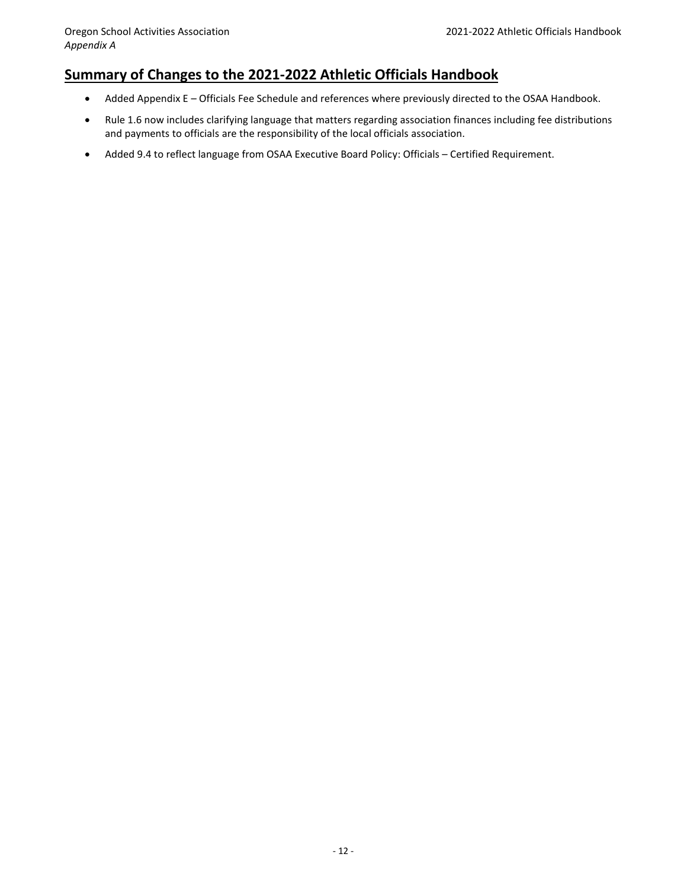## Summary of Changes to the 2021-2022 Athletic Officials Handbook

- Added Appendix E – Officials Fee Schedule and references where previously directed to the OSAA Handbook.
- Rule 1.6 now includes clarifying language that matters regarding association finances including fee distributions and payments to officials are the responsibility of the local officials association.
- Added 9.4 to reflect language from OSAA Executive Board Policy: Officials – Certified Requirement.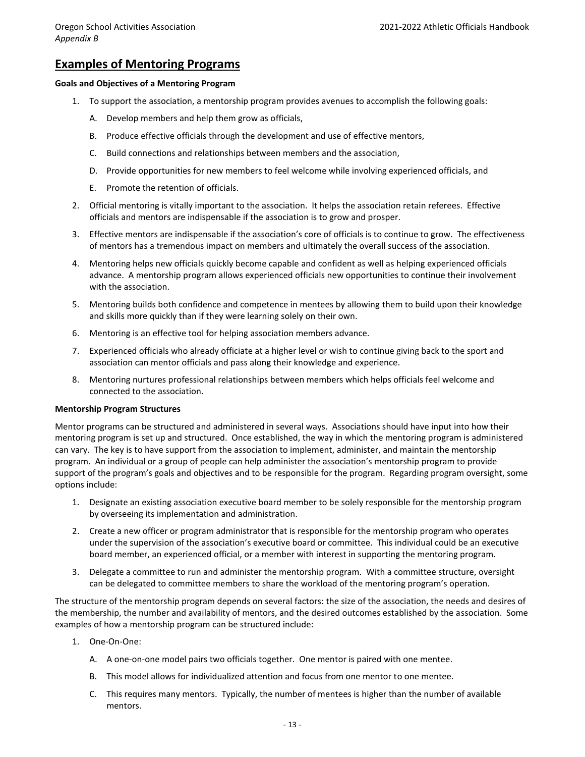## Examples of Mentoring Programs

**Goals and Objectives of a Mentoring Program**

1. To support the association, a mentorship program provides avenues to accomplish the following goals:
   A. Develop members and help them grow as officials,
   B. Produce effective officials through the development and use of effective mentors,
   C. Build connections and relationships between members and the association,
   D. Provide opportunities for new members to feel welcome while involving experienced officials, and
   E. Promote the retention of officials.
2. Official mentoring is vitally important to the association. It helps the association retain referees. Effective officials and mentors are indispensable if the association is to grow and prosper.
3. Effective mentors are indispensable if the association's core of officials is to continue to grow. The effectiveness of mentors has a tremendous impact on members and ultimately the overall success of the association.
4. Mentoring helps new officials quickly become capable and confident as well as helping experienced officials advance. A mentorship program allows experienced officials new opportunities to continue their involvement with the association.
5. Mentoring builds both confidence and competence in mentees by allowing them to build upon their knowledge and skills more quickly than if they were learning solely on their own.
6. Mentoring is an effective tool for helping association members advance.
7. Experienced officials who already officiate at a higher level or wish to continue giving back to the sport and association can mentor officials and pass along their knowledge and experience.
8. Mentoring nurtures professional relationships between members which helps officials feel welcome and connected to the association.

**Mentorship Program Structures**

Mentor programs can be structured and administered in several ways. Associations should have input into how their mentoring program is set up and structured. Once established, the way in which the mentoring program is administered can vary. The key is to have support from the association to implement, administer, and maintain the mentorship program. An individual or a group of people can help administer the association's mentorship program to provide support of the program's goals and objectives and to be responsible for the program. Regarding program oversight, some options include:

1. Designate an existing association executive board member to be solely responsible for the mentorship program by overseeing its implementation and administration.
2. Create a new officer or program administrator that is responsible for the mentorship program who operates under the supervision of the association's executive board or committee. This individual could be an executive board member, an experienced official, or a member with interest in supporting the mentoring program.
3. Delegate a committee to run and administer the mentorship program. With a committee structure, oversight can be delegated to committee members to share the workload of the mentoring program's operation.

The structure of the mentorship program depends on several factors: the size of the association, the needs and desires of the membership, the number and availability of mentors, and the desired outcomes established by the association. Some examples of how a mentorship program can be structured include:

1. One-On-One:
   A. A one-on-one model pairs two officials together. One mentor is paired with one mentee.
   B. This model allows for individualized attention and focus from one mentor to one mentee.
   C. This requires many mentors. Typically, the number of mentees is higher than the number of available mentors.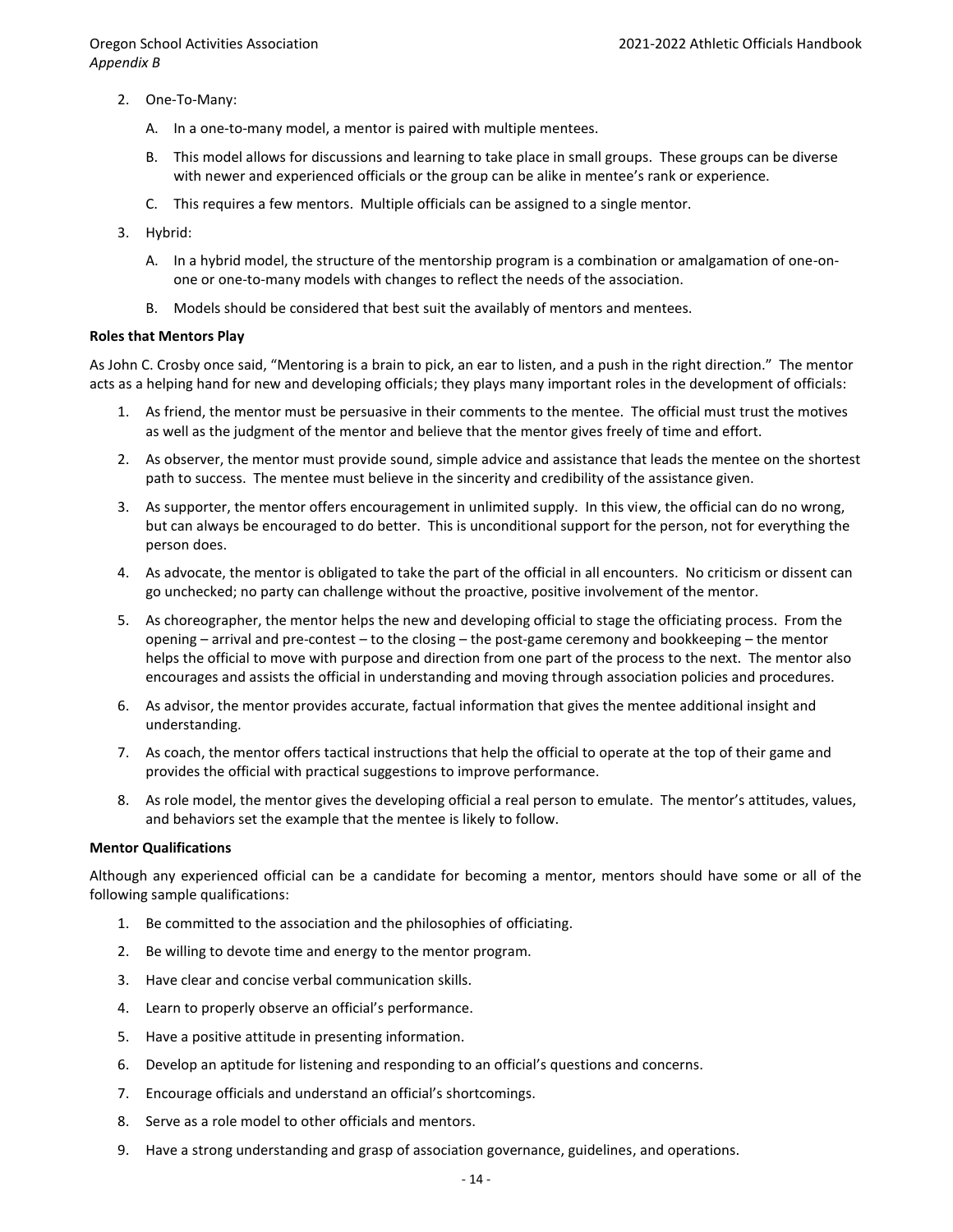2. One-To-Many:

   A. In a one-to-many model, a mentor is paired with multiple mentees.

   B. This model allows for discussions and learning to take place in small groups. These groups can be diverse with newer and experienced officials or the group can be alike in mentee's rank or experience.

   C. This requires a few mentors. Multiple officials can be assigned to a single mentor.

3. Hybrid:

   A. In a hybrid model, the structure of the mentorship program is a combination or amalgamation of one-on-one or one-to-many models with changes to reflect the needs of the association.

   B. Models should be considered that best suit the availably of mentors and mentees.

**Roles that Mentors Play**

As John C. Crosby once said, "Mentoring is a brain to pick, an ear to listen, and a push in the right direction." The mentor acts as a helping hand for new and developing officials; they plays many important roles in the development of officials:

1. As friend, the mentor must be persuasive in their comments to the mentee. The official must trust the motives as well as the judgment of the mentor and believe that the mentor gives freely of time and effort.
2. As observer, the mentor must provide sound, simple advice and assistance that leads the mentee on the shortest path to success. The mentee must believe in the sincerity and credibility of the assistance given.
3. As supporter, the mentor offers encouragement in unlimited supply. In this view, the official can do no wrong, but can always be encouraged to do better. This is unconditional support for the person, not for everything the person does.
4. As advocate, the mentor is obligated to take the part of the official in all encounters. No criticism or dissent can go unchecked; no party can challenge without the proactive, positive involvement of the mentor.
5. As choreographer, the mentor helps the new and developing official to stage the officiating process. From the opening – arrival and pre-contest – to the closing – the post-game ceremony and bookkeeping – the mentor helps the official to move with purpose and direction from one part of the process to the next. The mentor also encourages and assists the official in understanding and moving through association policies and procedures.
6. As advisor, the mentor provides accurate, factual information that gives the mentee additional insight and understanding.
7. As coach, the mentor offers tactical instructions that help the official to operate at the top of their game and provides the official with practical suggestions to improve performance.
8. As role model, the mentor gives the developing official a real person to emulate. The mentor's attitudes, values, and behaviors set the example that the mentee is likely to follow.

**Mentor Qualifications**

Although any experienced official can be a candidate for becoming a mentor, mentors should have some or all of the following sample qualifications:

1. Be committed to the association and the philosophies of officiating.
2. Be willing to devote time and energy to the mentor program.
3. Have clear and concise verbal communication skills.
4. Learn to properly observe an official's performance.
5. Have a positive attitude in presenting information.
6. Develop an aptitude for listening and responding to an official's questions and concerns.
7. Encourage officials and understand an official's shortcomings.
8. Serve as a role model to other officials and mentors.
9. Have a strong understanding and grasp of association governance, guidelines, and operations.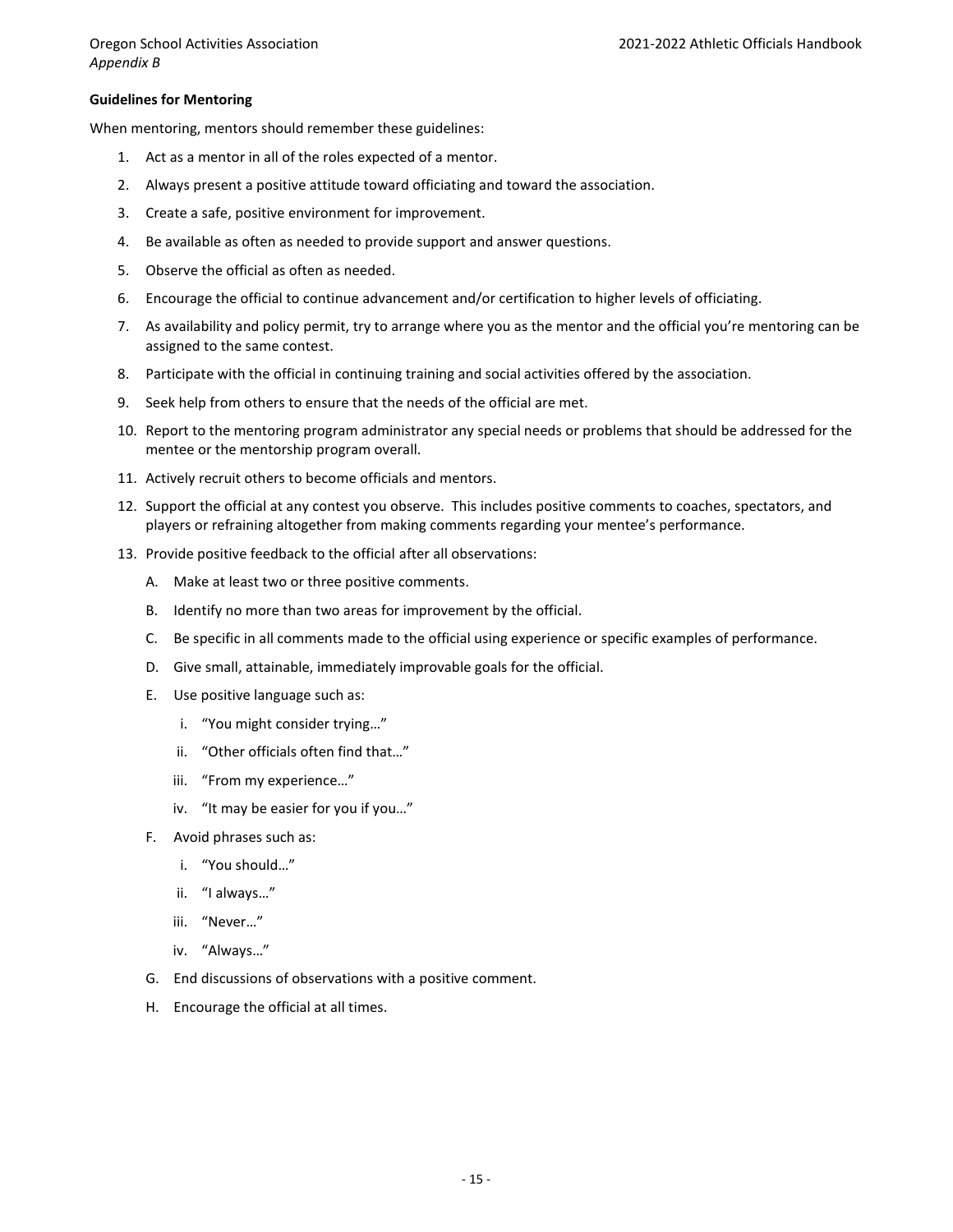*Appendix B*

**Guidelines for Mentoring**

When mentoring, mentors should remember these guidelines:

1. Act as a mentor in all of the roles expected of a mentor.
2. Always present a positive attitude toward officiating and toward the association.
3. Create a safe, positive environment for improvement.
4. Be available as often as needed to provide support and answer questions.
5. Observe the official as often as needed.
6. Encourage the official to continue advancement and/or certification to higher levels of officiating.
7. As availability and policy permit, try to arrange where you as the mentor and the official you're mentoring can be assigned to the same contest.
8. Participate with the official in continuing training and social activities offered by the association.
9. Seek help from others to ensure that the needs of the official are met.
10. Report to the mentoring program administrator any special needs or problems that should be addressed for the mentee or the mentorship program overall.
11. Actively recruit others to become officials and mentors.
12. Support the official at any contest you observe. This includes positive comments to coaches, spectators, and players or refraining altogether from making comments regarding your mentee's performance.
13. Provide positive feedback to the official after all observations:
    - A. Make at least two or three positive comments.
    - B. Identify no more than two areas for improvement by the official.
    - C. Be specific in all comments made to the official using experience or specific examples of performance.
    - D. Give small, attainable, immediately improvable goals for the official.
    - E. Use positive language such as:
        - i. "You might consider trying…"
        - ii. "Other officials often find that…"
        - iii. "From my experience…"
        - iv. "It may be easier for you if you…"
    - F. Avoid phrases such as:
        - i. "You should…"
        - ii. "I always…"
        - iii. "Never…"
        - iv. "Always…"
    - G. End discussions of observations with a positive comment.
    - H. Encourage the official at all times.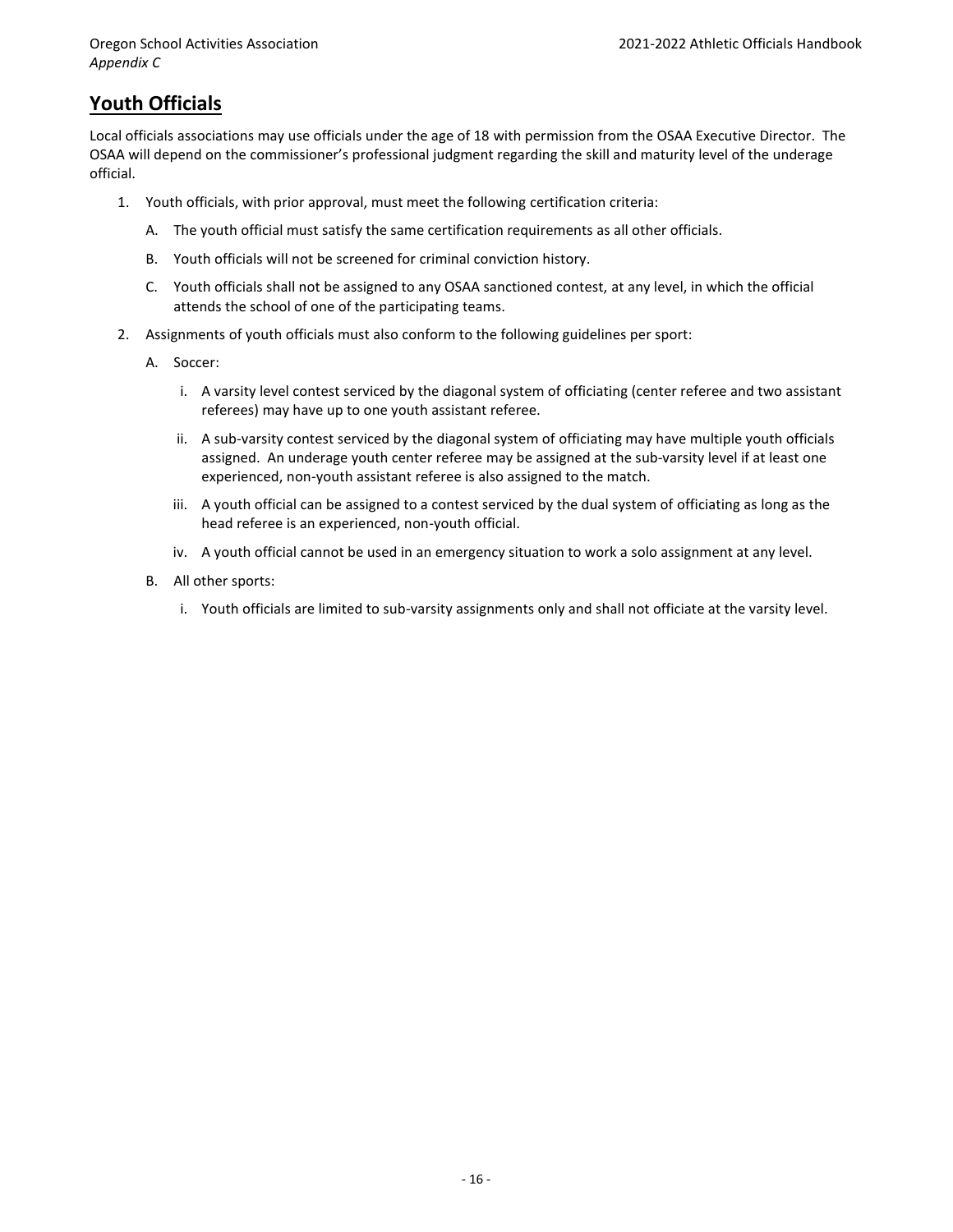## Youth Officials

Local officials associations may use officials under the age of 18 with permission from the OSAA Executive Director. The OSAA will depend on the commissioner's professional judgment regarding the skill and maturity level of the underage official.

1. Youth officials, with prior approval, must meet the following certification criteria:
   - A. The youth official must satisfy the same certification requirements as all other officials.
   - B. Youth officials will not be screened for criminal conviction history.
   - C. Youth officials shall not be assigned to any OSAA sanctioned contest, at any level, in which the official attends the school of one of the participating teams.
2. Assignments of youth officials must also conform to the following guidelines per sport:
   - A. Soccer:
     - i. A varsity level contest serviced by the diagonal system of officiating (center referee and two assistant referees) may have up to one youth assistant referee.
     - ii. A sub-varsity contest serviced by the diagonal system of officiating may have multiple youth officials assigned. An underage youth center referee may be assigned at the sub-varsity level if at least one experienced, non-youth assistant referee is also assigned to the match.
     - iii. A youth official can be assigned to a contest serviced by the dual system of officiating as long as the head referee is an experienced, non-youth official.
     - iv. A youth official cannot be used in an emergency situation to work a solo assignment at any level.
   - B. All other sports:
     - i. Youth officials are limited to sub-varsity assignments only and shall not officiate at the varsity level.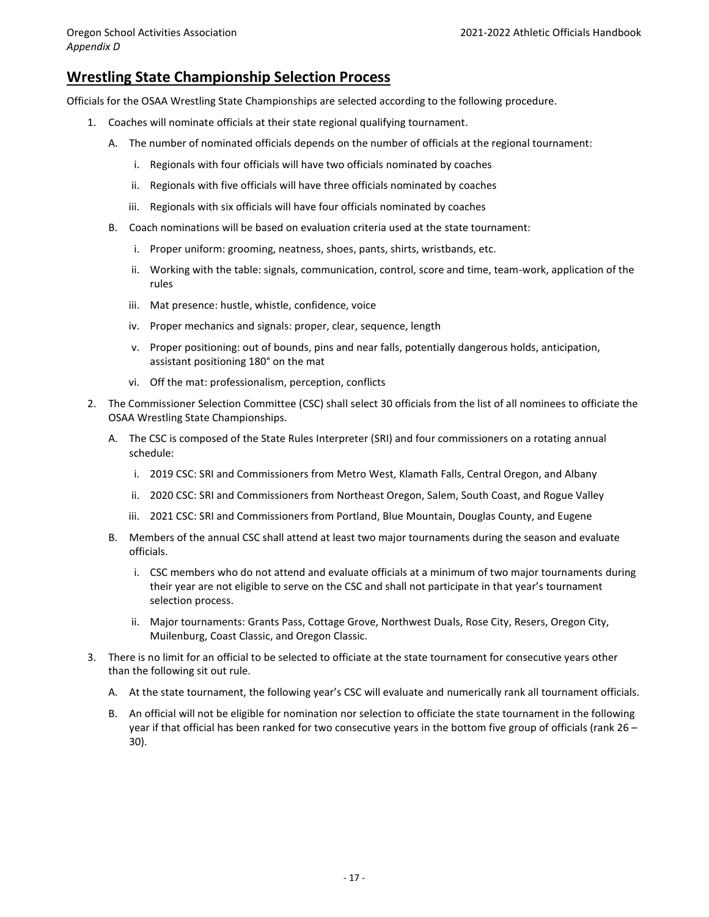## Wrestling State Championship Selection Process

Officials for the OSAA Wrestling State Championships are selected according to the following procedure.

1. Coaches will nominate officials at their state regional qualifying tournament.
   - A. The number of nominated officials depends on the number of officials at the regional tournament:
     - i. Regionals with four officials will have two officials nominated by coaches
     - ii. Regionals with five officials will have three officials nominated by coaches
     - iii. Regionals with six officials will have four officials nominated by coaches
   - B. Coach nominations will be based on evaluation criteria used at the state tournament:
     - i. Proper uniform: grooming, neatness, shoes, pants, shirts, wristbands, etc.
     - ii. Working with the table: signals, communication, control, score and time, team-work, application of the rules
     - iii. Mat presence: hustle, whistle, confidence, voice
     - iv. Proper mechanics and signals: proper, clear, sequence, length
     - v. Proper positioning: out of bounds, pins and near falls, potentially dangerous holds, anticipation, assistant positioning 180° on the mat
     - vi. Off the mat: professionalism, perception, conflicts
2. The Commissioner Selection Committee (CSC) shall select 30 officials from the list of all nominees to officiate the OSAA Wrestling State Championships.
   - A. The CSC is composed of the State Rules Interpreter (SRI) and four commissioners on a rotating annual schedule:
     - i. 2019 CSC: SRI and Commissioners from Metro West, Klamath Falls, Central Oregon, and Albany
     - ii. 2020 CSC: SRI and Commissioners from Northeast Oregon, Salem, South Coast, and Rogue Valley
     - iii. 2021 CSC: SRI and Commissioners from Portland, Blue Mountain, Douglas County, and Eugene
   - B. Members of the annual CSC shall attend at least two major tournaments during the season and evaluate officials.
     - i. CSC members who do not attend and evaluate officials at a minimum of two major tournaments during their year are not eligible to serve on the CSC and shall not participate in that year's tournament selection process.
     - ii. Major tournaments: Grants Pass, Cottage Grove, Northwest Duals, Rose City, Resers, Oregon City, Muilenburg, Coast Classic, and Oregon Classic.
3. There is no limit for an official to be selected to officiate at the state tournament for consecutive years other than the following sit out rule.
   - A. At the state tournament, the following year's CSC will evaluate and numerically rank all tournament officials.
   - B. An official will not be eligible for nomination nor selection to officiate the state tournament in the following year if that official has been ranked for two consecutive years in the bottom five group of officials (rank 26 – 30).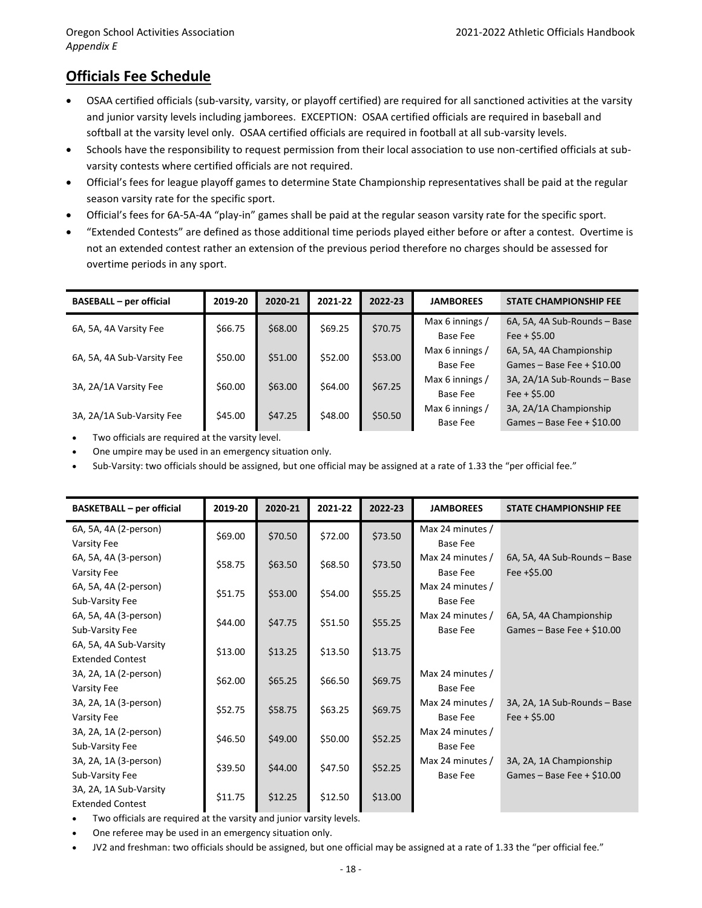## Officials Fee Schedule

- OSAA certified officials (sub-varsity, varsity, or playoff certified) are required for all sanctioned activities at the varsity and junior varsity levels including jamborees. EXCEPTION: OSAA certified officials are required in baseball and softball at the varsity level only. OSAA certified officials are required in football at all sub-varsity levels.
- Schools have the responsibility to request permission from their local association to use non-certified officials at sub-varsity contests where certified officials are not required.
- Official's fees for league playoff games to determine State Championship representatives shall be paid at the regular season varsity rate for the specific sport.
- Official's fees for 6A-5A-4A "play-in" games shall be paid at the regular season varsity rate for the specific sport.
- "Extended Contests" are defined as those additional time periods played either before or after a contest. Overtime is not an extended contest rather an extension of the previous period therefore no charges should be assessed for overtime periods in any sport.

| BASEBALL – per official | 2019-20 | 2020-21 | 2021-22 | 2022-23 | JAMBOREES | STATE CHAMPIONSHIP FEE |
|---|---|---|---|---|---|---|
| 6A, 5A, 4A Varsity Fee | $66.75 | $68.00 | $69.25 | $70.75 | Max 6 innings / Base Fee | 6A, 5A, 4A Sub-Rounds – Base Fee + $5.00 |
| 6A, 5A, 4A Sub-Varsity Fee | $50.00 | $51.00 | $52.00 | $53.00 | Max 6 innings / Base Fee | 6A, 5A, 4A Championship Games – Base Fee + $10.00 |
| 3A, 2A/1A Varsity Fee | $60.00 | $63.00 | $64.00 | $67.25 | Max 6 innings / Base Fee | 3A, 2A/1A Sub-Rounds – Base Fee + $5.00 |
| 3A, 2A/1A Sub-Varsity Fee | $45.00 | $47.25 | $48.00 | $50.50 | Max 6 innings / Base Fee | 3A, 2A/1A Championship Games – Base Fee + $10.00 |

- Two officials are required at the varsity level.
- One umpire may be used in an emergency situation only.
- Sub-Varsity: two officials should be assigned, but one official may be assigned at a rate of 1.33 the "per official fee."

| BASKETBALL – per official | 2019-20 | 2020-21 | 2021-22 | 2022-23 | JAMBOREES | STATE CHAMPIONSHIP FEE |
|---|---|---|---|---|---|---|
| 6A, 5A, 4A (2-person) Varsity Fee | $69.00 | $70.50 | $72.00 | $73.50 | Max 24 minutes / Base Fee | |
| 6A, 5A, 4A (3-person) Varsity Fee | $58.75 | $63.50 | $68.50 | $73.50 | Max 24 minutes / Base Fee | 6A, 5A, 4A Sub-Rounds – Base Fee +$5.00 |
| 6A, 5A, 4A (2-person) Sub-Varsity Fee | $51.75 | $53.00 | $54.00 | $55.25 | Max 24 minutes / Base Fee | |
| 6A, 5A, 4A (3-person) Sub-Varsity Fee | $44.00 | $47.75 | $51.50 | $55.25 | Max 24 minutes / Base Fee | 6A, 5A, 4A Championship Games – Base Fee + $10.00 |
| 6A, 5A, 4A Sub-Varsity Extended Contest | $13.00 | $13.25 | $13.50 | $13.75 | | |
| 3A, 2A, 1A (2-person) Varsity Fee | $62.00 | $65.25 | $66.50 | $69.75 | Max 24 minutes / Base Fee | |
| 3A, 2A, 1A (3-person) Varsity Fee | $52.75 | $58.75 | $63.25 | $69.75 | Max 24 minutes / Base Fee | 3A, 2A, 1A Sub-Rounds – Base Fee + $5.00 |
| 3A, 2A, 1A (2-person) Sub-Varsity Fee | $46.50 | $49.00 | $50.00 | $52.25 | Max 24 minutes / Base Fee | |
| 3A, 2A, 1A (3-person) Sub-Varsity Fee | $39.50 | $44.00 | $47.50 | $52.25 | Max 24 minutes / Base Fee | 3A, 2A, 1A Championship Games – Base Fee + $10.00 |
| 3A, 2A, 1A Sub-Varsity Extended Contest | $11.75 | $12.25 | $12.50 | $13.00 | | |

- Two officials are required at the varsity and junior varsity levels.
- One referee may be used in an emergency situation only.
- JV2 and freshman: two officials should be assigned, but one official may be assigned at a rate of 1.33 the "per official fee."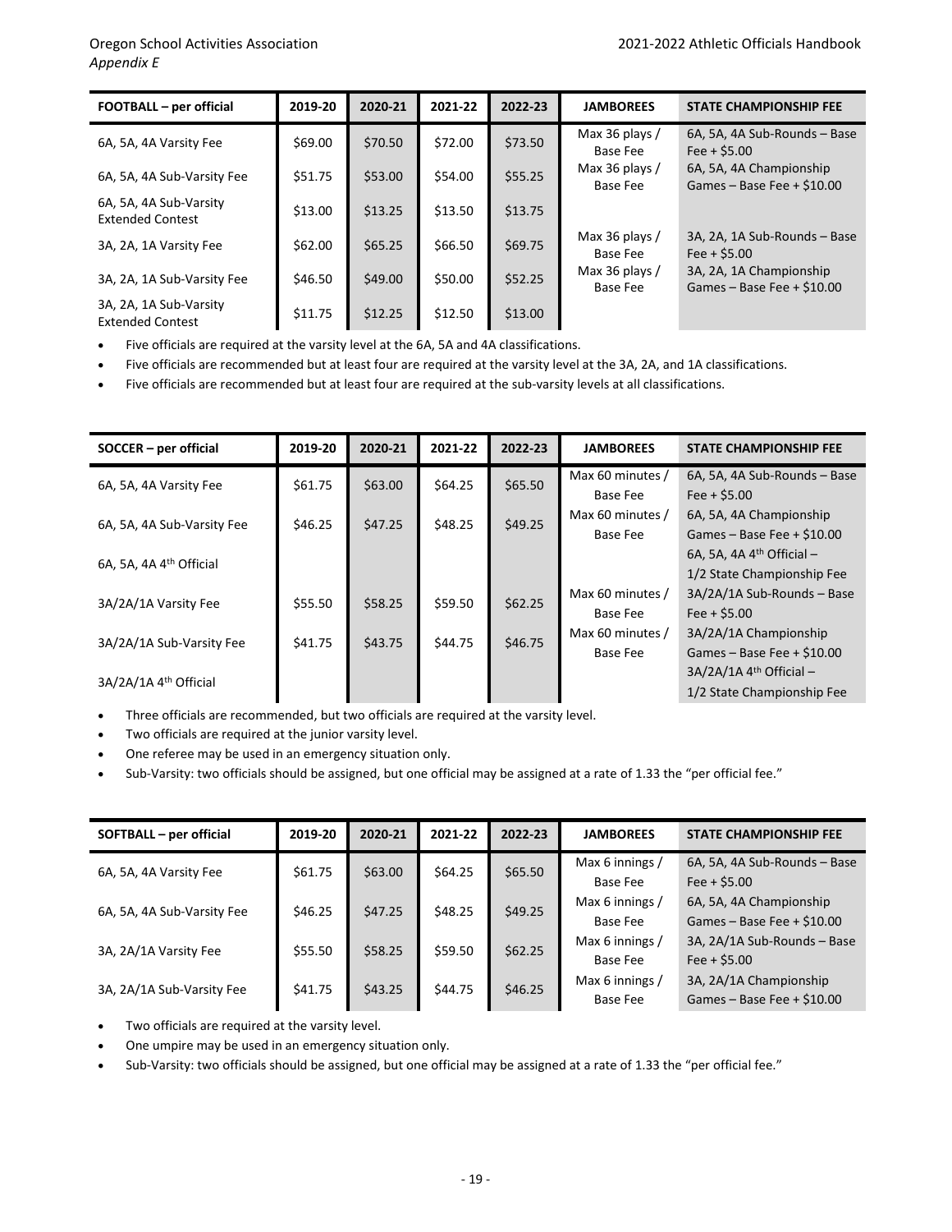| FOOTBALL – per official | 2019-20 | 2020-21 | 2021-22 | 2022-23 | JAMBOREES | STATE CHAMPIONSHIP FEE |
|---|---|---|---|---|---|---|
| 6A, 5A, 4A Varsity Fee | $69.00 | $70.50 | $72.00 | $73.50 | Max 36 plays / Base Fee | 6A, 5A, 4A Sub-Rounds – Base Fee + $5.00 |
| 6A, 5A, 4A Sub-Varsity Fee | $51.75 | $53.00 | $54.00 | $55.25 | Max 36 plays / Base Fee | 6A, 5A, 4A Championship Games – Base Fee + $10.00 |
| 6A, 5A, 4A Sub-Varsity Extended Contest | $13.00 | $13.25 | $13.50 | $13.75 | | |
| 3A, 2A, 1A Varsity Fee | $62.00 | $65.25 | $66.50 | $69.75 | Max 36 plays / Base Fee | 3A, 2A, 1A Sub-Rounds – Base Fee + $5.00 |
| 3A, 2A, 1A Sub-Varsity Fee | $46.50 | $49.00 | $50.00 | $52.25 | Max 36 plays / Base Fee | 3A, 2A, 1A Championship Games – Base Fee + $10.00 |
| 3A, 2A, 1A Sub-Varsity Extended Contest | $11.75 | $12.25 | $12.50 | $13.00 | | |

- Five officials are required at the varsity level at the 6A, 5A and 4A classifications.
- Five officials are recommended but at least four are required at the varsity level at the 3A, 2A, and 1A classifications.
- Five officials are recommended but at least four are required at the sub-varsity levels at all classifications.

| SOCCER – per official | 2019-20 | 2020-21 | 2021-22 | 2022-23 | JAMBOREES | STATE CHAMPIONSHIP FEE |
|---|---|---|---|---|---|---|
| 6A, 5A, 4A Varsity Fee | $61.75 | $63.00 | $64.25 | $65.50 | Max 60 minutes / Base Fee | 6A, 5A, 4A Sub-Rounds – Base Fee + $5.00 |
| 6A, 5A, 4A Sub-Varsity Fee | $46.25 | $47.25 | $48.25 | $49.25 | Max 60 minutes / Base Fee | 6A, 5A, 4A Championship Games – Base Fee + $10.00 |
| 6A, 5A, 4A 4th Official | | | | | | 6A, 5A, 4A 4th Official – 1/2 State Championship Fee |
| 3A/2A/1A Varsity Fee | $55.50 | $58.25 | $59.50 | $62.25 | Max 60 minutes / Base Fee | 3A/2A/1A Sub-Rounds – Base Fee + $5.00 |
| 3A/2A/1A Sub-Varsity Fee | $41.75 | $43.75 | $44.75 | $46.75 | Max 60 minutes / Base Fee | 3A/2A/1A Championship Games – Base Fee + $10.00 |
| 3A/2A/1A 4th Official | | | | | | 3A/2A/1A 4th Official – 1/2 State Championship Fee |

- Three officials are recommended, but two officials are required at the varsity level.
- Two officials are required at the junior varsity level.
- One referee may be used in an emergency situation only.
- Sub-Varsity: two officials should be assigned, but one official may be assigned at a rate of 1.33 the "per official fee."

| SOFTBALL – per official | 2019-20 | 2020-21 | 2021-22 | 2022-23 | JAMBOREES | STATE CHAMPIONSHIP FEE |
|---|---|---|---|---|---|---|
| 6A, 5A, 4A Varsity Fee | $61.75 | $63.00 | $64.25 | $65.50 | Max 6 innings / Base Fee | 6A, 5A, 4A Sub-Rounds – Base Fee + $5.00 |
| 6A, 5A, 4A Sub-Varsity Fee | $46.25 | $47.25 | $48.25 | $49.25 | Max 6 innings / Base Fee | 6A, 5A, 4A Championship Games – Base Fee + $10.00 |
| 3A, 2A/1A Varsity Fee | $55.50 | $58.25 | $59.50 | $62.25 | Max 6 innings / Base Fee | 3A, 2A/1A Sub-Rounds – Base Fee + $5.00 |
| 3A, 2A/1A Sub-Varsity Fee | $41.75 | $43.25 | $44.75 | $46.25 | Max 6 innings / Base Fee | 3A, 2A/1A Championship Games – Base Fee + $10.00 |

- Two officials are required at the varsity level.
- One umpire may be used in an emergency situation only.
- Sub-Varsity: two officials should be assigned, but one official may be assigned at a rate of 1.33 the "per official fee."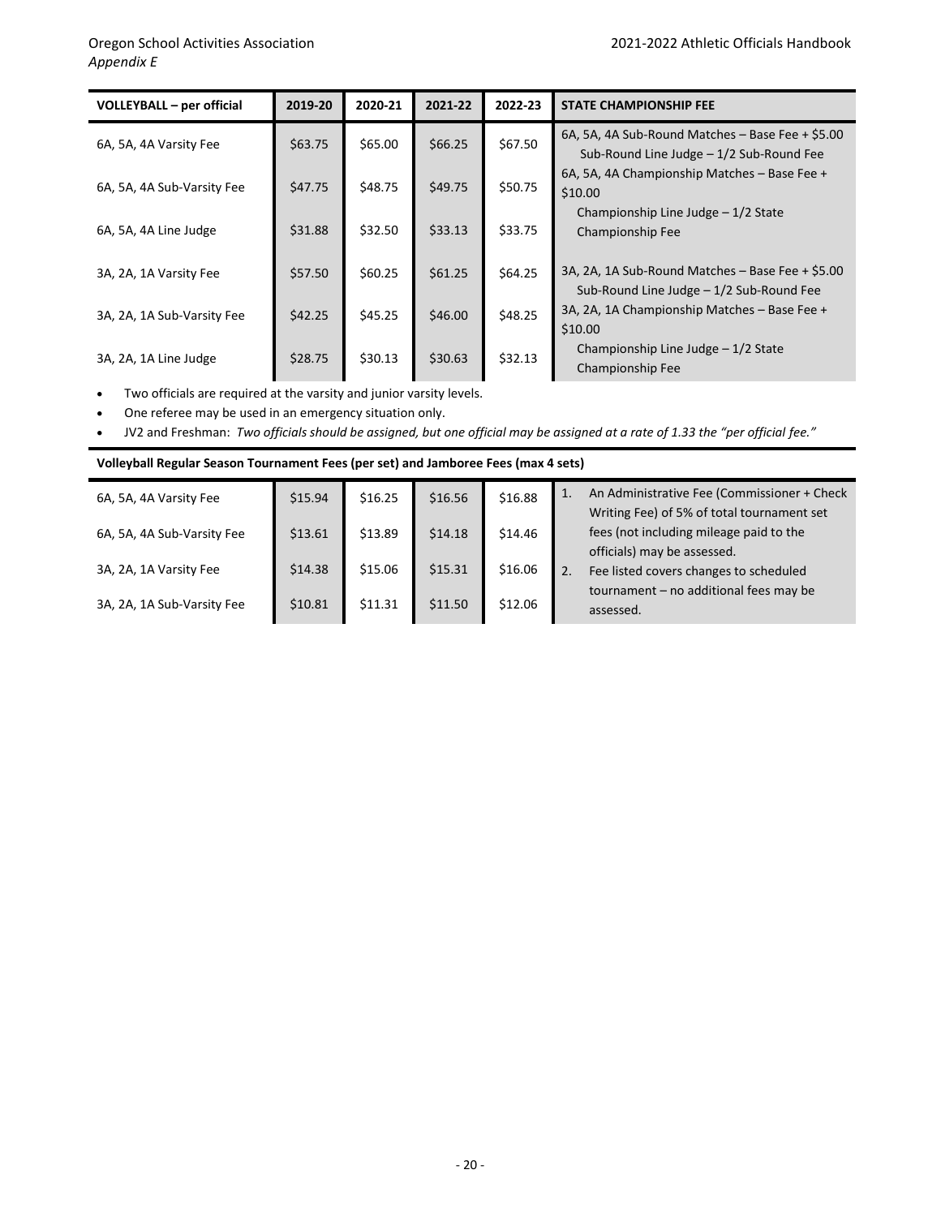| VOLLEYBALL – per official | 2019-20 | 2020-21 | 2021-22 | 2022-23 | STATE CHAMPIONSHIP FEE |
|---|---|---|---|---|---|
| 6A, 5A, 4A Varsity Fee | $63.75 | $65.00 | $66.25 | $67.50 | 6A, 5A, 4A Sub-Round Matches – Base Fee + $5.00 Sub-Round Line Judge – 1/2 Sub-Round Fee |
| 6A, 5A, 4A Sub-Varsity Fee | $47.75 | $48.75 | $49.75 | $50.75 | 6A, 5A, 4A Championship Matches – Base Fee + $10.00 |
| 6A, 5A, 4A Line Judge | $31.88 | $32.50 | $33.13 | $33.75 | Championship Line Judge – 1/2 State Championship Fee |
| 3A, 2A, 1A Varsity Fee | $57.50 | $60.25 | $61.25 | $64.25 | 3A, 2A, 1A Sub-Round Matches – Base Fee + $5.00 Sub-Round Line Judge – 1/2 Sub-Round Fee |
| 3A, 2A, 1A Sub-Varsity Fee | $42.25 | $45.25 | $46.00 | $48.25 | 3A, 2A, 1A Championship Matches – Base Fee + $10.00 |
| 3A, 2A, 1A Line Judge | $28.75 | $30.13 | $30.63 | $32.13 | Championship Line Judge – 1/2 State Championship Fee |

- Two officials are required at the varsity and junior varsity levels.
- One referee may be used in an emergency situation only.
- JV2 and Freshman: *Two officials should be assigned, but one official may be assigned at a rate of 1.33 the "per official fee."*

**Volleyball Regular Season Tournament Fees (per set) and Jamboree Fees (max 4 sets)**

| | | | | | |
|---|---|---|---|---|---|
| 6A, 5A, 4A Varsity Fee | $15.94 | $16.25 | $16.56 | $16.88 | 1. An Administrative Fee (Commissioner + Check Writing Fee) of 5% of total tournament set fees (not including mileage paid to the officials) may be assessed. |
| 6A, 5A, 4A Sub-Varsity Fee | $13.61 | $13.89 | $14.18 | $14.46 | |
| 3A, 2A, 1A Varsity Fee | $14.38 | $15.06 | $15.31 | $16.06 | 2. Fee listed covers changes to scheduled tournament – no additional fees may be assessed. |
| 3A, 2A, 1A Sub-Varsity Fee | $10.81 | $11.31 | $11.50 | $12.06 | |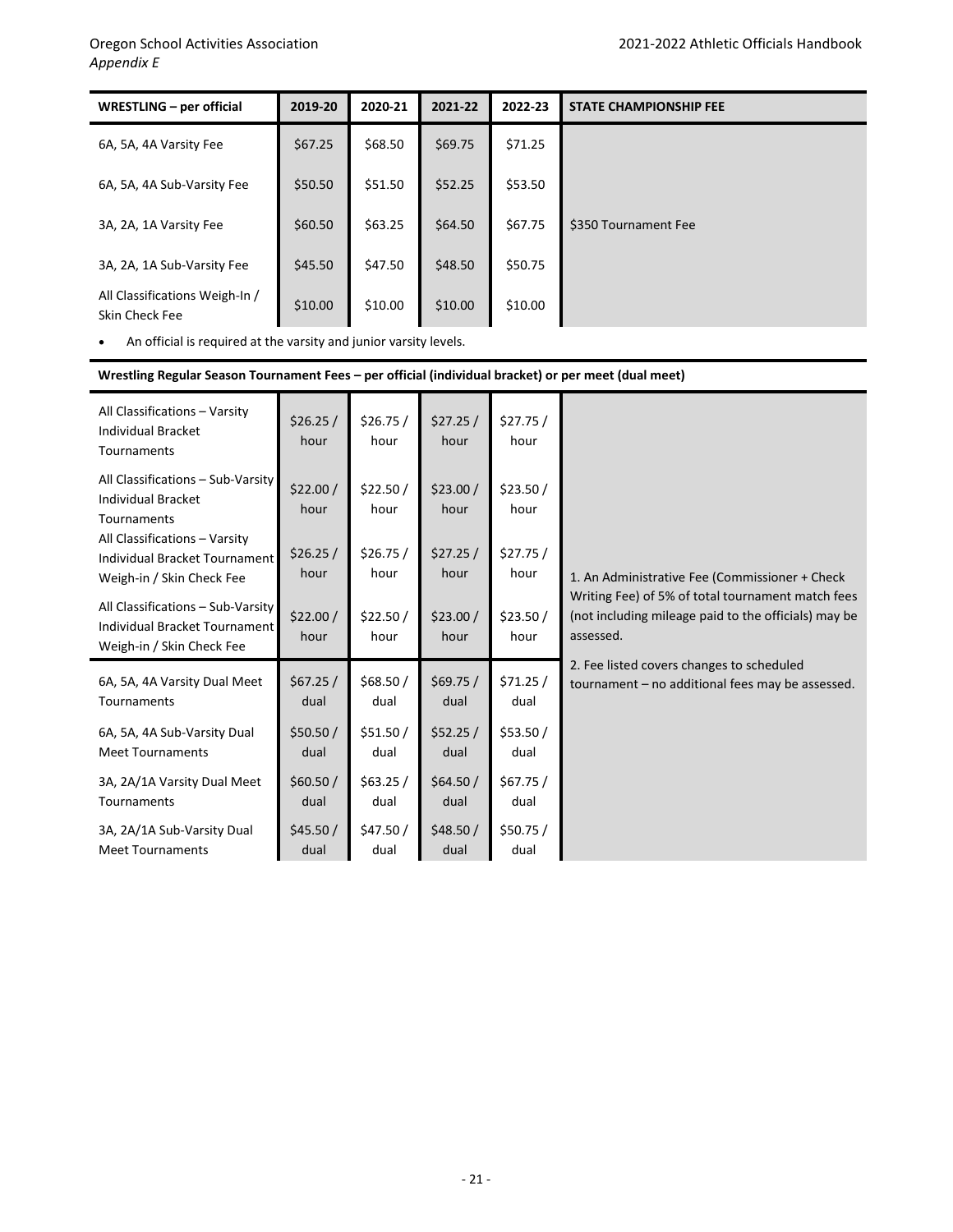| WRESTLING – per official | 2019-20 | 2020-21 | 2021-22 | 2022-23 | STATE CHAMPIONSHIP FEE |
|---|---|---|---|---|---|
| 6A, 5A, 4A Varsity Fee | $67.25 | $68.50 | $69.75 | $71.25 | |
| 6A, 5A, 4A Sub-Varsity Fee | $50.50 | $51.50 | $52.25 | $53.50 | |
| 3A, 2A, 1A Varsity Fee | $60.50 | $63.25 | $64.50 | $67.75 | $350 Tournament Fee |
| 3A, 2A, 1A Sub-Varsity Fee | $45.50 | $47.50 | $48.50 | $50.75 | |
| All Classifications Weigh-In / Skin Check Fee | $10.00 | $10.00 | $10.00 | $10.00 | |

- An official is required at the varsity and junior varsity levels.

**Wrestling Regular Season Tournament Fees – per official (individual bracket) or per meet (dual meet)**

| | | | | | |
|---|---|---|---|---|---|
| All Classifications – Varsity Individual Bracket Tournaments | $26.25 / hour | $26.75 / hour | $27.25 / hour | $27.75 / hour | 1. An Administrative Fee (Commissioner + Check Writing Fee) of 5% of total tournament match fees (not including mileage paid to the officials) may be assessed.<br>2. Fee listed covers changes to scheduled tournament – no additional fees may be assessed. |
| All Classifications – Sub-Varsity Individual Bracket Tournaments | $22.00 / hour | $22.50 / hour | $23.00 / hour | $23.50 / hour | |
| All Classifications – Varsity Individual Bracket Tournament Weigh-in / Skin Check Fee | $26.25 / hour | $26.75 / hour | $27.25 / hour | $27.75 / hour | |
| All Classifications – Sub-Varsity Individual Bracket Tournament Weigh-in / Skin Check Fee | $22.00 / hour | $22.50 / hour | $23.00 / hour | $23.50 / hour | |
| 6A, 5A, 4A Varsity Dual Meet Tournaments | $67.25 / dual | $68.50 / dual | $69.75 / dual | $71.25 / dual | |
| 6A, 5A, 4A Sub-Varsity Dual Meet Tournaments | $50.50 / dual | $51.50 / dual | $52.25 / dual | $53.50 / dual | |
| 3A, 2A/1A Varsity Dual Meet Tournaments | $60.50 / dual | $63.25 / dual | $64.50 / dual | $67.75 / dual | |
| 3A, 2A/1A Sub-Varsity Dual Meet Tournaments | $45.50 / dual | $47.50 / dual | $48.50 / dual | $50.75 / dual | |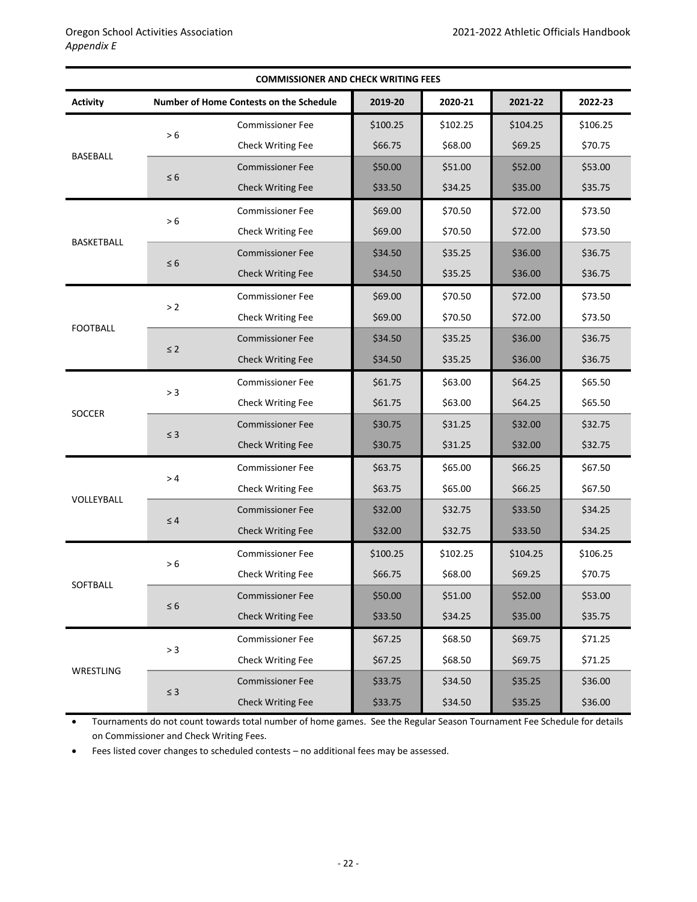Oregon School Activities Association
*Appendix E*

**COMMISSIONER AND CHECK WRITING FEES**

| Activity | Number of Home Contests on the Schedule | | 2019-20 | 2020-21 | 2021-22 | 2022-23 |
|---|---|---|---|---|---|---|
| BASEBALL | > 6 | Commissioner Fee | $100.25 | $102.25 | $104.25 | $106.25 |
| | | Check Writing Fee | $66.75 | $68.00 | $69.25 | $70.75 |
| | ≤ 6 | Commissioner Fee | $50.00 | $51.00 | $52.00 | $53.00 |
| | | Check Writing Fee | $33.50 | $34.25 | $35.00 | $35.75 |
| BASKETBALL | > 6 | Commissioner Fee | $69.00 | $70.50 | $72.00 | $73.50 |
| | | Check Writing Fee | $69.00 | $70.50 | $72.00 | $73.50 |
| | ≤ 6 | Commissioner Fee | $34.50 | $35.25 | $36.00 | $36.75 |
| | | Check Writing Fee | $34.50 | $35.25 | $36.00 | $36.75 |
| FOOTBALL | > 2 | Commissioner Fee | $69.00 | $70.50 | $72.00 | $73.50 |
| | | Check Writing Fee | $69.00 | $70.50 | $72.00 | $73.50 |
| | ≤ 2 | Commissioner Fee | $34.50 | $35.25 | $36.00 | $36.75 |
| | | Check Writing Fee | $34.50 | $35.25 | $36.00 | $36.75 |
| SOCCER | > 3 | Commissioner Fee | $61.75 | $63.00 | $64.25 | $65.50 |
| | | Check Writing Fee | $61.75 | $63.00 | $64.25 | $65.50 |
| | ≤ 3 | Commissioner Fee | $30.75 | $31.25 | $32.00 | $32.75 |
| | | Check Writing Fee | $30.75 | $31.25 | $32.00 | $32.75 |
| VOLLEYBALL | > 4 | Commissioner Fee | $63.75 | $65.00 | $66.25 | $67.50 |
| | | Check Writing Fee | $63.75 | $65.00 | $66.25 | $67.50 |
| | ≤ 4 | Commissioner Fee | $32.00 | $32.75 | $33.50 | $34.25 |
| | | Check Writing Fee | $32.00 | $32.75 | $33.50 | $34.25 |
| SOFTBALL | > 6 | Commissioner Fee | $100.25 | $102.25 | $104.25 | $106.25 |
| | | Check Writing Fee | $66.75 | $68.00 | $69.25 | $70.75 |
| | ≤ 6 | Commissioner Fee | $50.00 | $51.00 | $52.00 | $53.00 |
| | | Check Writing Fee | $33.50 | $34.25 | $35.00 | $35.75 |
| WRESTLING | > 3 | Commissioner Fee | $67.25 | $68.50 | $69.75 | $71.25 |
| | | Check Writing Fee | $67.25 | $68.50 | $69.75 | $71.25 |
| | ≤ 3 | Commissioner Fee | $33.75 | $34.50 | $35.25 | $36.00 |
| | | Check Writing Fee | $33.75 | $34.50 | $35.25 | $36.00 |

- Tournaments do not count towards total number of home games. See the Regular Season Tournament Fee Schedule for details on Commissioner and Check Writing Fees.
- Fees listed cover changes to scheduled contests – no additional fees may be assessed.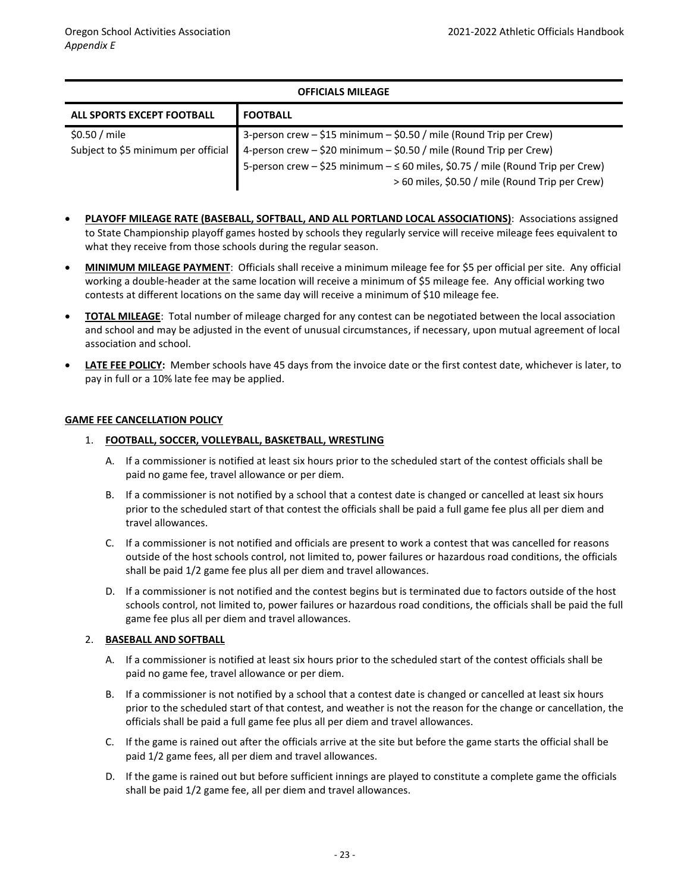| OFFICIALS MILEAGE | |
|---|---|
| **ALL SPORTS EXCEPT FOOTBALL** | **FOOTBALL** |
| \$0.50 / mile<br>Subject to \$5 minimum per official | 3-person crew – \$15 minimum – \$0.50 / mile (Round Trip per Crew)<br>4-person crew – \$20 minimum – \$0.50 / mile (Round Trip per Crew)<br>5-person crew – \$25 minimum – ≤ 60 miles, \$0.75 / mile (Round Trip per Crew)<br>> 60 miles, \$0.50 / mile (Round Trip per Crew) |

- **PLAYOFF MILEAGE RATE (BASEBALL, SOFTBALL, AND ALL PORTLAND LOCAL ASSOCIATIONS)**: Associations assigned to State Championship playoff games hosted by schools they regularly service will receive mileage fees equivalent to what they receive from those schools during the regular season.
- **MINIMUM MILEAGE PAYMENT**: Officials shall receive a minimum mileage fee for \$5 per official per site. Any official working a double-header at the same location will receive a minimum of \$5 mileage fee. Any official working two contests at different locations on the same day will receive a minimum of \$10 mileage fee.
- **TOTAL MILEAGE**: Total number of mileage charged for any contest can be negotiated between the local association and school and may be adjusted in the event of unusual circumstances, if necessary, upon mutual agreement of local association and school.
- **LATE FEE POLICY:** Member schools have 45 days from the invoice date or the first contest date, whichever is later, to pay in full or a 10% late fee may be applied.

**GAME FEE CANCELLATION POLICY**

1. **FOOTBALL, SOCCER, VOLLEYBALL, BASKETBALL, WRESTLING**
   A. If a commissioner is notified at least six hours prior to the scheduled start of the contest officials shall be paid no game fee, travel allowance or per diem.
   B. If a commissioner is not notified by a school that a contest date is changed or cancelled at least six hours prior to the scheduled start of that contest the officials shall be paid a full game fee plus all per diem and travel allowances.
   C. If a commissioner is not notified and officials are present to work a contest that was cancelled for reasons outside of the host schools control, not limited to, power failures or hazardous road conditions, the officials shall be paid 1/2 game fee plus all per diem and travel allowances.
   D. If a commissioner is not notified and the contest begins but is terminated due to factors outside of the host schools control, not limited to, power failures or hazardous road conditions, the officials shall be paid the full game fee plus all per diem and travel allowances.

2. **BASEBALL AND SOFTBALL**
   A. If a commissioner is notified at least six hours prior to the scheduled start of the contest officials shall be paid no game fee, travel allowance or per diem.
   B. If a commissioner is not notified by a school that a contest date is changed or cancelled at least six hours prior to the scheduled start of that contest, and weather is not the reason for the change or cancellation, the officials shall be paid a full game fee plus all per diem and travel allowances.
   C. If the game is rained out after the officials arrive at the site but before the game starts the official shall be paid 1/2 game fees, all per diem and travel allowances.
   D. If the game is rained out but before sufficient innings are played to constitute a complete game the officials shall be paid 1/2 game fee, all per diem and travel allowances.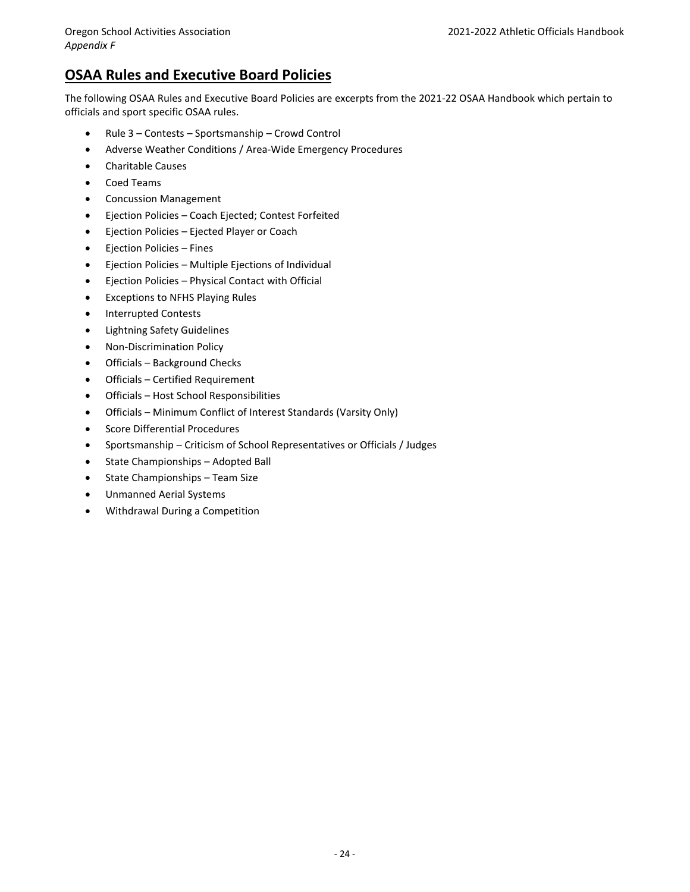Appendix F

## OSAA Rules and Executive Board Policies

The following OSAA Rules and Executive Board Policies are excerpts from the 2021-22 OSAA Handbook which pertain to officials and sport specific OSAA rules.

- Rule 3 – Contests – Sportsmanship – Crowd Control
- Adverse Weather Conditions / Area-Wide Emergency Procedures
- Charitable Causes
- Coed Teams
- Concussion Management
- Ejection Policies – Coach Ejected; Contest Forfeited
- Ejection Policies – Ejected Player or Coach
- Ejection Policies – Fines
- Ejection Policies – Multiple Ejections of Individual
- Ejection Policies – Physical Contact with Official
- Exceptions to NFHS Playing Rules
- Interrupted Contests
- Lightning Safety Guidelines
- Non-Discrimination Policy
- Officials – Background Checks
- Officials – Certified Requirement
- Officials – Host School Responsibilities
- Officials – Minimum Conflict of Interest Standards (Varsity Only)
- Score Differential Procedures
- Sportsmanship – Criticism of School Representatives or Officials / Judges
- State Championships – Adopted Ball
- State Championships – Team Size
- Unmanned Aerial Systems
- Withdrawal During a Competition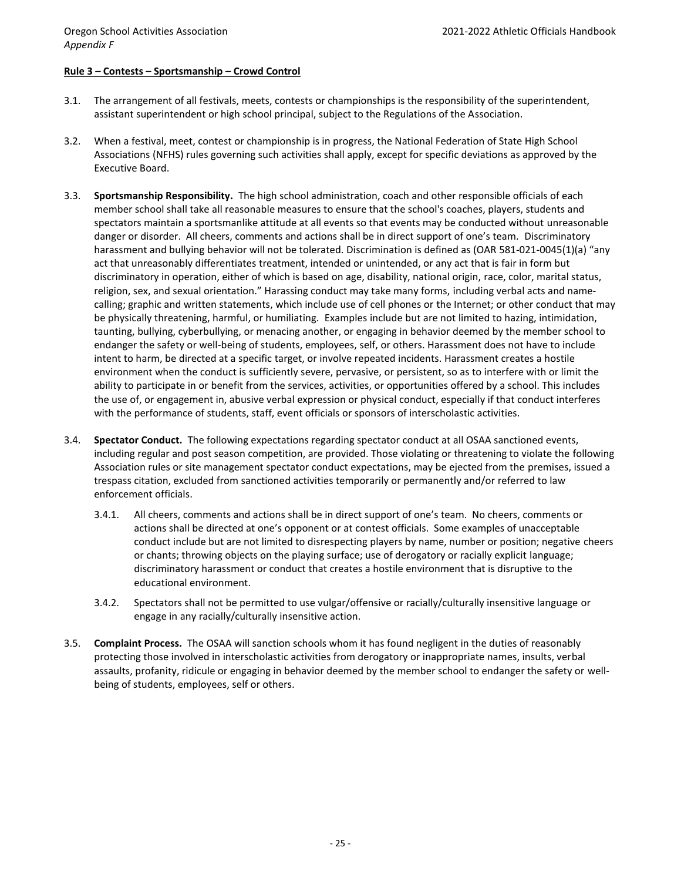**Rule 3 – Contests – Sportsmanship – Crowd Control**

3.1. The arrangement of all festivals, meets, contests or championships is the responsibility of the superintendent, assistant superintendent or high school principal, subject to the Regulations of the Association.

3.2. When a festival, meet, contest or championship is in progress, the National Federation of State High School Associations (NFHS) rules governing such activities shall apply, except for specific deviations as approved by the Executive Board.

3.3. **Sportsmanship Responsibility.** The high school administration, coach and other responsible officials of each member school shall take all reasonable measures to ensure that the school's coaches, players, students and spectators maintain a sportsmanlike attitude at all events so that events may be conducted without unreasonable danger or disorder. All cheers, comments and actions shall be in direct support of one's team. Discriminatory harassment and bullying behavior will not be tolerated. Discrimination is defined as (OAR 581-021-0045(1)(a) "any act that unreasonably differentiates treatment, intended or unintended, or any act that is fair in form but discriminatory in operation, either of which is based on age, disability, national origin, race, color, marital status, religion, sex, and sexual orientation." Harassing conduct may take many forms, including verbal acts and name-calling; graphic and written statements, which include use of cell phones or the Internet; or other conduct that may be physically threatening, harmful, or humiliating. Examples include but are not limited to hazing, intimidation, taunting, bullying, cyberbullying, or menacing another, or engaging in behavior deemed by the member school to endanger the safety or well-being of students, employees, self, or others. Harassment does not have to include intent to harm, be directed at a specific target, or involve repeated incidents. Harassment creates a hostile environment when the conduct is sufficiently severe, pervasive, or persistent, so as to interfere with or limit the ability to participate in or benefit from the services, activities, or opportunities offered by a school. This includes the use of, or engagement in, abusive verbal expression or physical conduct, especially if that conduct interferes with the performance of students, staff, event officials or sponsors of interscholastic activities.

3.4. **Spectator Conduct.** The following expectations regarding spectator conduct at all OSAA sanctioned events, including regular and post season competition, are provided. Those violating or threatening to violate the following Association rules or site management spectator conduct expectations, may be ejected from the premises, issued a trespass citation, excluded from sanctioned activities temporarily or permanently and/or referred to law enforcement officials.

  3.4.1. All cheers, comments and actions shall be in direct support of one's team. No cheers, comments or actions shall be directed at one's opponent or at contest officials. Some examples of unacceptable conduct include but are not limited to disrespecting players by name, number or position; negative cheers or chants; throwing objects on the playing surface; use of derogatory or racially explicit language; discriminatory harassment or conduct that creates a hostile environment that is disruptive to the educational environment.

  3.4.2. Spectators shall not be permitted to use vulgar/offensive or racially/culturally insensitive language or engage in any racially/culturally insensitive action.

3.5. **Complaint Process.** The OSAA will sanction schools whom it has found negligent in the duties of reasonably protecting those involved in interscholastic activities from derogatory or inappropriate names, insults, verbal assaults, profanity, ridicule or engaging in behavior deemed by the member school to endanger the safety or well-being of students, employees, self or others.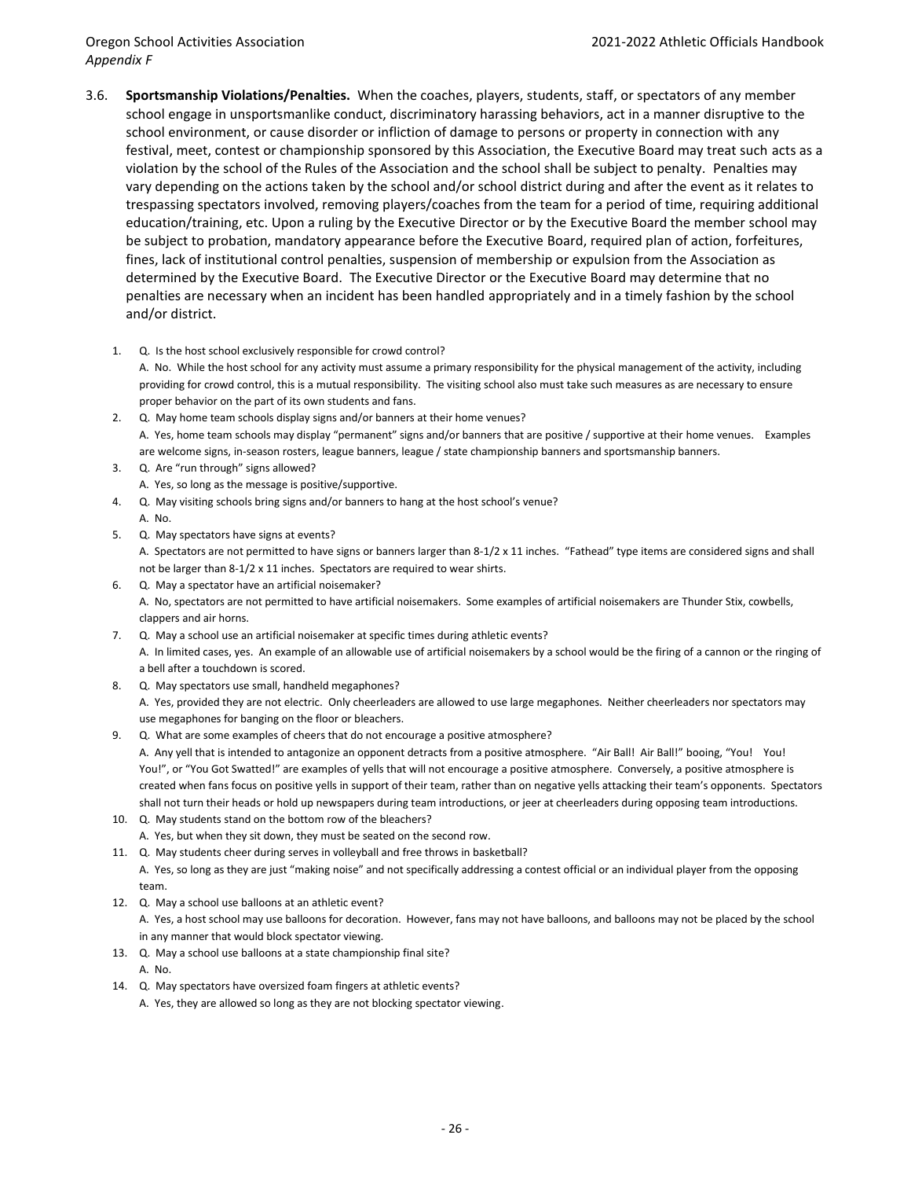3.6. **Sportsmanship Violations/Penalties.** When the coaches, players, students, staff, or spectators of any member school engage in unsportsmanlike conduct, discriminatory harassing behaviors, act in a manner disruptive to the school environment, or cause disorder or infliction of damage to persons or property in connection with any festival, meet, contest or championship sponsored by this Association, the Executive Board may treat such acts as a violation by the school of the Rules of the Association and the school shall be subject to penalty. Penalties may vary depending on the actions taken by the school and/or school district during and after the event as it relates to trespassing spectators involved, removing players/coaches from the team for a period of time, requiring additional education/training, etc. Upon a ruling by the Executive Director or by the Executive Board the member school may be subject to probation, mandatory appearance before the Executive Board, required plan of action, forfeitures, fines, lack of institutional control penalties, suspension of membership or expulsion from the Association as determined by the Executive Board. The Executive Director or the Executive Board may determine that no penalties are necessary when an incident has been handled appropriately and in a timely fashion by the school and/or district.

1. Q. Is the host school exclusively responsible for crowd control?
   A. No. While the host school for any activity must assume a primary responsibility for the physical management of the activity, including providing for crowd control, this is a mutual responsibility. The visiting school also must take such measures as are necessary to ensure proper behavior on the part of its own students and fans.
2. Q. May home team schools display signs and/or banners at their home venues?
   A. Yes, home team schools may display "permanent" signs and/or banners that are positive / supportive at their home venues. Examples are welcome signs, in-season rosters, league banners, league / state championship banners and sportsmanship banners.
3. Q. Are "run through" signs allowed?
   A. Yes, so long as the message is positive/supportive.
4. Q. May visiting schools bring signs and/or banners to hang at the host school's venue?
   A. No.
5. Q. May spectators have signs at events?
   A. Spectators are not permitted to have signs or banners larger than 8-1/2 x 11 inches. "Fathead" type items are considered signs and shall not be larger than 8-1/2 x 11 inches. Spectators are required to wear shirts.
6. Q. May a spectator have an artificial noisemaker?
   A. No, spectators are not permitted to have artificial noisemakers. Some examples of artificial noisemakers are Thunder Stix, cowbells, clappers and air horns.
7. Q. May a school use an artificial noisemaker at specific times during athletic events?
   A. In limited cases, yes. An example of an allowable use of artificial noisemakers by a school would be the firing of a cannon or the ringing of a bell after a touchdown is scored.
8. Q. May spectators use small, handheld megaphones?
   A. Yes, provided they are not electric. Only cheerleaders are allowed to use large megaphones. Neither cheerleaders nor spectators may use megaphones for banging on the floor or bleachers.
9. Q. What are some examples of cheers that do not encourage a positive atmosphere?
   A. Any yell that is intended to antagonize an opponent detracts from a positive atmosphere. "Air Ball! Air Ball!" booing, "You! You! You!", or "You Got Swatted!" are examples of yells that will not encourage a positive atmosphere. Conversely, a positive atmosphere is created when fans focus on positive yells in support of their team, rather than on negative yells attacking their team's opponents. Spectators shall not turn their heads or hold up newspapers during team introductions, or jeer at cheerleaders during opposing team introductions.
10. Q. May students stand on the bottom row of the bleachers?
    A. Yes, but when they sit down, they must be seated on the second row.
11. Q. May students cheer during serves in volleyball and free throws in basketball?
    A. Yes, so long as they are just "making noise" and not specifically addressing a contest official or an individual player from the opposing team.
12. Q. May a school use balloons at an athletic event?
    A. Yes, a host school may use balloons for decoration. However, fans may not have balloons, and balloons may not be placed by the school in any manner that would block spectator viewing.
13. Q. May a school use balloons at a state championship final site?
    A. No.
14. Q. May spectators have oversized foam fingers at athletic events?
    A. Yes, they are allowed so long as they are not blocking spectator viewing.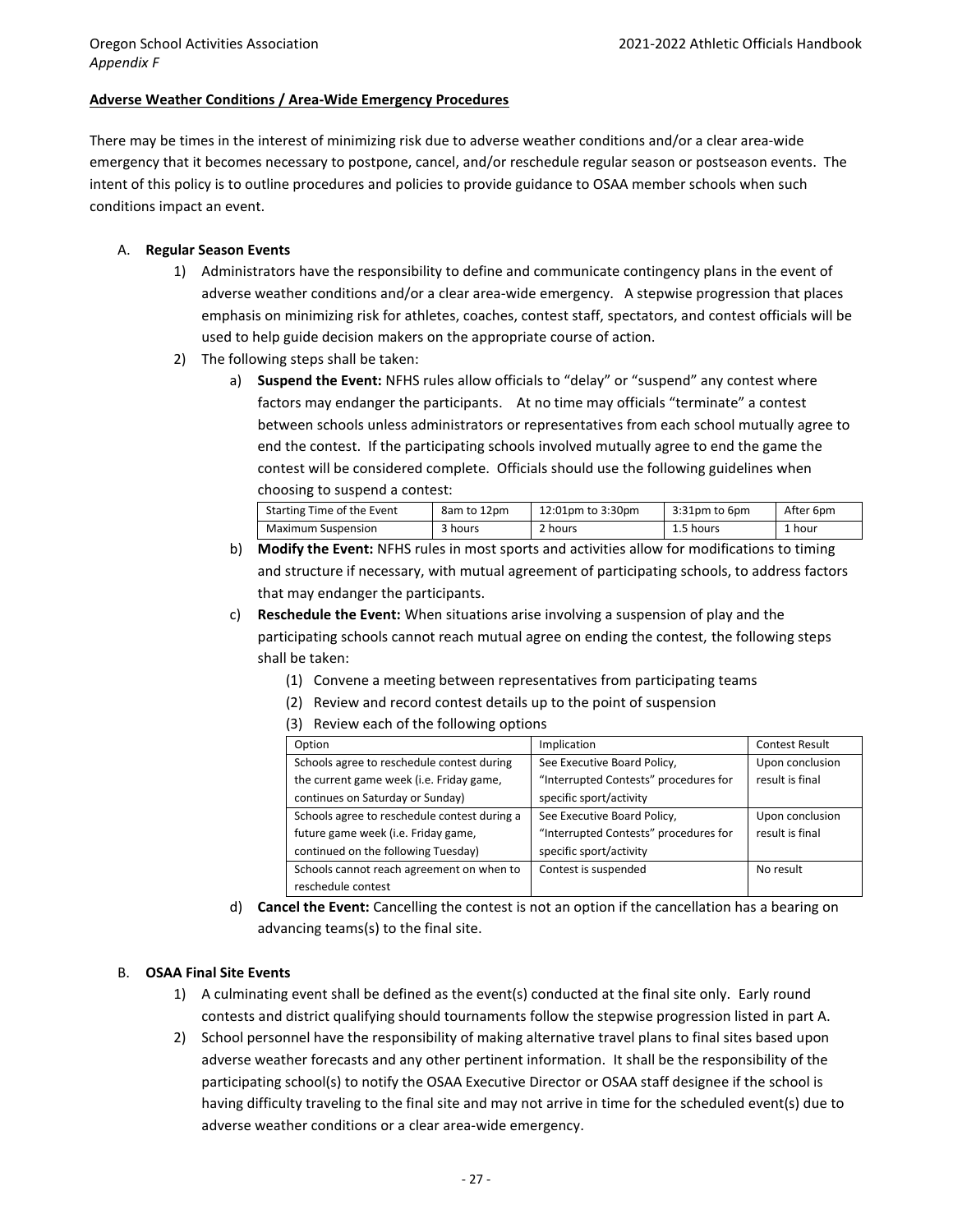**Adverse Weather Conditions / Area-Wide Emergency Procedures**

There may be times in the interest of minimizing risk due to adverse weather conditions and/or a clear area-wide emergency that it becomes necessary to postpone, cancel, and/or reschedule regular season or postseason events. The intent of this policy is to outline procedures and policies to provide guidance to OSAA member schools when such conditions impact an event.

A. **Regular Season Events**

1) Administrators have the responsibility to define and communicate contingency plans in the event of adverse weather conditions and/or a clear area-wide emergency. A stepwise progression that places emphasis on minimizing risk for athletes, coaches, contest staff, spectators, and contest officials will be used to help guide decision makers on the appropriate course of action.

2) The following steps shall be taken:

a) **Suspend the Event:** NFHS rules allow officials to "delay" or "suspend" any contest where factors may endanger the participants. At no time may officials "terminate" a contest between schools unless administrators or representatives from each school mutually agree to end the contest. If the participating schools involved mutually agree to end the game the contest will be considered complete. Officials should use the following guidelines when choosing to suspend a contest:

| Starting Time of the Event | 8am to 12pm | 12:01pm to 3:30pm | 3:31pm to 6pm | After 6pm |
|---|---|---|---|---|
| Maximum Suspension | 3 hours | 2 hours | 1.5 hours | 1 hour |

b) **Modify the Event:** NFHS rules in most sports and activities allow for modifications to timing and structure if necessary, with mutual agreement of participating schools, to address factors that may endanger the participants.

c) **Reschedule the Event:** When situations arise involving a suspension of play and the participating schools cannot reach mutual agree on ending the contest, the following steps shall be taken:

(1) Convene a meeting between representatives from participating teams

(2) Review and record contest details up to the point of suspension

(3) Review each of the following options

| Option | Implication | Contest Result |
|---|---|---|
| Schools agree to reschedule contest during the current game week (i.e. Friday game, continues on Saturday or Sunday) | See Executive Board Policy, "Interrupted Contests" procedures for specific sport/activity | Upon conclusion result is final |
| Schools agree to reschedule contest during a future game week (i.e. Friday game, continued on the following Tuesday) | See Executive Board Policy, "Interrupted Contests" procedures for specific sport/activity | Upon conclusion result is final |
| Schools cannot reach agreement on when to reschedule contest | Contest is suspended | No result |

d) **Cancel the Event:** Cancelling the contest is not an option if the cancellation has a bearing on advancing teams(s) to the final site.

B. **OSAA Final Site Events**

1) A culminating event shall be defined as the event(s) conducted at the final site only. Early round contests and district qualifying should tournaments follow the stepwise progression listed in part A.

2) School personnel have the responsibility of making alternative travel plans to final sites based upon adverse weather forecasts and any other pertinent information. It shall be the responsibility of the participating school(s) to notify the OSAA Executive Director or OSAA staff designee if the school is having difficulty traveling to the final site and may not arrive in time for the scheduled event(s) due to adverse weather conditions or a clear area-wide emergency.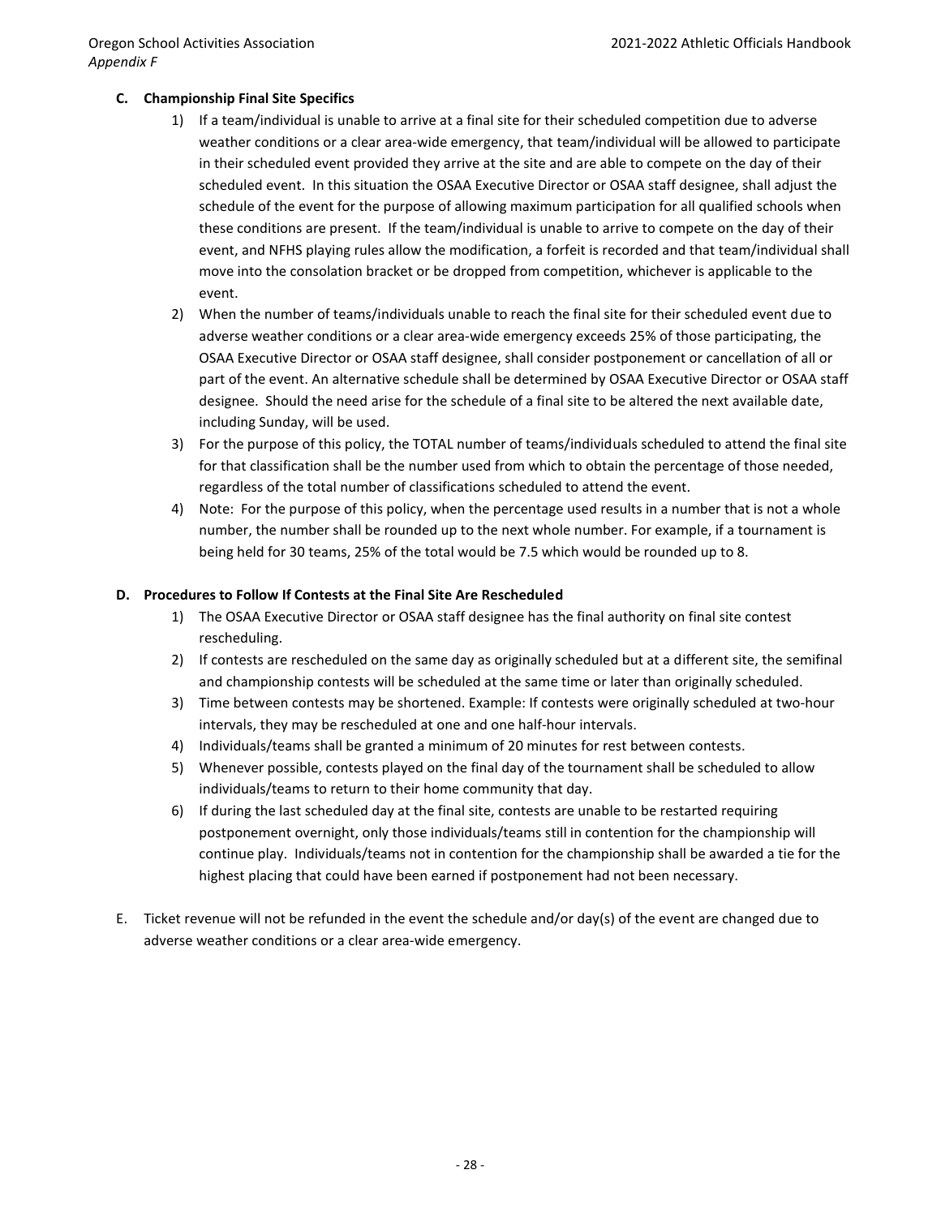### C. Championship Final Site Specifics

1) If a team/individual is unable to arrive at a final site for their scheduled competition due to adverse weather conditions or a clear area-wide emergency, that team/individual will be allowed to participate in their scheduled event provided they arrive at the site and are able to compete on the day of their scheduled event. In this situation the OSAA Executive Director or OSAA staff designee, shall adjust the schedule of the event for the purpose of allowing maximum participation for all qualified schools when these conditions are present. If the team/individual is unable to arrive to compete on the day of their event, and NFHS playing rules allow the modification, a forfeit is recorded and that team/individual shall move into the consolation bracket or be dropped from competition, whichever is applicable to the event.
2) When the number of teams/individuals unable to reach the final site for their scheduled event due to adverse weather conditions or a clear area-wide emergency exceeds 25% of those participating, the OSAA Executive Director or OSAA staff designee, shall consider postponement or cancellation of all or part of the event. An alternative schedule shall be determined by OSAA Executive Director or OSAA staff designee. Should the need arise for the schedule of a final site to be altered the next available date, including Sunday, will be used.
3) For the purpose of this policy, the TOTAL number of teams/individuals scheduled to attend the final site for that classification shall be the number used from which to obtain the percentage of those needed, regardless of the total number of classifications scheduled to attend the event.
4) Note: For the purpose of this policy, when the percentage used results in a number that is not a whole number, the number shall be rounded up to the next whole number. For example, if a tournament is being held for 30 teams, 25% of the total would be 7.5 which would be rounded up to 8.

### D. Procedures to Follow If Contests at the Final Site Are Rescheduled

1) The OSAA Executive Director or OSAA staff designee has the final authority on final site contest rescheduling.
2) If contests are rescheduled on the same day as originally scheduled but at a different site, the semifinal and championship contests will be scheduled at the same time or later than originally scheduled.
3) Time between contests may be shortened. Example: If contests were originally scheduled at two-hour intervals, they may be rescheduled at one and one half-hour intervals.
4) Individuals/teams shall be granted a minimum of 20 minutes for rest between contests.
5) Whenever possible, contests played on the final day of the tournament shall be scheduled to allow individuals/teams to return to their home community that day.
6) If during the last scheduled day at the final site, contests are unable to be restarted requiring postponement overnight, only those individuals/teams still in contention for the championship will continue play. Individuals/teams not in contention for the championship shall be awarded a tie for the highest placing that could have been earned if postponement had not been necessary.

E. Ticket revenue will not be refunded in the event the schedule and/or day(s) of the event are changed due to adverse weather conditions or a clear area-wide emergency.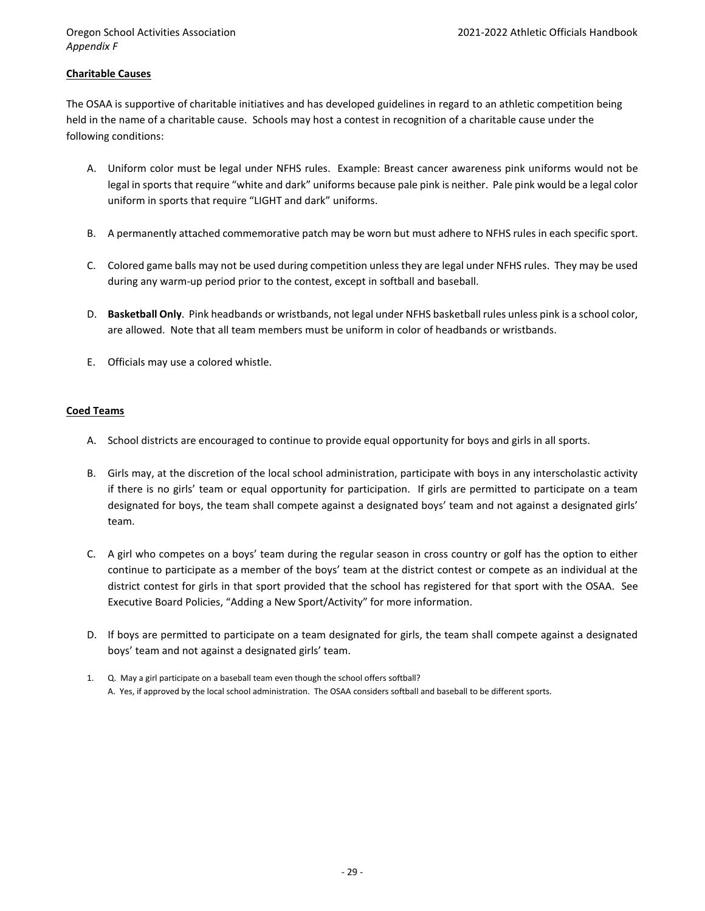**Charitable Causes**

The OSAA is supportive of charitable initiatives and has developed guidelines in regard to an athletic competition being held in the name of a charitable cause. Schools may host a contest in recognition of a charitable cause under the following conditions:

A. Uniform color must be legal under NFHS rules. Example: Breast cancer awareness pink uniforms would not be legal in sports that require "white and dark" uniforms because pale pink is neither. Pale pink would be a legal color uniform in sports that require "LIGHT and dark" uniforms.

B. A permanently attached commemorative patch may be worn but must adhere to NFHS rules in each specific sport.

C. Colored game balls may not be used during competition unless they are legal under NFHS rules. They may be used during any warm-up period prior to the contest, except in softball and baseball.

D. **Basketball Only**. Pink headbands or wristbands, not legal under NFHS basketball rules unless pink is a school color, are allowed. Note that all team members must be uniform in color of headbands or wristbands.

E. Officials may use a colored whistle.

**Coed Teams**

A. School districts are encouraged to continue to provide equal opportunity for boys and girls in all sports.

B. Girls may, at the discretion of the local school administration, participate with boys in any interscholastic activity if there is no girls' team or equal opportunity for participation. If girls are permitted to participate on a team designated for boys, the team shall compete against a designated boys' team and not against a designated girls' team.

C. A girl who competes on a boys' team during the regular season in cross country or golf has the option to either continue to participate as a member of the boys' team at the district contest or compete as an individual at the district contest for girls in that sport provided that the school has registered for that sport with the OSAA. See Executive Board Policies, "Adding a New Sport/Activity" for more information.

D. If boys are permitted to participate on a team designated for girls, the team shall compete against a designated boys' team and not against a designated girls' team.

1. Q. May a girl participate on a baseball team even though the school offers softball?
   A. Yes, if approved by the local school administration. The OSAA considers softball and baseball to be different sports.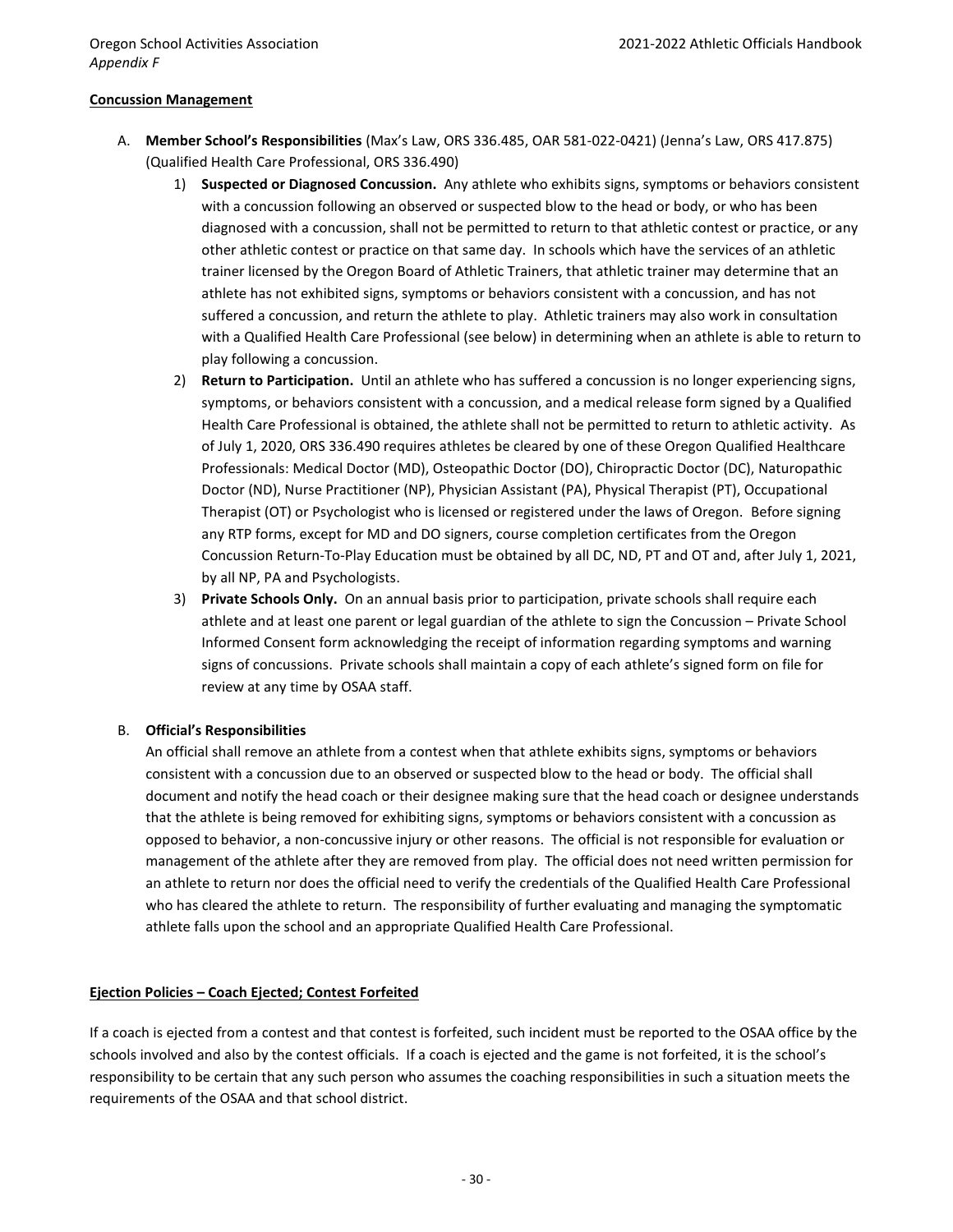**Concussion Management**

A. **Member School's Responsibilities** (Max's Law, ORS 336.485, OAR 581-022-0421) (Jenna's Law, ORS 417.875) (Qualified Health Care Professional, ORS 336.490)

   1) **Suspected or Diagnosed Concussion.** Any athlete who exhibits signs, symptoms or behaviors consistent with a concussion following an observed or suspected blow to the head or body, or who has been diagnosed with a concussion, shall not be permitted to return to that athletic contest or practice, or any other athletic contest or practice on that same day. In schools which have the services of an athletic trainer licensed by the Oregon Board of Athletic Trainers, that athletic trainer may determine that an athlete has not exhibited signs, symptoms or behaviors consistent with a concussion, and has not suffered a concussion, and return the athlete to play. Athletic trainers may also work in consultation with a Qualified Health Care Professional (see below) in determining when an athlete is able to return to play following a concussion.

   2) **Return to Participation.** Until an athlete who has suffered a concussion is no longer experiencing signs, symptoms, or behaviors consistent with a concussion, and a medical release form signed by a Qualified Health Care Professional is obtained, the athlete shall not be permitted to return to athletic activity. As of July 1, 2020, ORS 336.490 requires athletes be cleared by one of these Oregon Qualified Healthcare Professionals: Medical Doctor (MD), Osteopathic Doctor (DO), Chiropractic Doctor (DC), Naturopathic Doctor (ND), Nurse Practitioner (NP), Physician Assistant (PA), Physical Therapist (PT), Occupational Therapist (OT) or Psychologist who is licensed or registered under the laws of Oregon. Before signing any RTP forms, except for MD and DO signers, course completion certificates from the Oregon Concussion Return-To-Play Education must be obtained by all DC, ND, PT and OT and, after July 1, 2021, by all NP, PA and Psychologists.

   3) **Private Schools Only.** On an annual basis prior to participation, private schools shall require each athlete and at least one parent or legal guardian of the athlete to sign the Concussion – Private School Informed Consent form acknowledging the receipt of information regarding symptoms and warning signs of concussions. Private schools shall maintain a copy of each athlete's signed form on file for review at any time by OSAA staff.

B. **Official's Responsibilities**

   An official shall remove an athlete from a contest when that athlete exhibits signs, symptoms or behaviors consistent with a concussion due to an observed or suspected blow to the head or body. The official shall document and notify the head coach or their designee making sure that the head coach or designee understands that the athlete is being removed for exhibiting signs, symptoms or behaviors consistent with a concussion as opposed to behavior, a non-concussive injury or other reasons. The official is not responsible for evaluation or management of the athlete after they are removed from play. The official does not need written permission for an athlete to return nor does the official need to verify the credentials of the Qualified Health Care Professional who has cleared the athlete to return. The responsibility of further evaluating and managing the symptomatic athlete falls upon the school and an appropriate Qualified Health Care Professional.

**Ejection Policies – Coach Ejected; Contest Forfeited**

If a coach is ejected from a contest and that contest is forfeited, such incident must be reported to the OSAA office by the schools involved and also by the contest officials. If a coach is ejected and the game is not forfeited, it is the school's responsibility to be certain that any such person who assumes the coaching responsibilities in such a situation meets the requirements of the OSAA and that school district.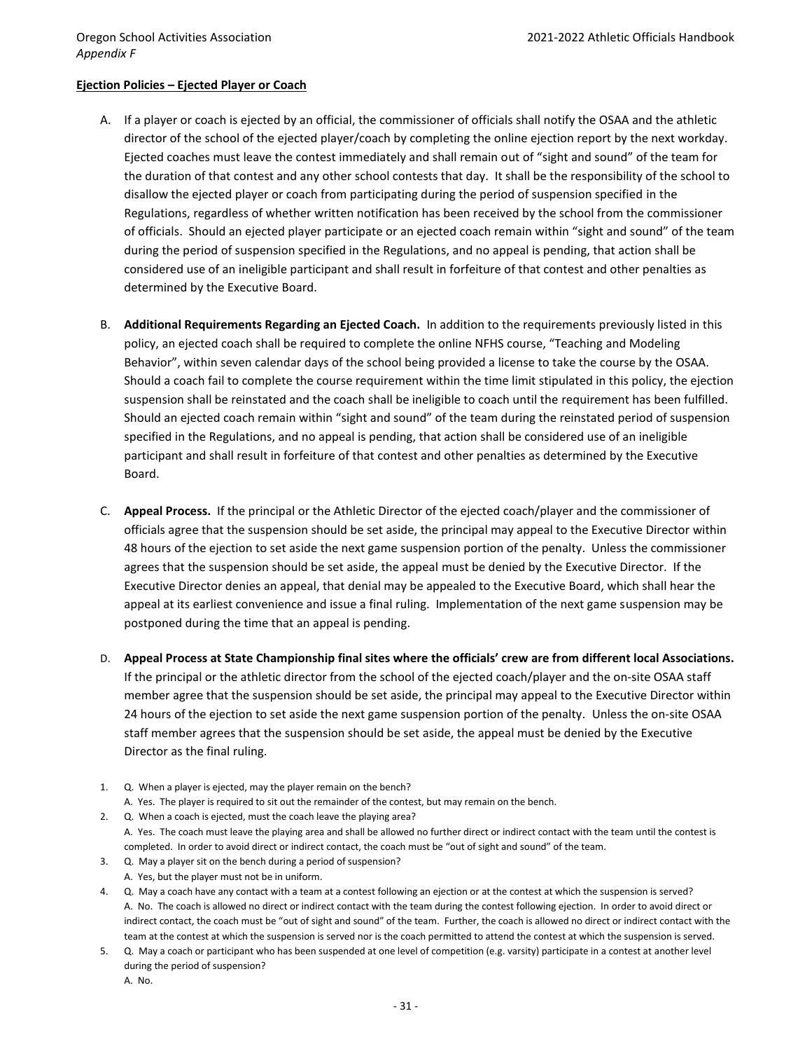**Ejection Policies – Ejected Player or Coach**

A. If a player or coach is ejected by an official, the commissioner of officials shall notify the OSAA and the athletic director of the school of the ejected player/coach by completing the online ejection report by the next workday. Ejected coaches must leave the contest immediately and shall remain out of "sight and sound" of the team for the duration of that contest and any other school contests that day. It shall be the responsibility of the school to disallow the ejected player or coach from participating during the period of suspension specified in the Regulations, regardless of whether written notification has been received by the school from the commissioner of officials. Should an ejected player participate or an ejected coach remain within "sight and sound" of the team during the period of suspension specified in the Regulations, and no appeal is pending, that action shall be considered use of an ineligible participant and shall result in forfeiture of that contest and other penalties as determined by the Executive Board.

B. **Additional Requirements Regarding an Ejected Coach.** In addition to the requirements previously listed in this policy, an ejected coach shall be required to complete the online NFHS course, "Teaching and Modeling Behavior", within seven calendar days of the school being provided a license to take the course by the OSAA. Should a coach fail to complete the course requirement within the time limit stipulated in this policy, the ejection suspension shall be reinstated and the coach shall be ineligible to coach until the requirement has been fulfilled. Should an ejected coach remain within "sight and sound" of the team during the reinstated period of suspension specified in the Regulations, and no appeal is pending, that action shall be considered use of an ineligible participant and shall result in forfeiture of that contest and other penalties as determined by the Executive Board.

C. **Appeal Process.** If the principal or the Athletic Director of the ejected coach/player and the commissioner of officials agree that the suspension should be set aside, the principal may appeal to the Executive Director within 48 hours of the ejection to set aside the next game suspension portion of the penalty. Unless the commissioner agrees that the suspension should be set aside, the appeal must be denied by the Executive Director. If the Executive Director denies an appeal, that denial may be appealed to the Executive Board, which shall hear the appeal at its earliest convenience and issue a final ruling. Implementation of the next game suspension may be postponed during the time that an appeal is pending.

D. **Appeal Process at State Championship final sites where the officials' crew are from different local Associations.** If the principal or the athletic director from the school of the ejected coach/player and the on-site OSAA staff member agree that the suspension should be set aside, the principal may appeal to the Executive Director within 24 hours of the ejection to set aside the next game suspension portion of the penalty. Unless the on-site OSAA staff member agrees that the suspension should be set aside, the appeal must be denied by the Executive Director as the final ruling.

1. Q. When a player is ejected, may the player remain on the bench?
   A. Yes. The player is required to sit out the remainder of the contest, but may remain on the bench.
2. Q. When a coach is ejected, must the coach leave the playing area?
   A. Yes. The coach must leave the playing area and shall be allowed no further direct or indirect contact with the team until the contest is completed. In order to avoid direct or indirect contact, the coach must be "out of sight and sound" of the team.
3. Q. May a player sit on the bench during a period of suspension?
   A. Yes, but the player must not be in uniform.
4. Q. May a coach have any contact with a team at a contest following an ejection or at the contest at which the suspension is served?
   A. No. The coach is allowed no direct or indirect contact with the team during the contest following ejection. In order to avoid direct or indirect contact, the coach must be "out of sight and sound" of the team. Further, the coach is allowed no direct or indirect contact with the team at the contest at which the suspension is served nor is the coach permitted to attend the contest at which the suspension is served.
5. Q. May a coach or participant who has been suspended at one level of competition (e.g. varsity) participate in a contest at another level during the period of suspension?
   A. No.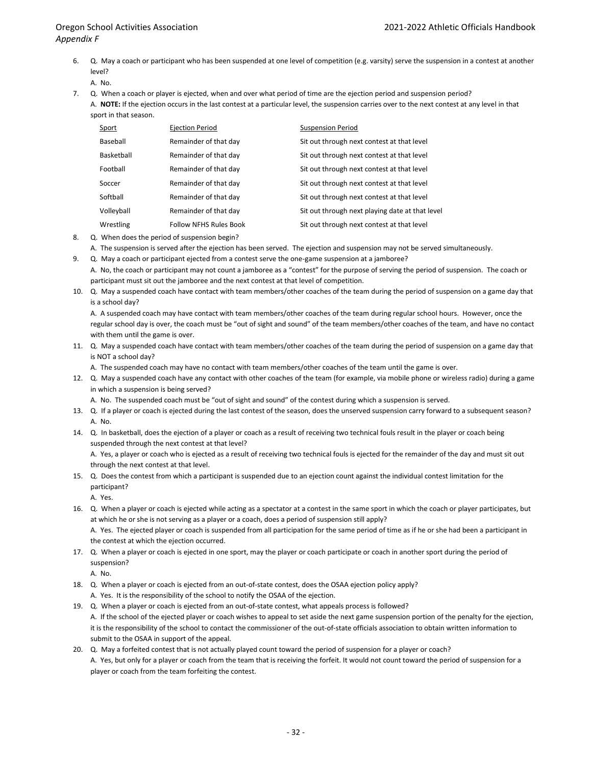6. Q. May a coach or participant who has been suspended at one level of competition (e.g. varsity) serve the suspension in a contest at another level?

   A. No.

7. Q. When a coach or player is ejected, when and over what period of time are the ejection period and suspension period?

   A. **NOTE:** If the ejection occurs in the last contest at a particular level, the suspension carries over to the next contest at any level in that sport in that season.

| Sport | Ejection Period | Suspension Period |
|---|---|---|
| Baseball | Remainder of that day | Sit out through next contest at that level |
| Basketball | Remainder of that day | Sit out through next contest at that level |
| Football | Remainder of that day | Sit out through next contest at that level |
| Soccer | Remainder of that day | Sit out through next contest at that level |
| Softball | Remainder of that day | Sit out through next contest at that level |
| Volleyball | Remainder of that day | Sit out through next playing date at that level |
| Wrestling | Follow NFHS Rules Book | Sit out through next contest at that level |

8. Q. When does the period of suspension begin?

   A. The suspension is served after the ejection has been served. The ejection and suspension may not be served simultaneously.

9. Q. May a coach or participant ejected from a contest serve the one-game suspension at a jamboree?

   A. No, the coach or participant may not count a jamboree as a "contest" for the purpose of serving the period of suspension. The coach or participant must sit out the jamboree and the next contest at that level of competition.

10. Q. May a suspended coach have contact with team members/other coaches of the team during the period of suspension on a game day that is a school day?

    A. A suspended coach may have contact with team members/other coaches of the team during regular school hours. However, once the regular school day is over, the coach must be "out of sight and sound" of the team members/other coaches of the team, and have no contact with them until the game is over.

11. Q. May a suspended coach have contact with team members/other coaches of the team during the period of suspension on a game day that is NOT a school day?

    A. The suspended coach may have no contact with team members/other coaches of the team until the game is over.

12. Q. May a suspended coach have any contact with other coaches of the team (for example, via mobile phone or wireless radio) during a game in which a suspension is being served?

    A. No. The suspended coach must be "out of sight and sound" of the contest during which a suspension is served.

13. Q. If a player or coach is ejected during the last contest of the season, does the unserved suspension carry forward to a subsequent season?

    A. No.

14. Q. In basketball, does the ejection of a player or coach as a result of receiving two technical fouls result in the player or coach being suspended through the next contest at that level?

    A. Yes, a player or coach who is ejected as a result of receiving two technical fouls is ejected for the remainder of the day and must sit out through the next contest at that level.

15. Q. Does the contest from which a participant is suspended due to an ejection count against the individual contest limitation for the participant?

    A. Yes.

16. Q. When a player or coach is ejected while acting as a spectator at a contest in the same sport in which the coach or player participates, but at which he or she is not serving as a player or a coach, does a period of suspension still apply?

    A. Yes. The ejected player or coach is suspended from all participation for the same period of time as if he or she had been a participant in the contest at which the ejection occurred.

17. Q. When a player or coach is ejected in one sport, may the player or coach participate or coach in another sport during the period of suspension?

    A. No.

18. Q. When a player or coach is ejected from an out-of-state contest, does the OSAA ejection policy apply?

    A. Yes. It is the responsibility of the school to notify the OSAA of the ejection.

19. Q. When a player or coach is ejected from an out-of-state contest, what appeals process is followed?

    A. If the school of the ejected player or coach wishes to appeal to set aside the next game suspension portion of the penalty for the ejection, it is the responsibility of the school to contact the commissioner of the out-of-state officials association to obtain written information to submit to the OSAA in support of the appeal.

20. Q. May a forfeited contest that is not actually played count toward the period of suspension for a player or coach?

    A. Yes, but only for a player or coach from the team that is receiving the forfeit. It would not count toward the period of suspension for a player or coach from the team forfeiting the contest.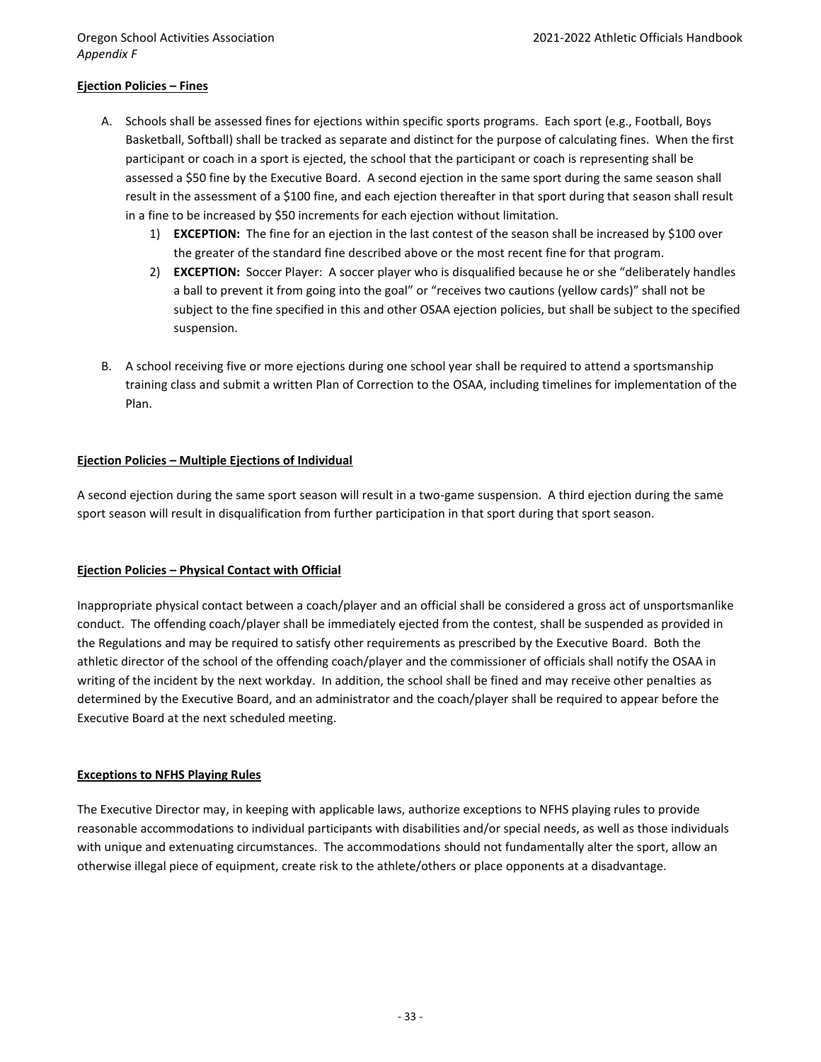*Appendix F*

**Ejection Policies – Fines**

A. Schools shall be assessed fines for ejections within specific sports programs. Each sport (e.g., Football, Boys Basketball, Softball) shall be tracked as separate and distinct for the purpose of calculating fines. When the first participant or coach in a sport is ejected, the school that the participant or coach is representing shall be assessed a $50 fine by the Executive Board. A second ejection in the same sport during the same season shall result in the assessment of a $100 fine, and each ejection thereafter in that sport during that season shall result in a fine to be increased by $50 increments for each ejection without limitation.

   1) **EXCEPTION:** The fine for an ejection in the last contest of the season shall be increased by $100 over the greater of the standard fine described above or the most recent fine for that program.
   2) **EXCEPTION:** Soccer Player: A soccer player who is disqualified because he or she "deliberately handles a ball to prevent it from going into the goal" or "receives two cautions (yellow cards)" shall not be subject to the fine specified in this and other OSAA ejection policies, but shall be subject to the specified suspension.

B. A school receiving five or more ejections during one school year shall be required to attend a sportsmanship training class and submit a written Plan of Correction to the OSAA, including timelines for implementation of the Plan.

**Ejection Policies – Multiple Ejections of Individual**

A second ejection during the same sport season will result in a two-game suspension. A third ejection during the same sport season will result in disqualification from further participation in that sport during that sport season.

**Ejection Policies – Physical Contact with Official**

Inappropriate physical contact between a coach/player and an official shall be considered a gross act of unsportsmanlike conduct. The offending coach/player shall be immediately ejected from the contest, shall be suspended as provided in the Regulations and may be required to satisfy other requirements as prescribed by the Executive Board. Both the athletic director of the school of the offending coach/player and the commissioner of officials shall notify the OSAA in writing of the incident by the next workday. In addition, the school shall be fined and may receive other penalties as determined by the Executive Board, and an administrator and the coach/player shall be required to appear before the Executive Board at the next scheduled meeting.

**Exceptions to NFHS Playing Rules**

The Executive Director may, in keeping with applicable laws, authorize exceptions to NFHS playing rules to provide reasonable accommodations to individual participants with disabilities and/or special needs, as well as those individuals with unique and extenuating circumstances. The accommodations should not fundamentally alter the sport, allow an otherwise illegal piece of equipment, create risk to the athlete/others or place opponents at a disadvantage.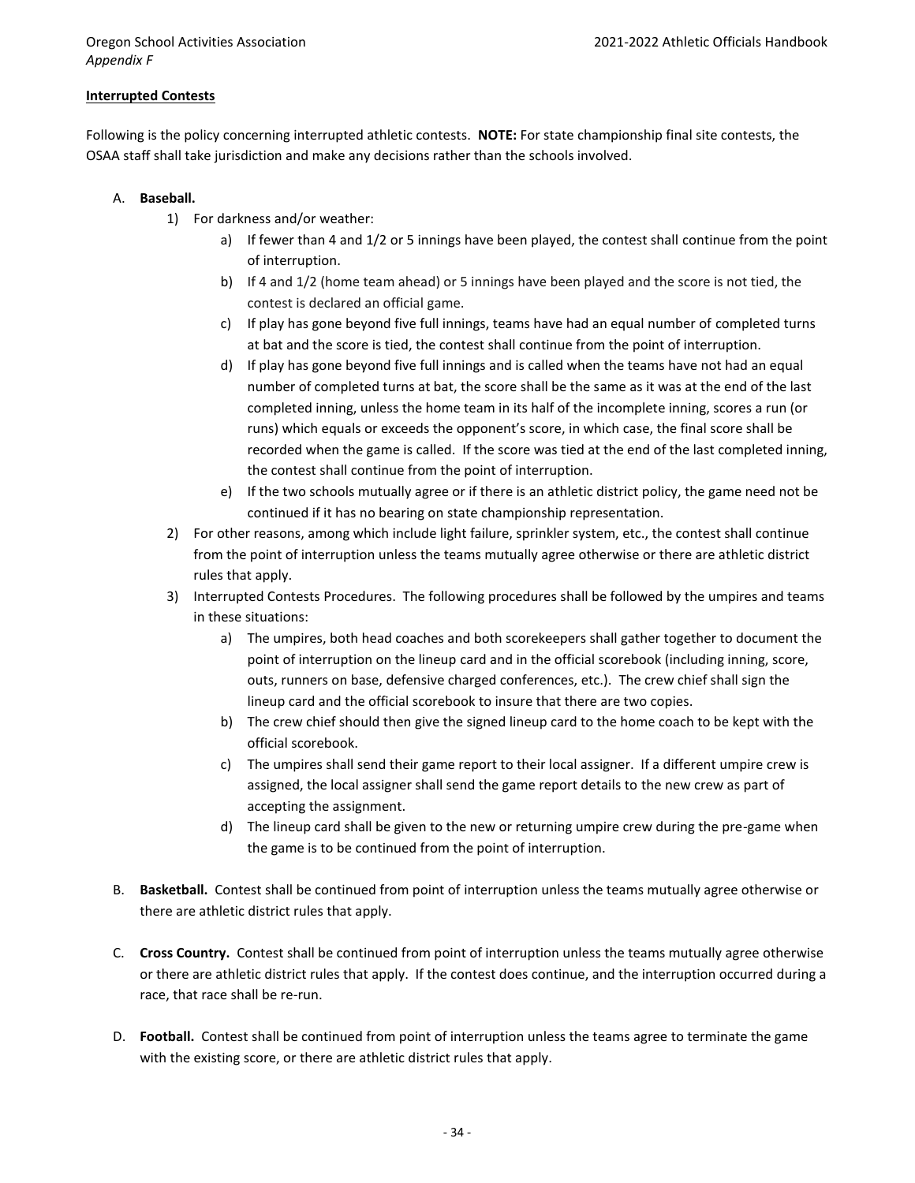Appendix F

**Interrupted Contests**

Following is the policy concerning interrupted athletic contests. **NOTE:** For state championship final site contests, the OSAA staff shall take jurisdiction and make any decisions rather than the schools involved.

A. **Baseball.**
   1) For darkness and/or weather:
      a) If fewer than 4 and 1/2 or 5 innings have been played, the contest shall continue from the point of interruption.
      b) If 4 and 1/2 (home team ahead) or 5 innings have been played and the score is not tied, the contest is declared an official game.
      c) If play has gone beyond five full innings, teams have had an equal number of completed turns at bat and the score is tied, the contest shall continue from the point of interruption.
      d) If play has gone beyond five full innings and is called when the teams have not had an equal number of completed turns at bat, the score shall be the same as it was at the end of the last completed inning, unless the home team in its half of the incomplete inning, scores a run (or runs) which equals or exceeds the opponent's score, in which case, the final score shall be recorded when the game is called. If the score was tied at the end of the last completed inning, the contest shall continue from the point of interruption.
      e) If the two schools mutually agree or if there is an athletic district policy, the game need not be continued if it has no bearing on state championship representation.
   2) For other reasons, among which include light failure, sprinkler system, etc., the contest shall continue from the point of interruption unless the teams mutually agree otherwise or there are athletic district rules that apply.
   3) Interrupted Contests Procedures. The following procedures shall be followed by the umpires and teams in these situations:
      a) The umpires, both head coaches and both scorekeepers shall gather together to document the point of interruption on the lineup card and in the official scorebook (including inning, score, outs, runners on base, defensive charged conferences, etc.). The crew chief shall sign the lineup card and the official scorebook to insure that there are two copies.
      b) The crew chief should then give the signed lineup card to the home coach to be kept with the official scorebook.
      c) The umpires shall send their game report to their local assigner. If a different umpire crew is assigned, the local assigner shall send the game report details to the new crew as part of accepting the assignment.
      d) The lineup card shall be given to the new or returning umpire crew during the pre-game when the game is to be continued from the point of interruption.

B. **Basketball.** Contest shall be continued from point of interruption unless the teams mutually agree otherwise or there are athletic district rules that apply.

C. **Cross Country.** Contest shall be continued from point of interruption unless the teams mutually agree otherwise or there are athletic district rules that apply. If the contest does continue, and the interruption occurred during a race, that race shall be re-run.

D. **Football.** Contest shall be continued from point of interruption unless the teams agree to terminate the game with the existing score, or there are athletic district rules that apply.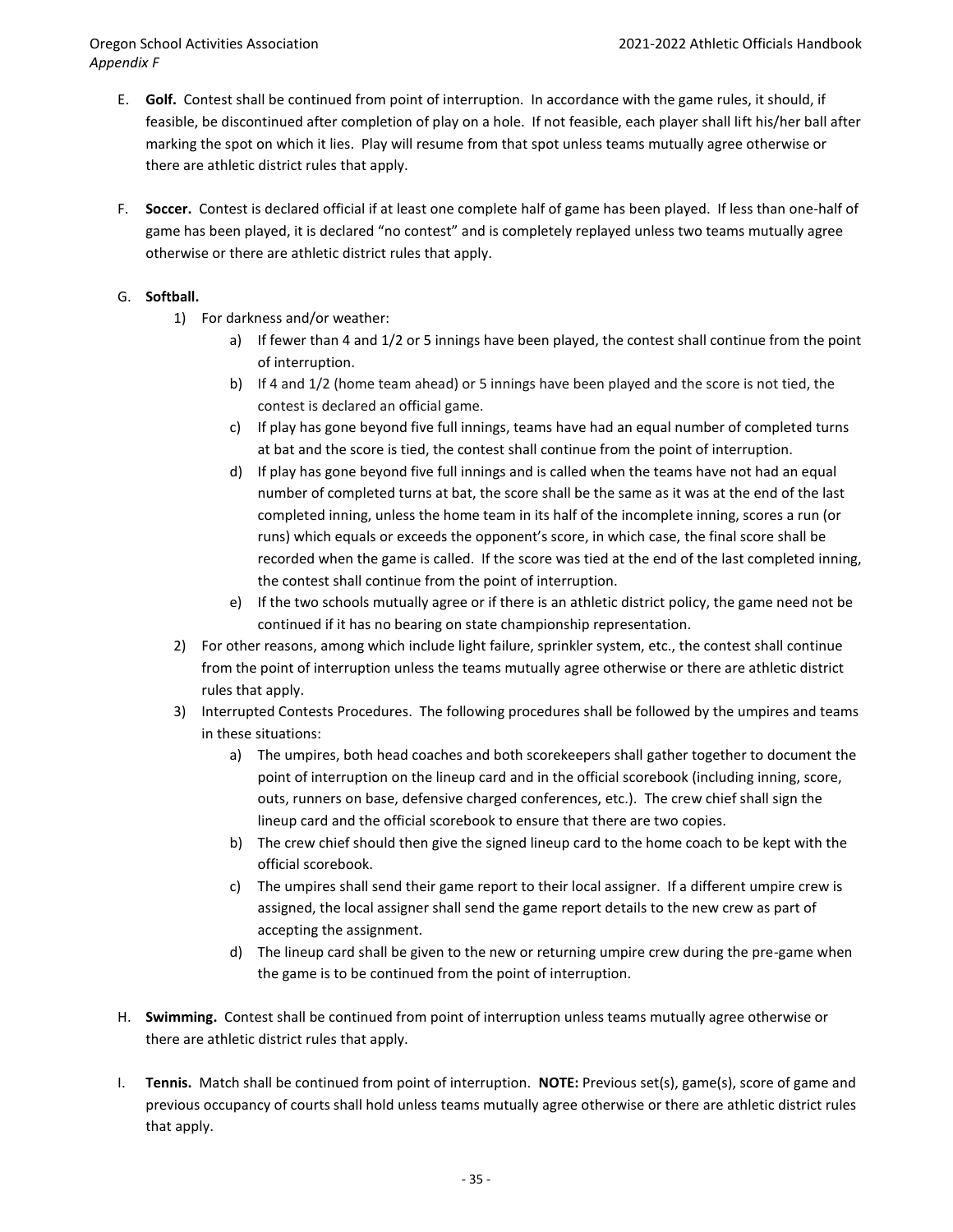E. **Golf.** Contest shall be continued from point of interruption. In accordance with the game rules, it should, if feasible, be discontinued after completion of play on a hole. If not feasible, each player shall lift his/her ball after marking the spot on which it lies. Play will resume from that spot unless teams mutually agree otherwise or there are athletic district rules that apply.

F. **Soccer.** Contest is declared official if at least one complete half of game has been played. If less than one-half of game has been played, it is declared "no contest" and is completely replayed unless two teams mutually agree otherwise or there are athletic district rules that apply.

G. **Softball.**

1) For darkness and/or weather:
   a) If fewer than 4 and 1/2 or 5 innings have been played, the contest shall continue from the point of interruption.
   b) If 4 and 1/2 (home team ahead) or 5 innings have been played and the score is not tied, the contest is declared an official game.
   c) If play has gone beyond five full innings, teams have had an equal number of completed turns at bat and the score is tied, the contest shall continue from the point of interruption.
   d) If play has gone beyond five full innings and is called when the teams have not had an equal number of completed turns at bat, the score shall be the same as it was at the end of the last completed inning, unless the home team in its half of the incomplete inning, scores a run (or runs) which equals or exceeds the opponent's score, in which case, the final score shall be recorded when the game is called. If the score was tied at the end of the last completed inning, the contest shall continue from the point of interruption.
   e) If the two schools mutually agree or if there is an athletic district policy, the game need not be continued if it has no bearing on state championship representation.
2) For other reasons, among which include light failure, sprinkler system, etc., the contest shall continue from the point of interruption unless the teams mutually agree otherwise or there are athletic district rules that apply.
3) Interrupted Contests Procedures. The following procedures shall be followed by the umpires and teams in these situations:
   a) The umpires, both head coaches and both scorekeepers shall gather together to document the point of interruption on the lineup card and in the official scorebook (including inning, score, outs, runners on base, defensive charged conferences, etc.). The crew chief shall sign the lineup card and the official scorebook to ensure that there are two copies.
   b) The crew chief should then give the signed lineup card to the home coach to be kept with the official scorebook.
   c) The umpires shall send their game report to their local assigner. If a different umpire crew is assigned, the local assigner shall send the game report details to the new crew as part of accepting the assignment.
   d) The lineup card shall be given to the new or returning umpire crew during the pre-game when the game is to be continued from the point of interruption.

H. **Swimming.** Contest shall be continued from point of interruption unless teams mutually agree otherwise or there are athletic district rules that apply.

I. **Tennis.** Match shall be continued from point of interruption. **NOTE:** Previous set(s), game(s), score of game and previous occupancy of courts shall hold unless teams mutually agree otherwise or there are athletic district rules that apply.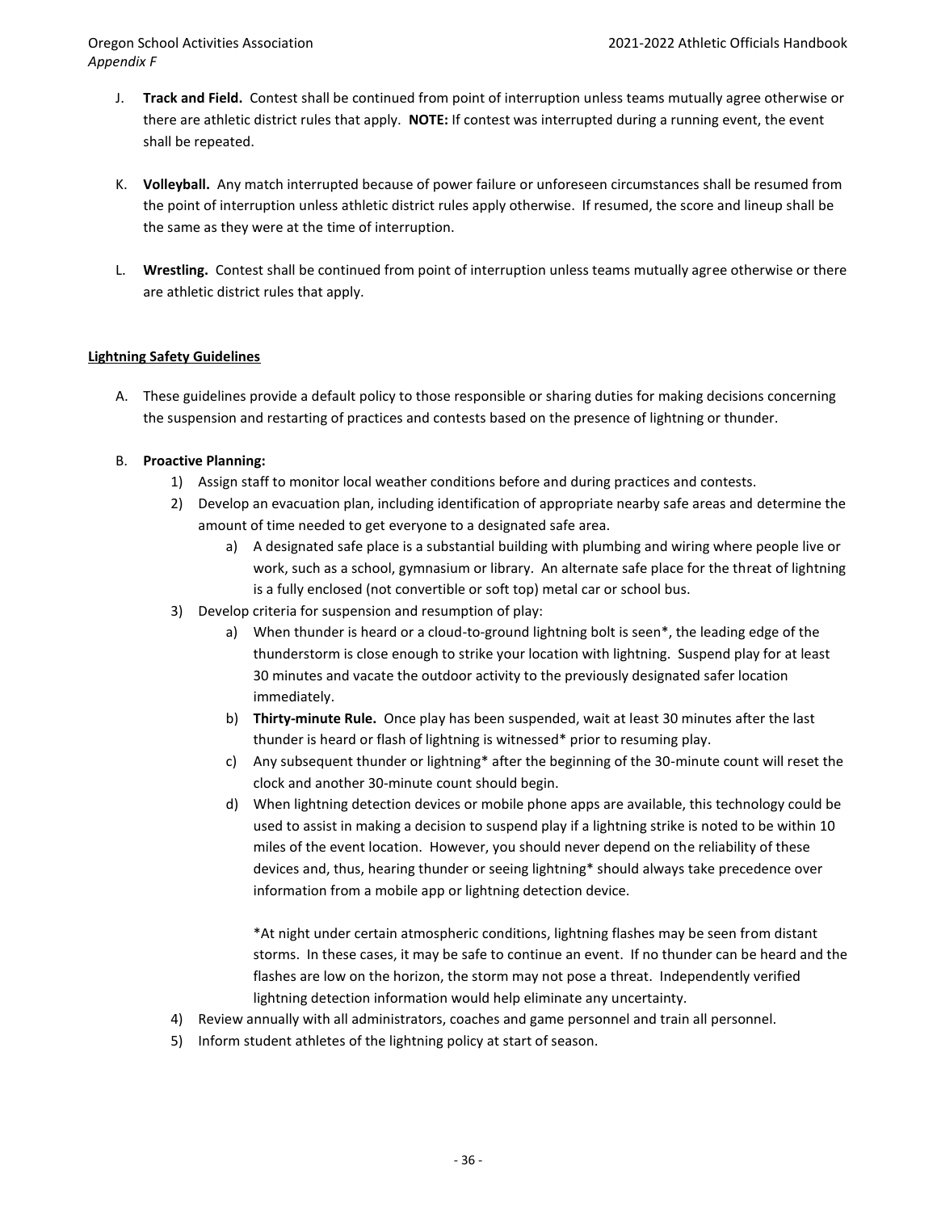J. **Track and Field.** Contest shall be continued from point of interruption unless teams mutually agree otherwise or there are athletic district rules that apply. **NOTE:** If contest was interrupted during a running event, the event shall be repeated.

K. **Volleyball.** Any match interrupted because of power failure or unforeseen circumstances shall be resumed from the point of interruption unless athletic district rules apply otherwise. If resumed, the score and lineup shall be the same as they were at the time of interruption.

L. **Wrestling.** Contest shall be continued from point of interruption unless teams mutually agree otherwise or there are athletic district rules that apply.

**Lightning Safety Guidelines**

A. These guidelines provide a default policy to those responsible or sharing duties for making decisions concerning the suspension and restarting of practices and contests based on the presence of lightning or thunder.

B. **Proactive Planning:**
   1) Assign staff to monitor local weather conditions before and during practices and contests.
   2) Develop an evacuation plan, including identification of appropriate nearby safe areas and determine the amount of time needed to get everyone to a designated safe area.
      a) A designated safe place is a substantial building with plumbing and wiring where people live or work, such as a school, gymnasium or library. An alternate safe place for the threat of lightning is a fully enclosed (not convertible or soft top) metal car or school bus.
   3) Develop criteria for suspension and resumption of play:
      a) When thunder is heard or a cloud-to-ground lightning bolt is seen*, the leading edge of the thunderstorm is close enough to strike your location with lightning. Suspend play for at least 30 minutes and vacate the outdoor activity to the previously designated safer location immediately.
      b) **Thirty-minute Rule.** Once play has been suspended, wait at least 30 minutes after the last thunder is heard or flash of lightning is witnessed* prior to resuming play.
      c) Any subsequent thunder or lightning* after the beginning of the 30-minute count will reset the clock and another 30-minute count should begin.
      d) When lightning detection devices or mobile phone apps are available, this technology could be used to assist in making a decision to suspend play if a lightning strike is noted to be within 10 miles of the event location. However, you should never depend on the reliability of these devices and, thus, hearing thunder or seeing lightning* should always take precedence over information from a mobile app or lightning detection device.

      *At night under certain atmospheric conditions, lightning flashes may be seen from distant storms. In these cases, it may be safe to continue an event. If no thunder can be heard and the flashes are low on the horizon, the storm may not pose a threat. Independently verified lightning detection information would help eliminate any uncertainty.
   4) Review annually with all administrators, coaches and game personnel and train all personnel.
   5) Inform student athletes of the lightning policy at start of season.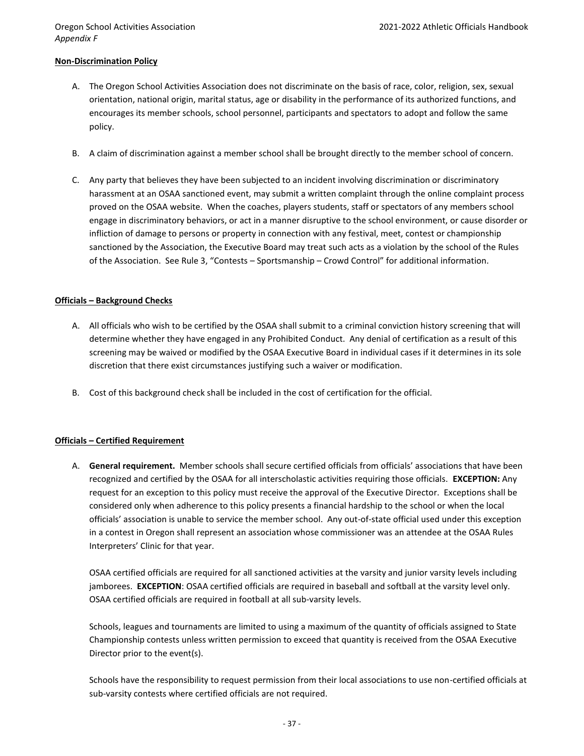**Non-Discrimination Policy**

A. The Oregon School Activities Association does not discriminate on the basis of race, color, religion, sex, sexual orientation, national origin, marital status, age or disability in the performance of its authorized functions, and encourages its member schools, school personnel, participants and spectators to adopt and follow the same policy.

B. A claim of discrimination against a member school shall be brought directly to the member school of concern.

C. Any party that believes they have been subjected to an incident involving discrimination or discriminatory harassment at an OSAA sanctioned event, may submit a written complaint through the online complaint process proved on the OSAA website. When the coaches, players students, staff or spectators of any members school engage in discriminatory behaviors, or act in a manner disruptive to the school environment, or cause disorder or infliction of damage to persons or property in connection with any festival, meet, contest or championship sanctioned by the Association, the Executive Board may treat such acts as a violation by the school of the Rules of the Association. See Rule 3, "Contests – Sportsmanship – Crowd Control" for additional information.

**Officials – Background Checks**

A. All officials who wish to be certified by the OSAA shall submit to a criminal conviction history screening that will determine whether they have engaged in any Prohibited Conduct. Any denial of certification as a result of this screening may be waived or modified by the OSAA Executive Board in individual cases if it determines in its sole discretion that there exist circumstances justifying such a waiver or modification.

B. Cost of this background check shall be included in the cost of certification for the official.

**Officials – Certified Requirement**

A. **General requirement.** Member schools shall secure certified officials from officials' associations that have been recognized and certified by the OSAA for all interscholastic activities requiring those officials. **EXCEPTION:** Any request for an exception to this policy must receive the approval of the Executive Director. Exceptions shall be considered only when adherence to this policy presents a financial hardship to the school or when the local officials' association is unable to service the member school. Any out-of-state official used under this exception in a contest in Oregon shall represent an association whose commissioner was an attendee at the OSAA Rules Interpreters' Clinic for that year.

   OSAA certified officials are required for all sanctioned activities at the varsity and junior varsity levels including jamborees. **EXCEPTION**: OSAA certified officials are required in baseball and softball at the varsity level only. OSAA certified officials are required in football at all sub-varsity levels.

   Schools, leagues and tournaments are limited to using a maximum of the quantity of officials assigned to State Championship contests unless written permission to exceed that quantity is received from the OSAA Executive Director prior to the event(s).

   Schools have the responsibility to request permission from their local associations to use non-certified officials at sub-varsity contests where certified officials are not required.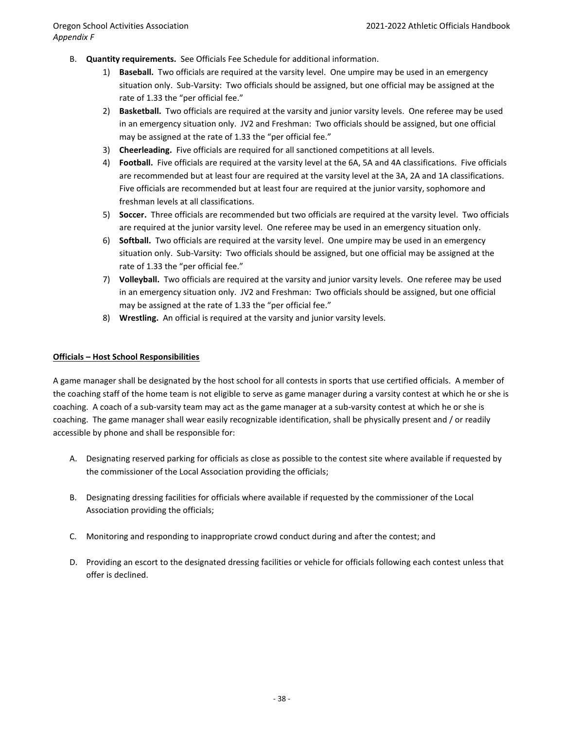B. **Quantity requirements.** See Officials Fee Schedule for additional information.

1) **Baseball.** Two officials are required at the varsity level. One umpire may be used in an emergency situation only. Sub-Varsity: Two officials should be assigned, but one official may be assigned at the rate of 1.33 the "per official fee."
2) **Basketball.** Two officials are required at the varsity and junior varsity levels. One referee may be used in an emergency situation only. JV2 and Freshman: Two officials should be assigned, but one official may be assigned at the rate of 1.33 the "per official fee."
3) **Cheerleading.** Five officials are required for all sanctioned competitions at all levels.
4) **Football.** Five officials are required at the varsity level at the 6A, 5A and 4A classifications. Five officials are recommended but at least four are required at the varsity level at the 3A, 2A and 1A classifications. Five officials are recommended but at least four are required at the junior varsity, sophomore and freshman levels at all classifications.
5) **Soccer.** Three officials are recommended but two officials are required at the varsity level. Two officials are required at the junior varsity level. One referee may be used in an emergency situation only.
6) **Softball.** Two officials are required at the varsity level. One umpire may be used in an emergency situation only. Sub-Varsity: Two officials should be assigned, but one official may be assigned at the rate of 1.33 the "per official fee."
7) **Volleyball.** Two officials are required at the varsity and junior varsity levels. One referee may be used in an emergency situation only. JV2 and Freshman: Two officials should be assigned, but one official may be assigned at the rate of 1.33 the "per official fee."
8) **Wrestling.** An official is required at the varsity and junior varsity levels.

## Officials – Host School Responsibilities

A game manager shall be designated by the host school for all contests in sports that use certified officials. A member of the coaching staff of the home team is not eligible to serve as game manager during a varsity contest at which he or she is coaching. A coach of a sub-varsity team may act as the game manager at a sub-varsity contest at which he or she is coaching. The game manager shall wear easily recognizable identification, shall be physically present and / or readily accessible by phone and shall be responsible for:

A. Designating reserved parking for officials as close as possible to the contest site where available if requested by the commissioner of the Local Association providing the officials;

B. Designating dressing facilities for officials where available if requested by the commissioner of the Local Association providing the officials;

C. Monitoring and responding to inappropriate crowd conduct during and after the contest; and

D. Providing an escort to the designated dressing facilities or vehicle for officials following each contest unless that offer is declined.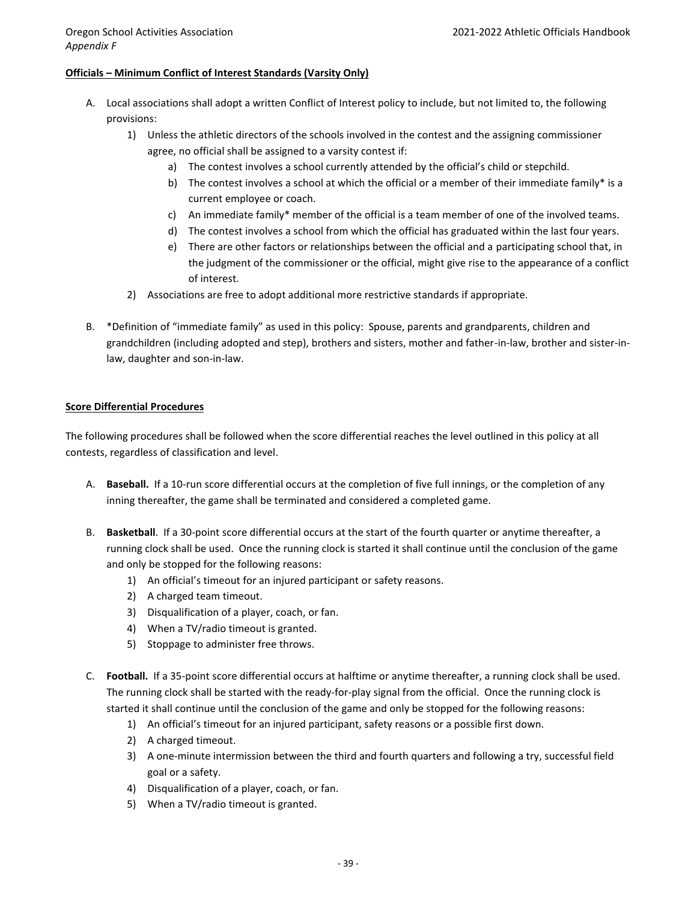**Officials – Minimum Conflict of Interest Standards (Varsity Only)**

A. Local associations shall adopt a written Conflict of Interest policy to include, but not limited to, the following provisions:
   1) Unless the athletic directors of the schools involved in the contest and the assigning commissioner agree, no official shall be assigned to a varsity contest if:
      a) The contest involves a school currently attended by the official's child or stepchild.
      b) The contest involves a school at which the official or a member of their immediate family* is a current employee or coach.
      c) An immediate family* member of the official is a team member of one of the involved teams.
      d) The contest involves a school from which the official has graduated within the last four years.
      e) There are other factors or relationships between the official and a participating school that, in the judgment of the commissioner or the official, might give rise to the appearance of a conflict of interest.
   2) Associations are free to adopt additional more restrictive standards if appropriate.

B. *Definition of "immediate family" as used in this policy: Spouse, parents and grandparents, children and grandchildren (including adopted and step), brothers and sisters, mother and father-in-law, brother and sister-in-law, daughter and son-in-law.

**Score Differential Procedures**

The following procedures shall be followed when the score differential reaches the level outlined in this policy at all contests, regardless of classification and level.

A. **Baseball.** If a 10-run score differential occurs at the completion of five full innings, or the completion of any inning thereafter, the game shall be terminated and considered a completed game.

B. **Basketball**. If a 30-point score differential occurs at the start of the fourth quarter or anytime thereafter, a running clock shall be used. Once the running clock is started it shall continue until the conclusion of the game and only be stopped for the following reasons:
   1) An official's timeout for an injured participant or safety reasons.
   2) A charged team timeout.
   3) Disqualification of a player, coach, or fan.
   4) When a TV/radio timeout is granted.
   5) Stoppage to administer free throws.

C. **Football.** If a 35-point score differential occurs at halftime or anytime thereafter, a running clock shall be used. The running clock shall be started with the ready-for-play signal from the official. Once the running clock is started it shall continue until the conclusion of the game and only be stopped for the following reasons:
   1) An official's timeout for an injured participant, safety reasons or a possible first down.
   2) A charged timeout.
   3) A one-minute intermission between the third and fourth quarters and following a try, successful field goal or a safety.
   4) Disqualification of a player, coach, or fan.
   5) When a TV/radio timeout is granted.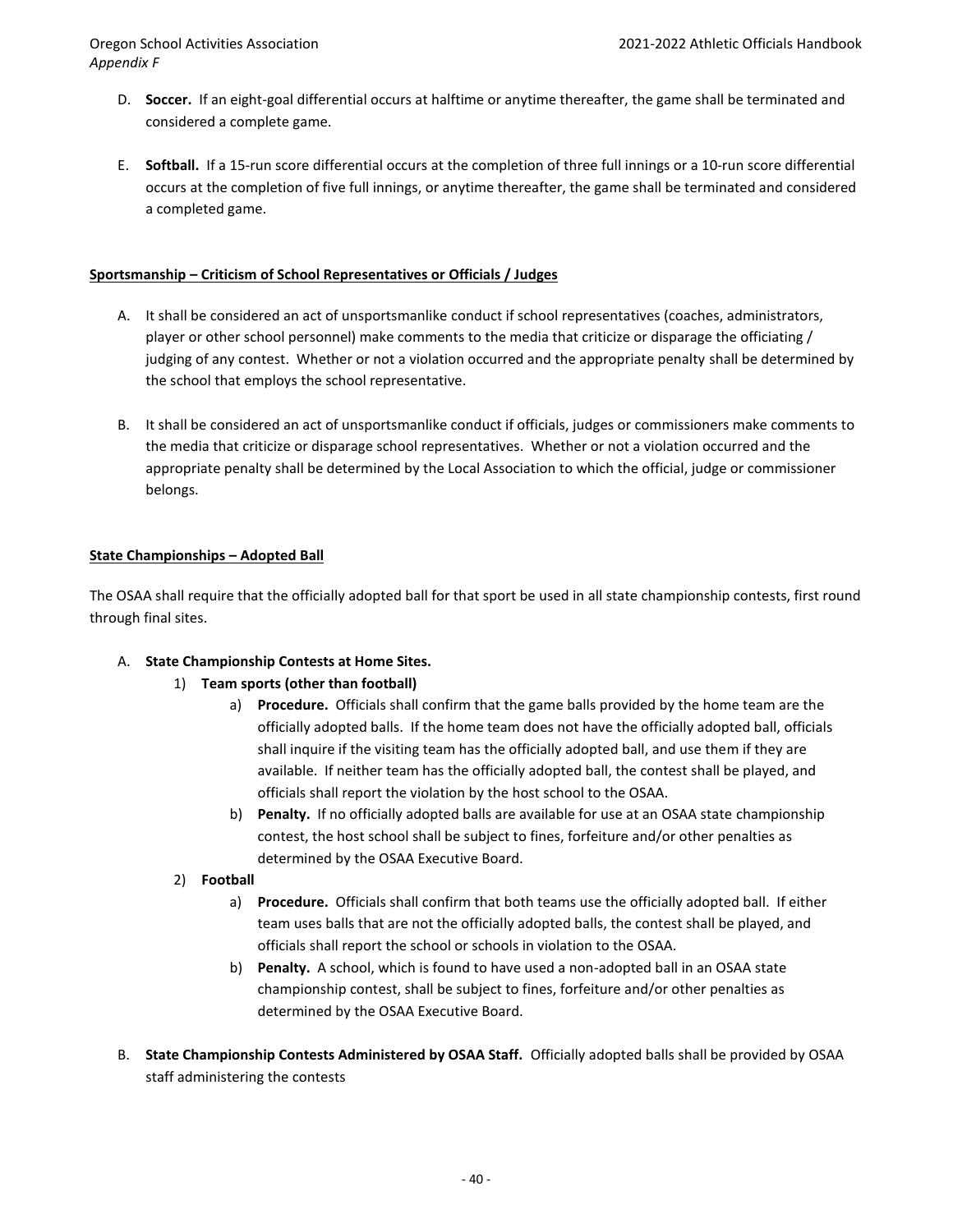D. **Soccer.** If an eight-goal differential occurs at halftime or anytime thereafter, the game shall be terminated and considered a complete game.

E. **Softball.** If a 15-run score differential occurs at the completion of three full innings or a 10-run score differential occurs at the completion of five full innings, or anytime thereafter, the game shall be terminated and considered a completed game.

## Sportsmanship – Criticism of School Representatives or Officials / Judges

A. It shall be considered an act of unsportsmanlike conduct if school representatives (coaches, administrators, player or other school personnel) make comments to the media that criticize or disparage the officiating / judging of any contest. Whether or not a violation occurred and the appropriate penalty shall be determined by the school that employs the school representative.

B. It shall be considered an act of unsportsmanlike conduct if officials, judges or commissioners make comments to the media that criticize or disparage school representatives. Whether or not a violation occurred and the appropriate penalty shall be determined by the Local Association to which the official, judge or commissioner belongs.

## State Championships – Adopted Ball

The OSAA shall require that the officially adopted ball for that sport be used in all state championship contests, first round through final sites.

A. **State Championship Contests at Home Sites.**
   1) **Team sports (other than football)**
      a) **Procedure.** Officials shall confirm that the game balls provided by the home team are the officially adopted balls. If the home team does not have the officially adopted ball, officials shall inquire if the visiting team has the officially adopted ball, and use them if they are available. If neither team has the officially adopted ball, the contest shall be played, and officials shall report the violation by the host school to the OSAA.
      b) **Penalty.** If no officially adopted balls are available for use at an OSAA state championship contest, the host school shall be subject to fines, forfeiture and/or other penalties as determined by the OSAA Executive Board.
   2) **Football**
      a) **Procedure.** Officials shall confirm that both teams use the officially adopted ball. If either team uses balls that are not the officially adopted balls, the contest shall be played, and officials shall report the school or schools in violation to the OSAA.
      b) **Penalty.** A school, which is found to have used a non-adopted ball in an OSAA state championship contest, shall be subject to fines, forfeiture and/or other penalties as determined by the OSAA Executive Board.

B. **State Championship Contests Administered by OSAA Staff.** Officially adopted balls shall be provided by OSAA staff administering the contests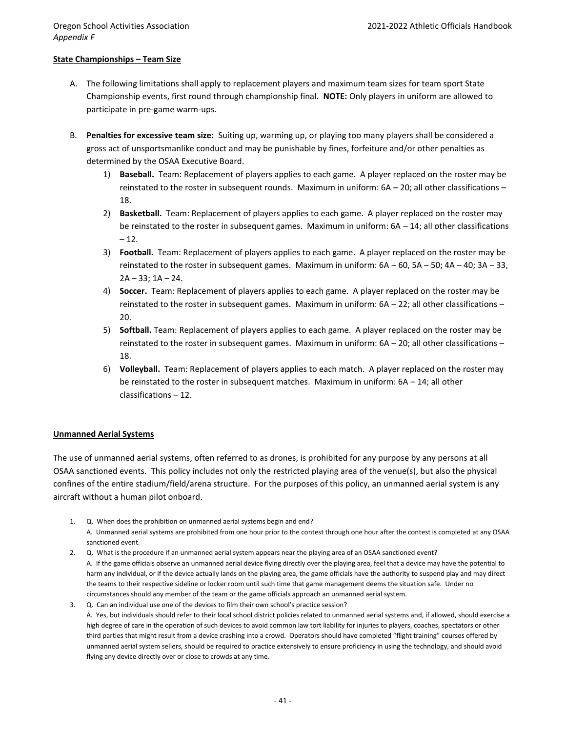**State Championships – Team Size**

A. The following limitations shall apply to replacement players and maximum team sizes for team sport State Championship events, first round through championship final. **NOTE:** Only players in uniform are allowed to participate in pre-game warm-ups.

B. **Penalties for excessive team size:** Suiting up, warming up, or playing too many players shall be considered a gross act of unsportsmanlike conduct and may be punishable by fines, forfeiture and/or other penalties as determined by the OSAA Executive Board.

1) **Baseball.** Team: Replacement of players applies to each game. A player replaced on the roster may be reinstated to the roster in subsequent rounds. Maximum in uniform: 6A – 20; all other classifications – 18.
2) **Basketball.** Team: Replacement of players applies to each game. A player replaced on the roster may be reinstated to the roster in subsequent games. Maximum in uniform: 6A – 14; all other classifications – 12.
3) **Football.** Team: Replacement of players applies to each game. A player replaced on the roster may be reinstated to the roster in subsequent games. Maximum in uniform: 6A – 60, 5A – 50; 4A – 40; 3A – 33, 2A – 33; 1A – 24.
4) **Soccer.** Team: Replacement of players applies to each game. A player replaced on the roster may be reinstated to the roster in subsequent games. Maximum in uniform: 6A – 22; all other classifications – 20.
5) **Softball.** Team: Replacement of players applies to each game. A player replaced on the roster may be reinstated to the roster in subsequent games. Maximum in uniform: 6A – 20; all other classifications – 18.
6) **Volleyball.** Team: Replacement of players applies to each match. A player replaced on the roster may be reinstated to the roster in subsequent matches. Maximum in uniform: 6A – 14; all other classifications – 12.

**Unmanned Aerial Systems**

The use of unmanned aerial systems, often referred to as drones, is prohibited for any purpose by any persons at all OSAA sanctioned events. This policy includes not only the restricted playing area of the venue(s), but also the physical confines of the entire stadium/field/arena structure. For the purposes of this policy, an unmanned aerial system is any aircraft without a human pilot onboard.

1. Q. When does the prohibition on unmanned aerial systems begin and end?
   A. Unmanned aerial systems are prohibited from one hour prior to the contest through one hour after the contest is completed at any OSAA sanctioned event.
2. Q. What is the procedure if an unmanned aerial system appears near the playing area of an OSAA sanctioned event?
   A. If the game officials observe an unmanned aerial device flying directly over the playing area, feel that a device may have the potential to harm any individual, or if the device actually lands on the playing area, the game officials have the authority to suspend play and may direct the teams to their respective sideline or locker room until such time that game management deems the situation safe. Under no circumstances should any member of the team or the game officials approach an unmanned aerial system.
3. Q. Can an individual use one of the devices to film their own school's practice session?
   A. Yes, but individuals should refer to their local school district policies related to unmanned aerial systems and, if allowed, should exercise a high degree of care in the operation of such devices to avoid common law tort liability for injuries to players, coaches, spectators or other third parties that might result from a device crashing into a crowd. Operators should have completed "flight training" courses offered by unmanned aerial system sellers, should be required to practice extensively to ensure proficiency in using the technology, and should avoid flying any device directly over or close to crowds at any time.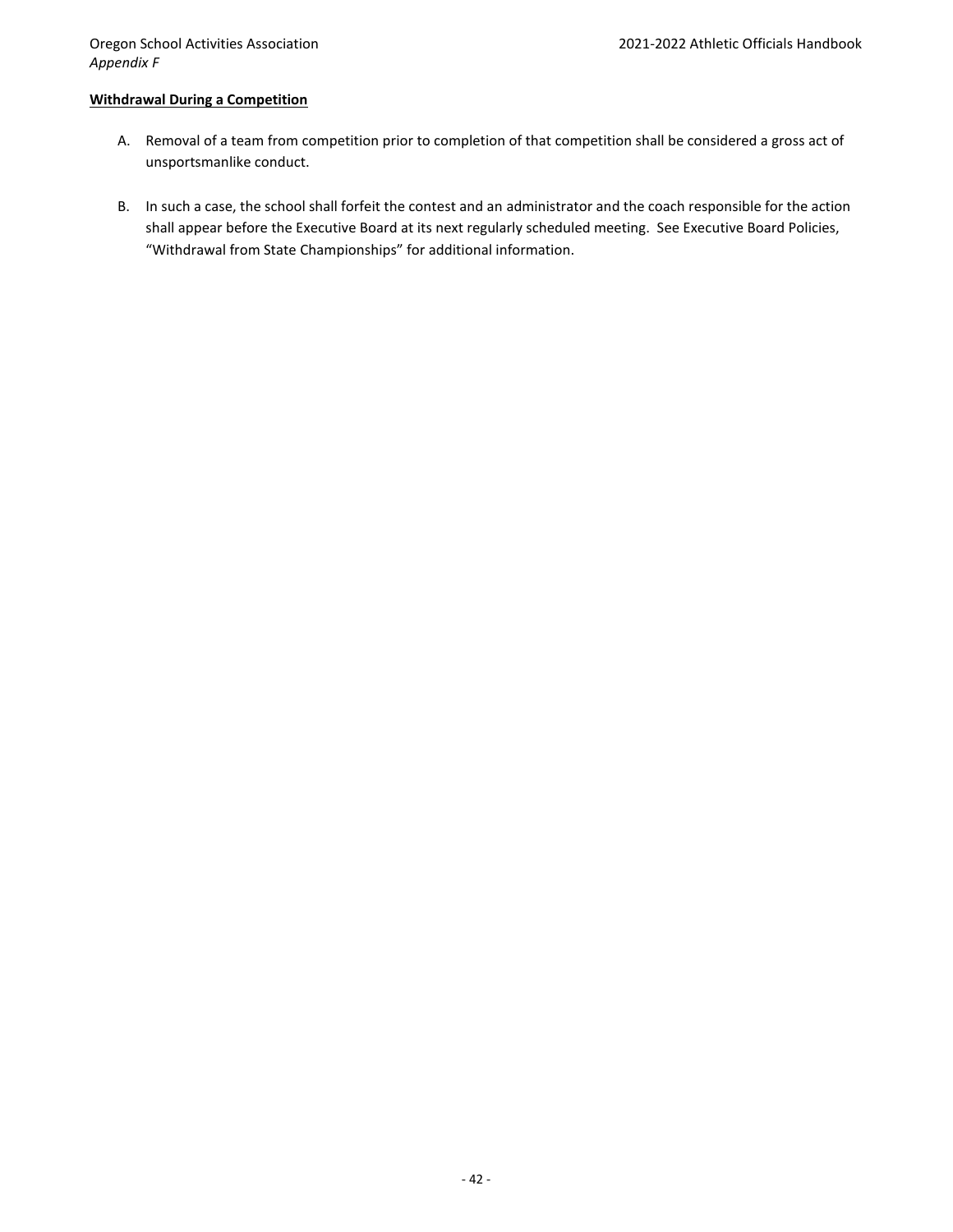**Withdrawal During a Competition**

A. Removal of a team from competition prior to completion of that competition shall be considered a gross act of unsportsmanlike conduct.

B. In such a case, the school shall forfeit the contest and an administrator and the coach responsible for the action shall appear before the Executive Board at its next regularly scheduled meeting. See Executive Board Policies, "Withdrawal from State Championships" for additional information.